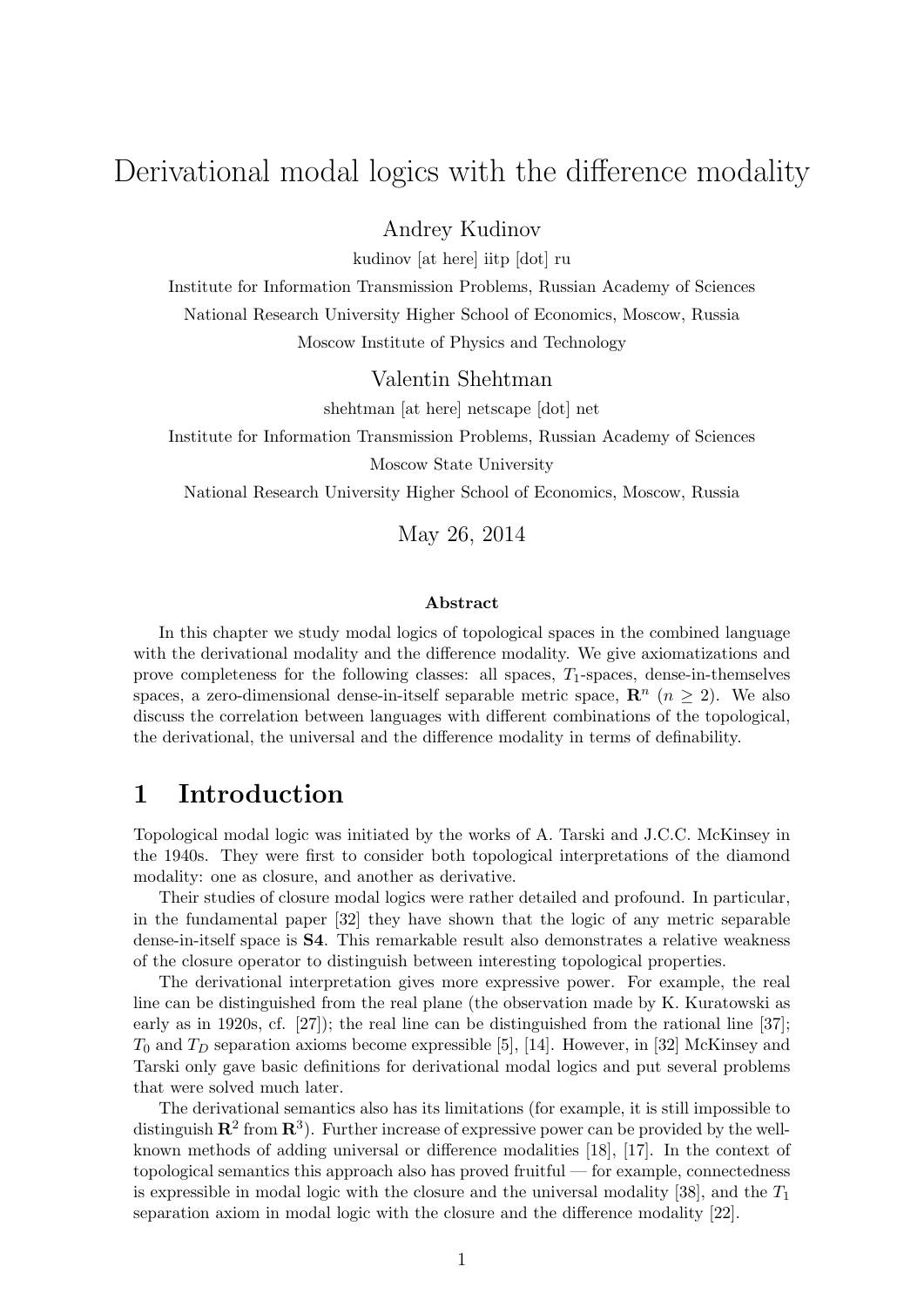# Derivational modal logics with the difference modality

Andrey Kudinov

kudinov [at here] iitp [dot] ru

Institute for Information Transmission Problems, Russian Academy of Sciences

National Research University Higher School of Economics, Moscow, Russia

Moscow Institute of Physics and Technology

Valentin Shehtman

shehtman [at here] netscape [dot] net

Institute for Information Transmission Problems, Russian Academy of Sciences

Moscow State University

National Research University Higher School of Economics, Moscow, Russia

May 26, 2014

### Abstract

In this chapter we study modal logics of topological spaces in the combined language with the derivational modality and the difference modality. We give axiomatizations and prove completeness for the following classes: all spaces, $T_1$-spaces, dense-in-themselves spaces, a zero-dimensional dense-in-itself separable metric space, $\mathbf{R}^n$ ($n \geq 2$). We also discuss the correlation between languages with different combinations of the topological, the derivational, the universal and the difference modality in terms of definability.

## 1 Introduction

Topological modal logic was initiated by the works of A. Tarski and J.C.C. McKinsey in the 1940s. They were first to consider both topological interpretations of the diamond modality: one as closure, and another as derivative.

Their studies of closure modal logics were rather detailed and profound. In particular, in the fundamental paper [32] they have shown that the logic of any metric separable dense-in-itself space is **S4**. This remarkable result also demonstrates a relative weakness of the closure operator to distinguish between interesting topological properties.

The derivational interpretation gives more expressive power. For example, the real line can be distinguished from the real plane (the observation made by K. Kuratowski as early as in 1920s, cf. [27]); the real line can be distinguished from the rational line [37]; $T_0$ and $T_D$ separation axioms become expressible [5], [14]. However, in [32] McKinsey and Tarski only gave basic definitions for derivational modal logics and put several problems that were solved much later.

The derivational semantics also has its limitations (for example, it is still impossible to distinguish $\mathbf{R}^2$ from $\mathbf{R}^3$). Further increase of expressive power can be provided by the well-known methods of adding universal or difference modalities [18], [17]. In the context of topological semantics this approach also has proved fruitful — for example, connectedness is expressible in modal logic with the closure and the universal modality [38], and the $T_1$ separation axiom in modal logic with the closure and the difference modality [22].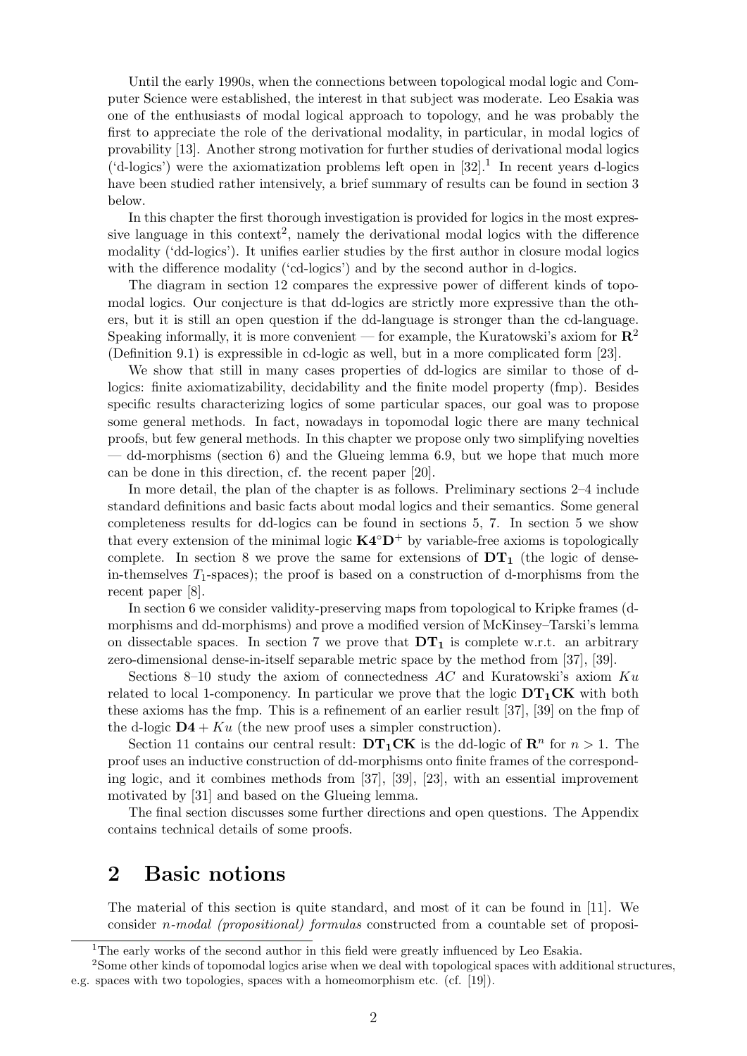Until the early 1990s, when the connections between topological modal logic and Computer Science were established, the interest in that subject was moderate. Leo Esakia was one of the enthusiasts of modal logical approach to topology, and he was probably the first to appreciate the role of the derivational modality, in particular, in modal logics of provability [13]. Another strong motivation for further studies of derivational modal logics ('d-logics') were the axiomatization problems left open in [32].[1] In recent years d-logics have been studied rather intensively, a brief summary of results can be found in section 3 below.

In this chapter the first thorough investigation is provided for logics in the most expressive language in this context[2], namely the derivational modal logics with the difference modality ('dd-logics'). It unifies earlier studies by the first author in closure modal logics with the difference modality ('cd-logics') and by the second author in d-logics.

The diagram in section 12 compares the expressive power of different kinds of topomodal logics. Our conjecture is that dd-logics are strictly more expressive than the others, but it is still an open question if the dd-language is stronger than the cd-language. Speaking informally, it is more convenient — for example, the Kuratowski's axiom for $\mathbf{R}^2$ (Definition 9.1) is expressible in cd-logic as well, but in a more complicated form [23].

We show that still in many cases properties of dd-logics are similar to those of d-logics: finite axiomatizability, decidability and the finite model property (fmp). Besides specific results characterizing logics of some particular spaces, our goal was to propose some general methods. In fact, nowadays in topomodal logic there are many technical proofs, but few general methods. In this chapter we propose only two simplifying novelties — dd-morphisms (section 6) and the Glueing lemma 6.9, but we hope that much more can be done in this direction, cf. the recent paper [20].

In more detail, the plan of the chapter is as follows. Preliminary sections 2–4 include standard definitions and basic facts about modal logics and their semantics. Some general completeness results for dd-logics can be found in sections 5, 7. In section 5 we show that every extension of the minimal logic $\mathbf{K4}^{\circ}\mathbf{D}^{+}$ by variable-free axioms is topologically complete. In section 8 we prove the same for extensions of $\mathbf{DT_1}$ (the logic of dense-in-themselves $T_1$-spaces); the proof is based on a construction of d-morphisms from the recent paper [8].

In section 6 we consider validity-preserving maps from topological to Kripke frames (d-morphisms and dd-morphisms) and prove a modified version of McKinsey–Tarski's lemma on dissectable spaces. In section 7 we prove that $\mathbf{DT_1}$ is complete w.r.t. an arbitrary zero-dimensional dense-in-itself separable metric space by the method from [37], [39].

Sections 8–10 study the axiom of connectedness $AC$ and Kuratowski's axiom $Ku$ related to local 1-componency. In particular we prove that the logic $\mathbf{DT_1CK}$ with both these axioms has the fmp. This is a refinement of an earlier result [37], [39] on the fmp of the d-logic $\mathbf{D4} + Ku$ (the new proof uses a simpler construction).

Section 11 contains our central result: $\mathbf{DT_1CK}$ is the dd-logic of $\mathbf{R}^n$ for $n > 1$. The proof uses an inductive construction of dd-morphisms onto finite frames of the corresponding logic, and it combines methods from [37], [39], [23], with an essential improvement motivated by [31] and based on the Glueing lemma.

The final section discusses some further directions and open questions. The Appendix contains technical details of some proofs.

## 2 Basic notions

The material of this section is quite standard, and most of it can be found in [11]. We consider *n-modal (propositional) formulas* constructed from a countable set of proposi-

---

[1] The early works of the second author in this field were greatly influenced by Leo Esakia.

[2] Some other kinds of topomodal logics arise when we deal with topological spaces with additional structures, e.g. spaces with two topologies, spaces with a homeomorphism etc. (cf. [19]).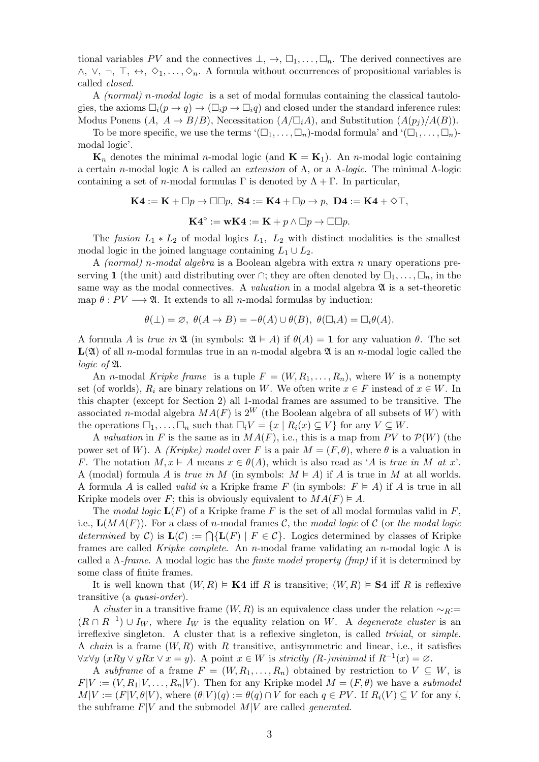tional variables $PV$ and the connectives $\bot$, $\to$, $\Box_1, \ldots, \Box_n$. The derived connectives are $\wedge$, $\vee$, $\neg$, $\top$, $\leftrightarrow$, $\Diamond_1, \ldots, \Diamond_n$. A formula without occurrences of propositional variables is called *closed*.

A *(normal) n-modal logic* is a set of modal formulas containing the classical tautologies, the axioms $\Box_i(p \to q) \to (\Box_i p \to \Box_i q)$ and closed under the standard inference rules: Modus Ponens $(A,\ A \to B/B)$, Necessitation $(A/\Box_i A)$, and Substitution $(A(p_j)/A(B))$.

To be more specific, we use the terms '$(\Box_1, \ldots, \Box_n)$-modal formula' and '$(\Box_1, \ldots, \Box_n)$-modal logic'.

$\mathbf{K}_n$ denotes the minimal $n$-modal logic (and $\mathbf{K} = \mathbf{K}_1$). An $n$-modal logic containing a certain $n$-modal logic $\Lambda$ is called an *extension* of $\Lambda$, or a $\Lambda$-*logic*. The minimal $\Lambda$-logic containing a set of $n$-modal formulas $\Gamma$ is denoted by $\Lambda + \Gamma$. In particular,

$$\mathbf{K4} := \mathbf{K} + \Box p \to \Box\Box p,\ \mathbf{S4} := \mathbf{K4} + \Box p \to p,\ \mathbf{D4} := \mathbf{K4} + \Diamond\top,$$

$$\mathbf{K4}^\circ := \mathbf{wK4} := \mathbf{K} + p \wedge \Box p \to \Box\Box p.$$

The *fusion* $L_1 * L_2$ of modal logics $L_1$, $L_2$ with distinct modalities is the smallest modal logic in the joined language containing $L_1 \cup L_2$.

A *(normal) n-modal algebra* is a Boolean algebra with extra $n$ unary operations preserving $\mathbf{1}$ (the unit) and distributing over $\cap$; they are often denoted by $\Box_1, \ldots, \Box_n$, in the same way as the modal connectives. A *valuation* in a modal algebra $\mathfrak{A}$ is a set-theoretic map $\theta : PV \longrightarrow \mathfrak{A}$. It extends to all $n$-modal formulas by induction:

$$\theta(\bot) = \varnothing,\ \theta(A \to B) = -\theta(A) \cup \theta(B),\ \theta(\Box_i A) = \Box_i\theta(A).$$

A formula $A$ is *true in* $\mathfrak{A}$ (in symbols: $\mathfrak{A} \vDash A$) if $\theta(A) = \mathbf{1}$ for any valuation $\theta$. The set $\mathbf{L}(\mathfrak{A})$ of all $n$-modal formulas true in an $n$-modal algebra $\mathfrak{A}$ is an $n$-modal logic called the *logic of* $\mathfrak{A}$.

An $n$-modal *Kripke frame* is a tuple $F = (W, R_1, \ldots, R_n)$, where $W$ is a nonempty set (of worlds), $R_i$ are binary relations on $W$. We often write $x \in F$ instead of $x \in W$. In this chapter (except for Section 2) all 1-modal frames are assumed to be transitive. The associated $n$-modal algebra $MA(F)$ is $2^W$ (the Boolean algebra of all subsets of $W$) with the operations $\Box_1, \ldots, \Box_n$ such that $\Box_i V = \{x \mid R_i(x) \subseteq V\}$ for any $V \subseteq W$.

A *valuation* in $F$ is the same as in $MA(F)$, i.e., this is a map from $PV$ to $\mathcal{P}(W)$ (the power set of $W$). A *(Kripke) model* over $F$ is a pair $M = (F, \theta)$, where $\theta$ is a valuation in $F$. The notation $M, x \vDash A$ means $x \in \theta(A)$, which is also read as '$A$ is *true in* $M$ *at* $x$'. A (modal) formula $A$ is *true in* $M$ (in symbols: $M \vDash A$) if $A$ is true in $M$ at all worlds. A formula $A$ is called *valid in* a Kripke frame $F$ (in symbols: $F \vDash A$) if $A$ is true in all Kripke models over $F$; this is obviously equivalent to $MA(F) \vDash A$.

The *modal logic* $\mathbf{L}(F)$ of a Kripke frame $F$ is the set of all modal formulas valid in $F$, i.e., $\mathbf{L}(MA(F))$. For a class of $n$-modal frames $\mathcal{C}$, the *modal logic* of $\mathcal{C}$ (or *the modal logic determined* by $\mathcal{C}$) is $\mathbf{L}(\mathcal{C}) := \bigcap\{\mathbf{L}(F) \mid F \in \mathcal{C}\}$. Logics determined by classes of Kripke frames are called *Kripke complete*. An $n$-modal frame validating an $n$-modal logic $\Lambda$ is called a $\Lambda$-*frame*. A modal logic has the *finite model property (fmp)* if it is determined by some class of finite frames.

It is well known that $(W, R) \vDash \mathbf{K4}$ iff $R$ is transitive; $(W, R) \vDash \mathbf{S4}$ iff $R$ is reflexive transitive (a *quasi-order*).

A *cluster* in a transitive frame $(W, R)$ is an equivalence class under the relation $\sim_R := (R \cap R^{-1}) \cup I_W$, where $I_W$ is the equality relation on $W$. A *degenerate cluster* is an irreflexive singleton. A cluster that is a reflexive singleton, is called *trivial*, or *simple*. A *chain* is a frame $(W, R)$ with $R$ transitive, antisymmetric and linear, i.e., it satisfies $\forall x \forall y\ (xRy \vee yRx \vee x = y)$. A point $x \in W$ is *strictly (R-)minimal* if $R^{-1}(x) = \varnothing$.

A *subframe* of a frame $F = (W, R_1, \ldots, R_n)$ obtained by restriction to $V \subseteq W$, is $F|V := (V, R_1|V, \ldots, R_n|V)$. Then for any Kripke model $M = (F, \theta)$ we have a *submodel* $M|V := (F|V, \theta|V)$, where $(\theta|V)(q) := \theta(q) \cap V$ for each $q \in PV$. If $R_i(V) \subseteq V$ for any $i$, the subframe $F|V$ and the submodel $M|V$ are called *generated*.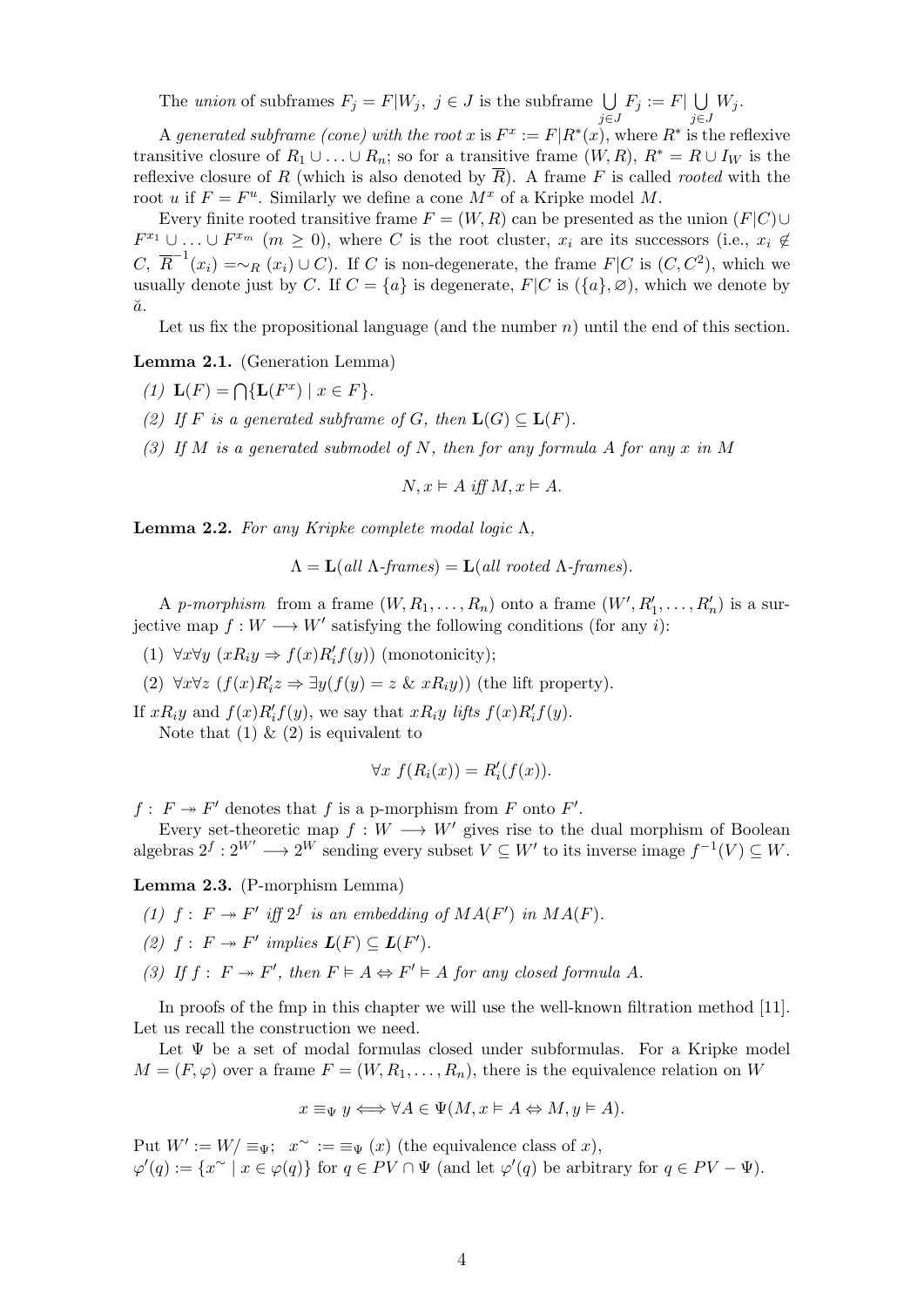The *union* of subframes $F_j = F|W_j,\ j \in J$ is the subframe $\bigcup\limits_{j\in J} F_j := F|\bigcup\limits_{j\in J} W_j$.

A *generated subframe (cone) with the root* $x$ is $F^x := F|R^*(x)$, where $R^*$ is the reflexive transitive closure of $R_1 \cup \ldots \cup R_n$; so for a transitive frame $(W, R)$, $R^* = R \cup I_W$ is the reflexive closure of $R$ (which is also denoted by $\overline{R}$). A frame $F$ is called *rooted* with the root $u$ if $F = F^u$. Similarly we define a cone $M^x$ of a Kripke model $M$.

Every finite rooted transitive frame $F = (W, R)$ can be presented as the union $(F|C) \cup F^{x_1} \cup \ldots \cup F^{x_m}$ $(m \geq 0)$, where $C$ is the root cluster, $x_i$ are its successors (i.e., $x_i \notin C$, $\overline{R}^{-1}(x_i) = \sim_R (x_i) \cup C$). If $C$ is non-degenerate, the frame $F|C$ is $(C, C^2)$, which we usually denote just by $C$. If $C = \{a\}$ is degenerate, $F|C$ is $(\{a\}, \varnothing)$, which we denote by $\breve{a}$.

Let us fix the propositional language (and the number $n$) until the end of this section.

**Lemma 2.1.** (Generation Lemma)

*(1)* $\mathbf{L}(F) = \bigcap\{\mathbf{L}(F^x) \mid x \in F\}$.

*(2) If $F$ is a generated subframe of $G$, then* $\mathbf{L}(G) \subseteq \mathbf{L}(F)$.

*(3) If $M$ is a generated submodel of $N$, then for any formula $A$ for any $x$ in $M$*

$$N, x \vDash A \text{ iff } M, x \vDash A.$$

**Lemma 2.2.** *For any Kripke complete modal logic* $\Lambda$,

$$\Lambda = \mathbf{L}(\textit{all } \Lambda\textit{-frames}) = \mathbf{L}(\textit{all rooted } \Lambda\textit{-frames}).$$

A *p-morphism* from a frame $(W, R_1, \ldots, R_n)$ onto a frame $(W', R'_1, \ldots, R'_n)$ is a surjective map $f : W \longrightarrow W'$ satisfying the following conditions (for any $i$):

(1) $\forall x \forall y\ (xR_i y \Rightarrow f(x)R'_i f(y))$ (monotonicity);

(2) $\forall x \forall z\ (f(x)R'_i z \Rightarrow \exists y (f(y) = z\ \&\ xR_i y))$ (the lift property).

If $xR_i y$ and $f(x)R'_i f(y)$, we say that $xR_i y$ *lifts* $f(x)R'_i f(y)$.

Note that (1) & (2) is equivalent to

$$\forall x\ f(R_i(x)) = R'_i(f(x)).$$

$f :\ F \twoheadrightarrow F'$ denotes that $f$ is a p-morphism from $F$ onto $F'$.

Every set-theoretic map $f : W \longrightarrow W'$ gives rise to the dual morphism of Boolean algebras $2^f : 2^{W'} \longrightarrow 2^W$ sending every subset $V \subseteq W'$ to its inverse image $f^{-1}(V) \subseteq W$.

**Lemma 2.3.** (P-morphism Lemma)

*(1)* $f :\ F \twoheadrightarrow F'$ *iff* $2^f$ *is an embedding of* $MA(F')$ *in* $MA(F)$.

*(2)* $f :\ F \twoheadrightarrow F'$ *implies* $\boldsymbol{L}(F) \subseteq \boldsymbol{L}(F')$.

*(3) If* $f :\ F \twoheadrightarrow F'$, *then* $F \vDash A \Leftrightarrow F' \vDash A$ *for any closed formula* $A$.

In proofs of the fmp in this chapter we will use the well-known filtration method [11]. Let us recall the construction we need.

Let $\Psi$ be a set of modal formulas closed under subformulas. For a Kripke model $M = (F, \varphi)$ over a frame $F = (W, R_1, \ldots, R_n)$, there is the equivalence relation on $W$

$$x \equiv_\Psi y \Longleftrightarrow \forall A \in \Psi (M, x \vDash A \Leftrightarrow M, y \vDash A).$$

Put $W' := W/\equiv_\Psi$; $x^\sim := \equiv_\Psi (x)$ (the equivalence class of $x$),
$\varphi'(q) := \{x^\sim \mid x \in \varphi(q)\}$ for $q \in PV \cap \Psi$ (and let $\varphi'(q)$ be arbitrary for $q \in PV - \Psi$).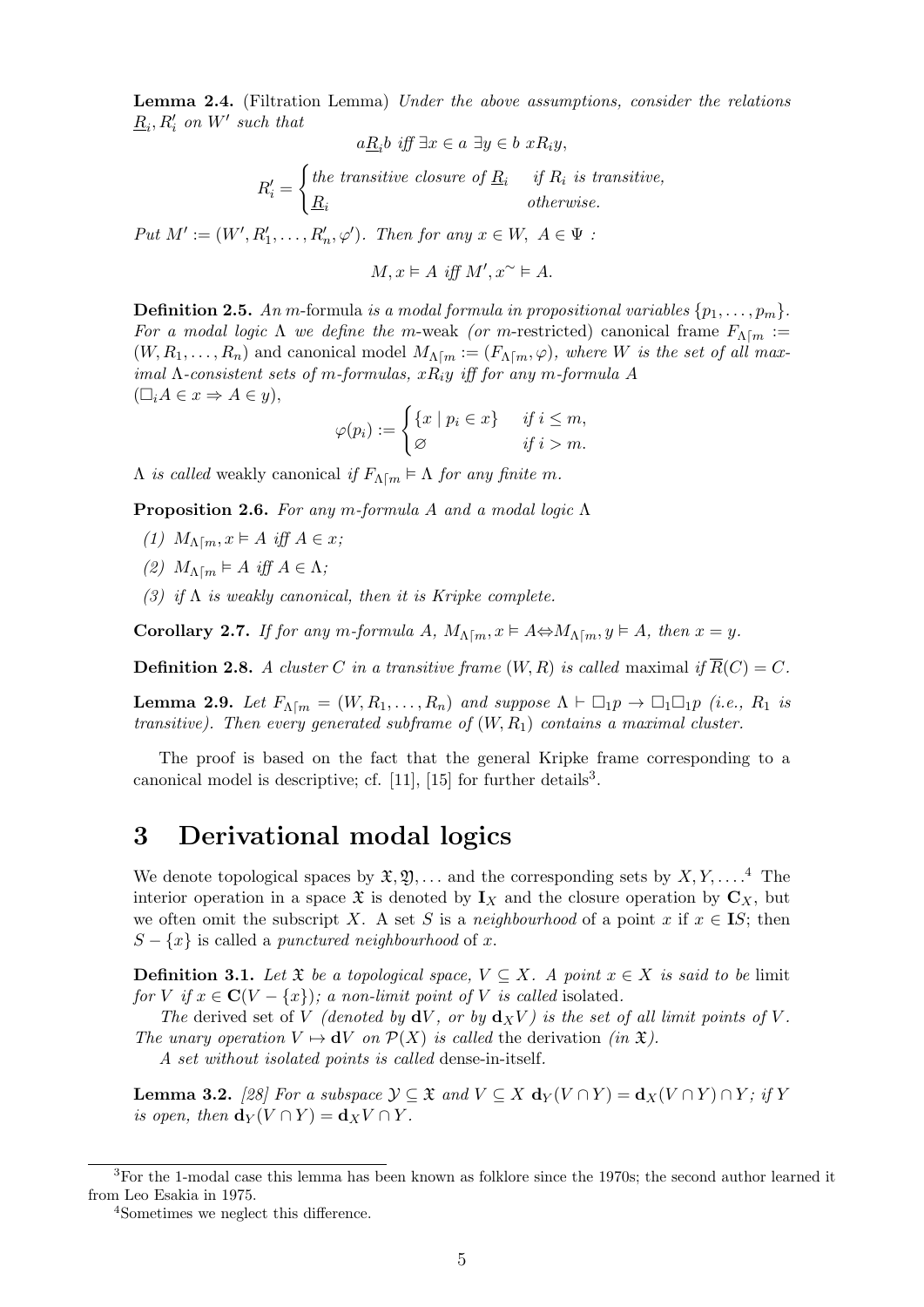**Lemma 2.4.** (Filtration Lemma) *Under the above assumptions, consider the relations $\underline{R}_i, R'_i$ on $W'$ such that*

$$a\underline{R}_i b \text{ iff } \exists x \in a \ \exists y \in b \ xR_i y,$$

$$R'_i = \begin{cases} \text{the transitive closure of } \underline{R}_i & \text{if } R_i \text{ is transitive,} \\ \underline{R}_i & \text{otherwise.} \end{cases}$$

*Put $M' := (W', R'_1, \dots, R'_n, \varphi')$. Then for any $x \in W, \ A \in \Psi$ :*

$$M, x \vDash A \text{ iff } M', x^{\sim} \vDash A.$$

**Definition 2.5.** *An $m$-*formula *is a modal formula in propositional variables $\{p_1, \dots, p_m\}$. For a modal logic $\Lambda$ we define the $m$-*weak *(or $m$-*restricted*)* canonical frame *$F_{\Lambda\lceil m} := (W, R_1, \dots, R_n)$ and* canonical model *$M_{\Lambda\lceil m} := (F_{\Lambda\lceil m}, \varphi)$, where $W$ is the set of all maximal $\Lambda$-consistent sets of $m$-formulas, $xR_i y$ iff for any $m$-formula $A$ $(\Box_i A \in x \Rightarrow A \in y)$,*

$$\varphi(p_i) := \begin{cases} \{x \mid p_i \in x\} & \text{if } i \leq m, \\ \varnothing & \text{if } i > m. \end{cases}$$

*$\Lambda$ is called* weakly canonical *if $F_{\Lambda\lceil m} \vDash \Lambda$ for any finite $m$.*

**Proposition 2.6.** *For any $m$-formula $A$ and a modal logic $\Lambda$*

*(1) $M_{\Lambda\lceil m}, x \vDash A$ iff $A \in x$;*

*(2) $M_{\Lambda\lceil m} \vDash A$ iff $A \in \Lambda$;*

*(3) if $\Lambda$ is weakly canonical, then it is Kripke complete.*

**Corollary 2.7.** *If for any $m$-formula $A$, $M_{\Lambda\lceil m}, x \vDash A \Leftrightarrow M_{\Lambda\lceil m}, y \vDash A$, then $x = y$.*

**Definition 2.8.** *A cluster $C$ in a transitive frame $(W, R)$ is called* maximal *if $\overline{R}(C) = C$.*

**Lemma 2.9.** *Let $F_{\Lambda\lceil m} = (W, R_1, \dots, R_n)$ and suppose $\Lambda \vdash \Box_1 p \to \Box_1\Box_1 p$ (i.e., $R_1$ is transitive). Then every generated subframe of $(W, R_1)$ contains a maximal cluster.*

The proof is based on the fact that the general Kripke frame corresponding to a canonical model is descriptive; cf. [11], [15] for further details[3].

# 3 Derivational modal logics

We denote topological spaces by $\mathfrak{X}, \mathfrak{Y}, \dots$ and the corresponding sets by $X, Y, \dots$.[4] The interior operation in a space $\mathfrak{X}$ is denoted by $\mathbf{I}_X$ and the closure operation by $\mathbf{C}_X$, but we often omit the subscript $X$. A set $S$ is a *neighbourhood* of a point $x$ if $x \in \mathbf{I}S$; then $S - \{x\}$ is called a *punctured neighbourhood* of $x$.

**Definition 3.1.** *Let $\mathfrak{X}$ be a topological space, $V \subseteq X$. A point $x \in X$ is said to be* limit *for $V$ if $x \in \mathbf{C}(V - \{x\})$; a non-limit point of $V$ is called* isolated.

*The* derived set of $V$ *(denoted by $\mathbf{d}V$, or by $\mathbf{d}_X V$) is the set of all limit points of $V$. The unary operation $V \mapsto \mathbf{d}V$ on $\mathcal{P}(X)$ is called* the derivation *(in $\mathfrak{X}$).*

*A set without isolated points is called* dense-in-itself.

**Lemma 3.2.** *[28] For a subspace $\mathcal{Y} \subseteq \mathfrak{X}$ and $V \subseteq X$ $\mathbf{d}_Y(V \cap Y) = \mathbf{d}_X(V \cap Y) \cap Y$; if $Y$ is open, then $\mathbf{d}_Y(V \cap Y) = \mathbf{d}_X V \cap Y$.*

---

[3] For the 1-modal case this lemma has been known as folklore since the 1970s; the second author learned it from Leo Esakia in 1975.

[4] Sometimes we neglect this difference.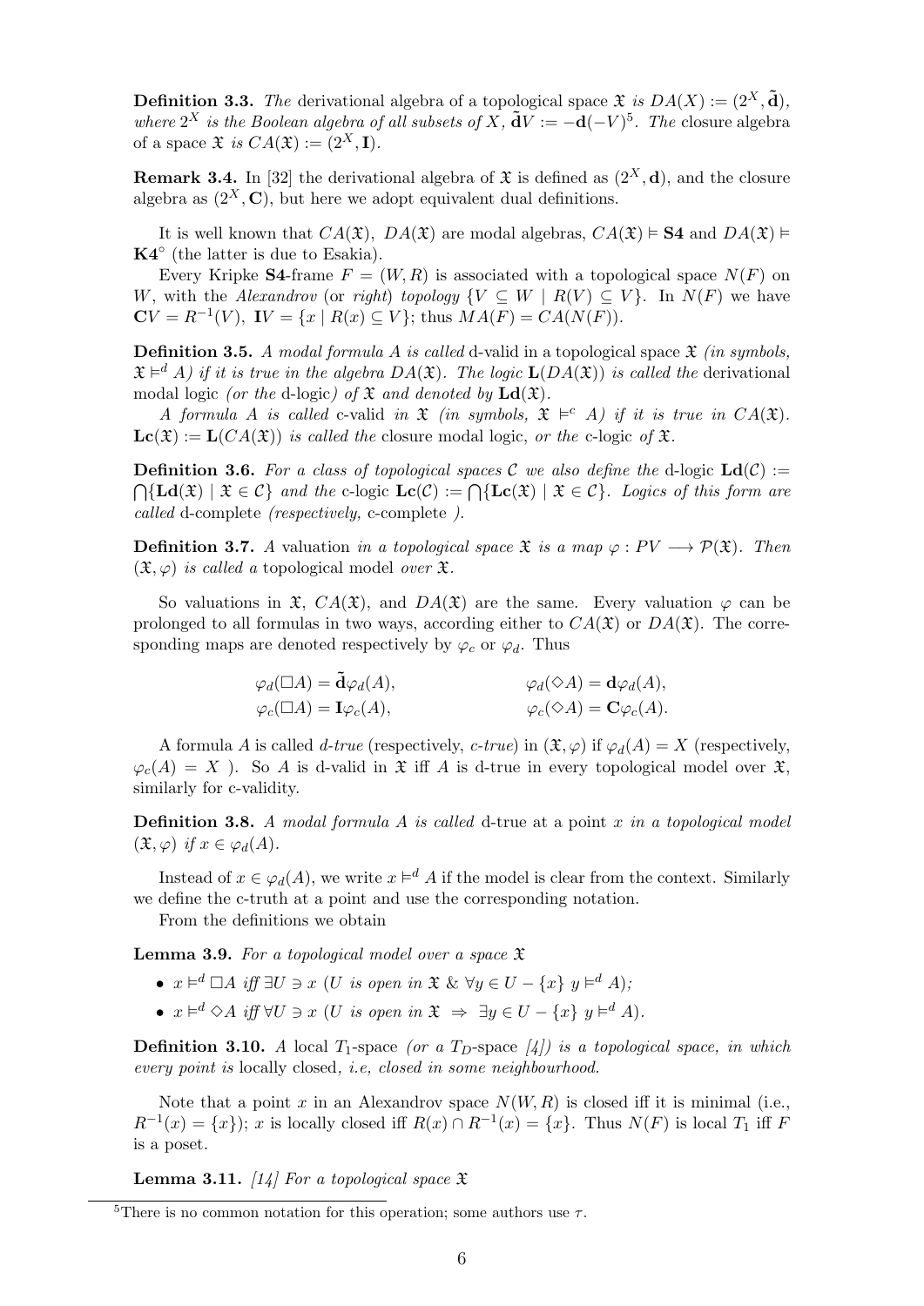**Definition 3.3.** *The* derivational algebra of a topological space $\mathfrak{X}$ *is* $DA(X) := (2^X, \tilde{\mathbf{d}})$*, where* $2^X$ *is the Boolean algebra of all subsets of* $X$*,* $\tilde{\mathbf{d}}V := -\mathbf{d}(-V)$[5]*. The* closure algebra of a space $\mathfrak{X}$ *is* $CA(\mathfrak{X}) := (2^X, \mathbf{I})$.

**Remark 3.4.** In [32] the derivational algebra of $\mathfrak{X}$ is defined as $(2^X, \mathbf{d})$, and the closure algebra as $(2^X, \mathbf{C})$, but here we adopt equivalent dual definitions.

It is well known that $CA(\mathfrak{X})$, $DA(\mathfrak{X})$ are modal algebras, $CA(\mathfrak{X}) \vDash \mathbf{S4}$ and $DA(\mathfrak{X}) \vDash \mathbf{K4}^{\circ}$ (the latter is due to Esakia).

Every Kripke $\mathbf{S4}$-frame $F = (W, R)$ is associated with a topological space $N(F)$ on $W$, with the *Alexandrov* (or *right*) *topology* $\{V \subseteq W \mid R(V) \subseteq V\}$. In $N(F)$ we have $\mathbf{C}V = R^{-1}(V)$, $\mathbf{I}V = \{x \mid R(x) \subseteq V\}$; thus $MA(F) = CA(N(F))$.

**Definition 3.5.** *A modal formula* $A$ *is called* d-valid in a topological space $\mathfrak{X}$ *(in symbols,* $\mathfrak{X} \vDash^d A$*) if it is true in the algebra* $DA(\mathfrak{X})$*. The logic* $\mathbf{L}(DA(\mathfrak{X}))$ *is called the* derivational modal logic *(or the* d-logic*) of* $\mathfrak{X}$ *and denoted by* $\mathbf{Ld}(\mathfrak{X})$.

*A formula* $A$ *is called* c-valid *in* $\mathfrak{X}$ *(in symbols,* $\mathfrak{X} \vDash^c A$*) if it is true in* $CA(\mathfrak{X})$*.* $\mathbf{Lc}(\mathfrak{X}) := \mathbf{L}(CA(\mathfrak{X}))$ *is called the* closure modal logic*, or the* c-logic *of* $\mathfrak{X}$.

**Definition 3.6.** *For a class of topological spaces* $\mathcal{C}$ *we also define the* d-logic $\mathbf{Ld}(\mathcal{C}) := \bigcap\{\mathbf{Ld}(\mathfrak{X}) \mid \mathfrak{X} \in \mathcal{C}\}$ *and the* c-logic $\mathbf{Lc}(\mathcal{C}) := \bigcap\{\mathbf{Lc}(\mathfrak{X}) \mid \mathfrak{X} \in \mathcal{C}\}$*. Logics of this form are called* d-complete *(respectively,* c-complete *).*

**Definition 3.7.** *A* valuation *in a topological space* $\mathfrak{X}$ *is a map* $\varphi : PV \longrightarrow \mathcal{P}(\mathfrak{X})$*. Then* $(\mathfrak{X}, \varphi)$ *is called a* topological model *over* $\mathfrak{X}$.

So valuations in $\mathfrak{X}$, $CA(\mathfrak{X})$, and $DA(\mathfrak{X})$ are the same. Every valuation $\varphi$ can be prolonged to all formulas in two ways, according either to $CA(\mathfrak{X})$ or $DA(\mathfrak{X})$. The corresponding maps are denoted respectively by $\varphi_c$ or $\varphi_d$. Thus

$$\varphi_d(\Box A) = \tilde{\mathbf{d}}\varphi_d(A), \qquad \varphi_d(\Diamond A) = \mathbf{d}\varphi_d(A),$$
$$\varphi_c(\Box A) = \mathbf{I}\varphi_c(A), \qquad \varphi_c(\Diamond A) = \mathbf{C}\varphi_c(A).$$

A formula $A$ is called *d-true* (respectively, *c-true*) in $(\mathfrak{X}, \varphi)$ if $\varphi_d(A) = X$ (respectively, $\varphi_c(A) = X$ ). So $A$ is d-valid in $\mathfrak{X}$ iff $A$ is d-true in every topological model over $\mathfrak{X}$, similarly for c-validity.

**Definition 3.8.** *A modal formula* $A$ *is called* d-true at a point $x$ *in a topological model* $(\mathfrak{X}, \varphi)$ *if* $x \in \varphi_d(A)$.

Instead of $x \in \varphi_d(A)$, we write $x \vDash^d A$ if the model is clear from the context. Similarly we define the c-truth at a point and use the corresponding notation.

From the definitions we obtain

**Lemma 3.9.** *For a topological model over a space* $\mathfrak{X}$

- $x \vDash^d \Box A$ *iff* $\exists U \ni x$ *(*$U$ *is open in* $\mathfrak{X}$ *&* $\forall y \in U - \{x\}\ y \vDash^d A$*);*
- $x \vDash^d \Diamond A$ *iff* $\forall U \ni x$ *(*$U$ *is open in* $\mathfrak{X} \Rightarrow \exists y \in U - \{x\}\ y \vDash^d A$*).*

**Definition 3.10.** *A* local $T_1$-space *(or a* $T_D$-space *[4]) is a topological space, in which every point is* locally closed*, i.e, closed in some neighbourhood.*

Note that a point $x$ in an Alexandrov space $N(W, R)$ is closed iff it is minimal (i.e., $R^{-1}(x) = \{x\}$); $x$ is locally closed iff $R(x) \cap R^{-1}(x) = \{x\}$. Thus $N(F)$ is local $T_1$ iff $F$ is a poset.

**Lemma 3.11.** *[14] For a topological space* $\mathfrak{X}$

[5] There is no common notation for this operation; some authors use $\tau$.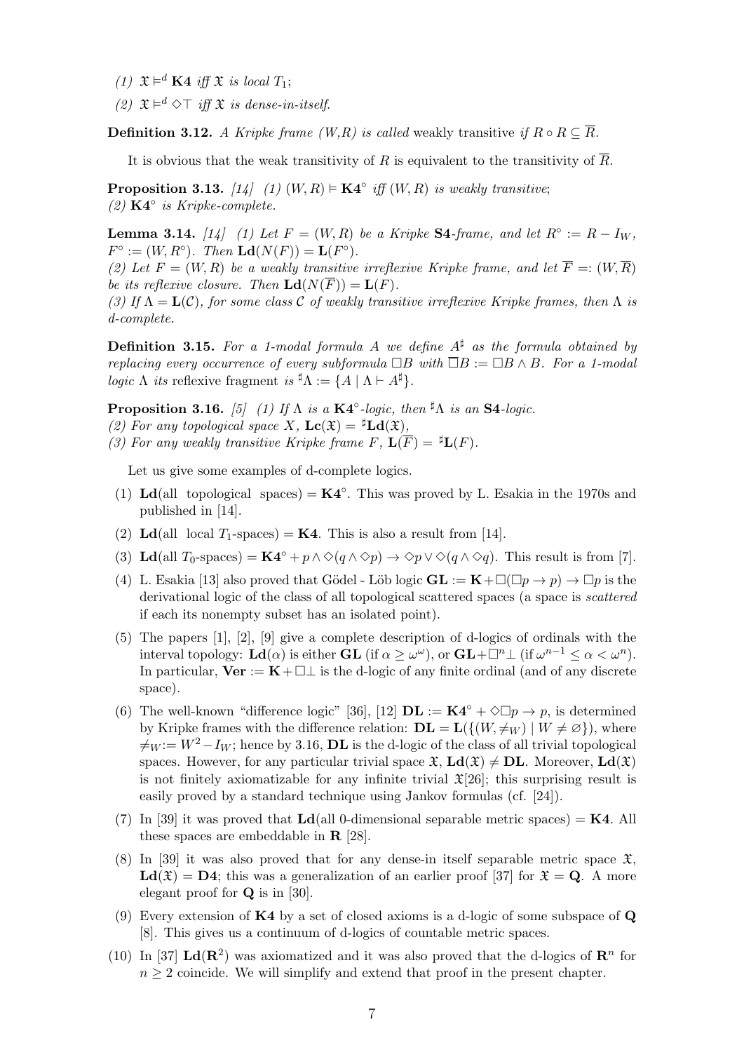*(1)* $\mathfrak{X} \vDash^d \mathbf{K4}$ *iff* $\mathfrak{X}$ *is local* $T_1$;

*(2)* $\mathfrak{X} \vDash^d \Diamond\top$ *iff* $\mathfrak{X}$ *is dense-in-itself.*

**Definition 3.12.** *A Kripke frame* $(W,R)$ *is called* weakly transitive *if* $R \circ R \subseteq \overline{R}$.

It is obvious that the weak transitivity of $R$ is equivalent to the transitivity of $\overline{R}$.

**Proposition 3.13.** *[14] (1)* $(W,R) \vDash \mathbf{K4}^\circ$ *iff* $(W,R)$ *is weakly transitive*;
*(2)* $\mathbf{K4}^\circ$ *is Kripke-complete.*

**Lemma 3.14.** *[14] (1) Let* $F = (W,R)$ *be a Kripke* $\mathbf{S4}$*-frame, and let* $R^\circ := R - I_W$, $F^\circ := (W, R^\circ)$. *Then* $\mathbf{Ld}(N(F)) = \mathbf{L}(F^\circ)$.
*(2) Let* $F = (W,R)$ *be a weakly transitive irreflexive Kripke frame, and let* $\overline{F} =: (W, \overline{R})$ *be its reflexive closure. Then* $\mathbf{Ld}(N(\overline{F})) = \mathbf{L}(F)$.
*(3) If* $\Lambda = \mathbf{L}(\mathcal{C})$, *for some class* $\mathcal{C}$ *of weakly transitive irreflexive Kripke frames, then* $\Lambda$ *is d-complete.*

**Definition 3.15.** *For a 1-modal formula* $A$ *we define* $A^\sharp$ *as the formula obtained by replacing every occurrence of every subformula* $\Box B$ *with* $\overline{\Box} B := \Box B \wedge B$. *For a 1-modal logic* $\Lambda$ *its* reflexive fragment *is* ${}^\sharp\Lambda := \{A \mid \Lambda \vdash A^\sharp\}$.

**Proposition 3.16.** *[5] (1) If* $\Lambda$ *is a* $\mathbf{K4}^\circ$*-logic, then* ${}^\sharp\Lambda$ *is an* $\mathbf{S4}$*-logic.*
*(2) For any topological space* $X$, $\mathbf{Lc}(\mathfrak{X}) = {}^\sharp\mathbf{Ld}(\mathfrak{X})$,
*(3) For any weakly transitive Kripke frame* $F$, $\mathbf{L}(\overline{F}) = {}^\sharp\mathbf{L}(F)$.

Let us give some examples of d-complete logics.

1. $\mathbf{Ld}$(all topological spaces) $= \mathbf{K4}^\circ$. This was proved by L. Esakia in the 1970s and published in [14].
2. $\mathbf{Ld}$(all local $T_1$-spaces) $= \mathbf{K4}$. This is also a result from [14].
3. $\mathbf{Ld}$(all $T_0$-spaces) $= \mathbf{K4}^\circ + p \wedge \Diamond(q \wedge \Diamond p) \to \Diamond p \vee \Diamond(q \wedge \Diamond q)$. This result is from [7].
4. L. Esakia [13] also proved that Gödel - Löb logic $\mathbf{GL} := \mathbf{K} + \Box(\Box p \to p) \to \Box p$ is the derivational logic of the class of all topological scattered spaces (a space is *scattered* if each its nonempty subset has an isolated point).
5. The papers [1], [2], [9] give a complete description of d-logics of ordinals with the interval topology: $\mathbf{Ld}(\alpha)$ is either $\mathbf{GL}$ (if $\alpha \geq \omega^\omega$), or $\mathbf{GL} + \Box^n\bot$ (if $\omega^{n-1} \leq \alpha < \omega^n$). In particular, $\mathbf{Ver} := \mathbf{K} + \Box\bot$ is the d-logic of any finite ordinal (and of any discrete space).
6. The well-known "difference logic" [36], [12] $\mathbf{DL} := \mathbf{K4}^\circ + \Diamond\Box p \to p$, is determined by Kripke frames with the difference relation: $\mathbf{DL} = \mathbf{L}(\{(W, \neq_W) \mid W \neq \varnothing\})$, where $\neq_W := W^2 - I_W$; hence by 3.16, $\mathbf{DL}$ is the d-logic of the class of all trivial topological spaces. However, for any particular trivial space $\mathfrak{X}$, $\mathbf{Ld}(\mathfrak{X}) \neq \mathbf{DL}$. Moreover, $\mathbf{Ld}(\mathfrak{X})$ is not finitely axiomatizable for any infinite trivial $\mathfrak{X}$[26]; this surprising result is easily proved by a standard technique using Jankov formulas (cf. [24]).
7. In [39] it was proved that $\mathbf{Ld}$(all 0-dimensional separable metric spaces) $= \mathbf{K4}$. All these spaces are embeddable in $\mathbf{R}$ [28].
8. In [39] it was also proved that for any dense-in itself separable metric space $\mathfrak{X}$, $\mathbf{Ld}(\mathfrak{X}) = \mathbf{D4}$; this was a generalization of an earlier proof [37] for $\mathfrak{X} = \mathbf{Q}$. A more elegant proof for $\mathbf{Q}$ is in [30].
9. Every extension of $\mathbf{K4}$ by a set of closed axioms is a d-logic of some subspace of $\mathbf{Q}$ [8]. This gives us a continuum of d-logics of countable metric spaces.
10. In [37] $\mathbf{Ld}(\mathbf{R}^2)$ was axiomatized and it was also proved that the d-logics of $\mathbf{R}^n$ for $n \geq 2$ coincide. We will simplify and extend that proof in the present chapter.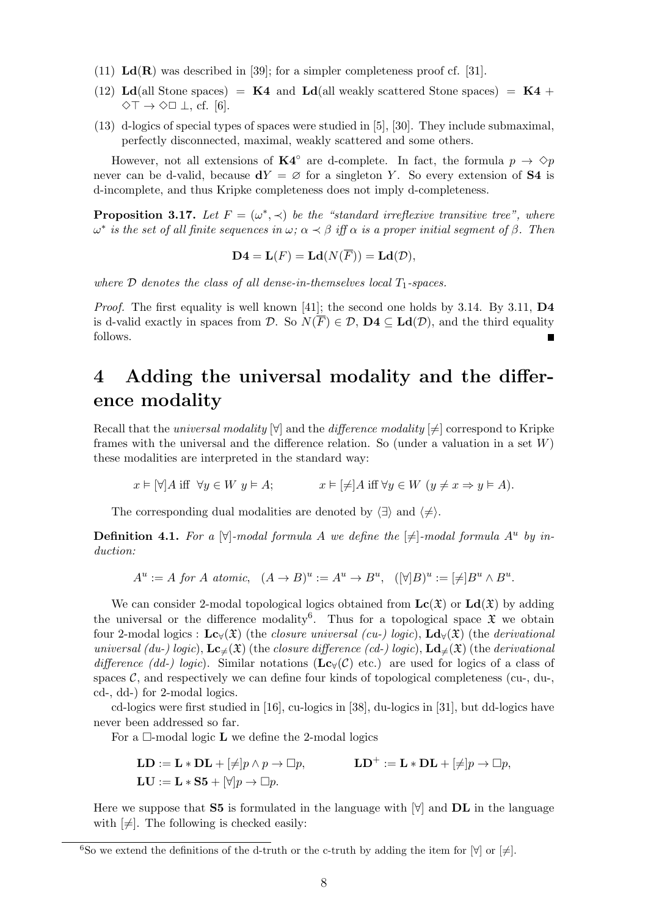(11) $\mathbf{Ld}(\mathbf{R})$ was described in [39]; for a simpler completeness proof cf. [31].

(12) $\mathbf{Ld}$(all Stone spaces) $= \mathbf{K4}$ and $\mathbf{Ld}$(all weakly scattered Stone spaces) $= \mathbf{K4} + \Diamond\top \to \Diamond\Box\bot$, cf. [6].

(13) d-logics of special types of spaces were studied in [5], [30]. They include submaximal, perfectly disconnected, maximal, weakly scattered and some others.

However, not all extensions of $\mathbf{K4}^\circ$ are d-complete. In fact, the formula $p \to \Diamond p$ never can be d-valid, because $\mathbf{d}Y = \varnothing$ for a singleton $Y$. So every extension of $\mathbf{S4}$ is d-incomplete, and thus Kripke completeness does not imply d-completeness.

**Proposition 3.17.** *Let $F = (\omega^*, \prec)$ be the "standard irreflexive transitive tree", where $\omega^*$ is the set of all finite sequences in $\omega$; $\alpha \prec \beta$ iff $\alpha$ is a proper initial segment of $\beta$. Then*

$$\mathbf{D4} = \mathbf{L}(F) = \mathbf{Ld}(N(\overline{F})) = \mathbf{Ld}(\mathcal{D}),$$

*where $\mathcal{D}$ denotes the class of all dense-in-themselves local $T_1$-spaces.*

*Proof.* The first equality is well known [41]; the second one holds by 3.14. By 3.11, $\mathbf{D4}$ is d-valid exactly in spaces from $\mathcal{D}$. So $N(\overline{F}) \in \mathcal{D}$, $\mathbf{D4} \subseteq \mathbf{Ld}(\mathcal{D})$, and the third equality follows. ∎

# 4 Adding the universal modality and the difference modality

Recall that the *universal modality* $[\forall]$ and the *difference modality* $[\neq]$ correspond to Kripke frames with the universal and the difference relation. So (under a valuation in a set $W$) these modalities are interpreted in the standard way:

$$x \vDash [\forall]A \text{ iff } \forall y \in W \; y \vDash A; \qquad x \vDash [\neq]A \text{ iff } \forall y \in W \; (y \neq x \Rightarrow y \vDash A).$$

The corresponding dual modalities are denoted by $\langle\exists\rangle$ and $\langle\neq\rangle$.

**Definition 4.1.** *For a $[\forall]$-modal formula $A$ we define the $[\neq]$-modal formula $A^u$ by induction:*

$$A^u := A \text{ for } A \text{ atomic}, \quad (A \to B)^u := A^u \to B^u, \quad ([\forall]B)^u := [\neq]B^u \wedge B^u.$$

We can consider 2-modal topological logics obtained from $\mathbf{Lc}(\mathfrak{X})$ or $\mathbf{Ld}(\mathfrak{X})$ by adding the universal or the difference modality[6]. Thus for a topological space $\mathfrak{X}$ we obtain four 2-modal logics : $\mathbf{Lc}_\forall(\mathfrak{X})$ (the *closure universal (cu-) logic*), $\mathbf{Ld}_\forall(\mathfrak{X})$ (the *derivational universal (du-) logic*), $\mathbf{Lc}_{\neq}(\mathfrak{X})$ (the *closure difference (cd-) logic*), $\mathbf{Ld}_{\neq}(\mathfrak{X})$ (the *derivational difference (dd-) logic*). Similar notations ($\mathbf{Lc}_\forall(\mathcal{C})$ etc.) are used for logics of a class of spaces $\mathcal{C}$, and respectively we can define four kinds of topological completeness (cu-, du-, cd-, dd-) for 2-modal logics.

cd-logics were first studied in [16], cu-logics in [38], du-logics in [31], but dd-logics have never been addressed so far.

For a $\Box$-modal logic $\mathbf{L}$ we define the 2-modal logics

$$\mathbf{LD} := \mathbf{L} * \mathbf{DL} + [\neq]p \wedge p \to \Box p, \qquad \mathbf{LD}^+ := \mathbf{L} * \mathbf{DL} + [\neq]p \to \Box p,$$
$$\mathbf{LU} := \mathbf{L} * \mathbf{S5} + [\forall]p \to \Box p.$$

Here we suppose that $\mathbf{S5}$ is formulated in the language with $[\forall]$ and $\mathbf{DL}$ in the language with $[\neq]$. The following is checked easily:

[6] So we extend the definitions of the d-truth or the c-truth by adding the item for $[\forall]$ or $[\neq]$.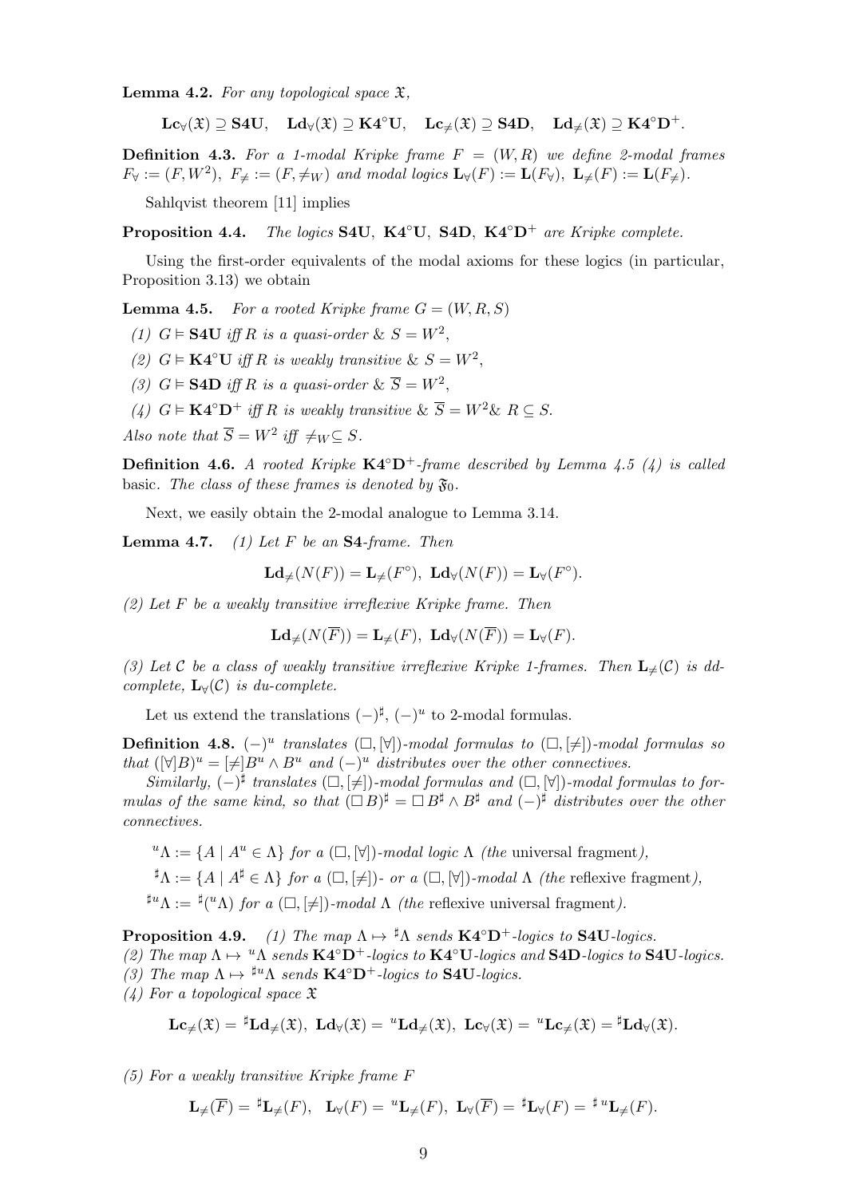**Lemma 4.2.** *For any topological space $\mathfrak{X}$,*

$$\mathbf{Lc}_\forall(\mathfrak{X}) \supseteq \mathbf{S4U}, \quad \mathbf{Ld}_\forall(\mathfrak{X}) \supseteq \mathbf{K4^\circ U}, \quad \mathbf{Lc}_{\neq}(\mathfrak{X}) \supseteq \mathbf{S4D}, \quad \mathbf{Ld}_{\neq}(\mathfrak{X}) \supseteq \mathbf{K4^\circ D^+}.$$

**Definition 4.3.** *For a 1-modal Kripke frame $F = (W, R)$ we define 2-modal frames $F_\forall := (F, W^2)$, $F_{\neq} := (F, \neq_W)$ and modal logics $\mathbf{L}_\forall(F) := \mathbf{L}(F_\forall)$, $\mathbf{L}_{\neq}(F) := \mathbf{L}(F_{\neq})$.*

Sahlqvist theorem [11] implies

**Proposition 4.4.** *The logics $\mathbf{S4U}$, $\mathbf{K4^\circ U}$, $\mathbf{S4D}$, $\mathbf{K4^\circ D^+}$ are Kripke complete.*

Using the first-order equivalents of the modal axioms for these logics (in particular, Proposition 3.13) we obtain

**Lemma 4.5.** *For a rooted Kripke frame $G = (W, R, S)$*

*(1) $G \vDash \mathbf{S4U}$ iff $R$ is a quasi-order & $S = W^2$,*

*(2) $G \vDash \mathbf{K4^\circ U}$ iff $R$ is weakly transitive & $S = W^2$,*

*(3) $G \vDash \mathbf{S4D}$ iff $R$ is a quasi-order & $\overline{S} = W^2$,*

*(4) $G \vDash \mathbf{K4^\circ D^+}$ iff $R$ is weakly transitive & $\overline{S} = W^2$& $R \subseteq S$.*

*Also note that $\overline{S} = W^2$ iff $\neq_W \subseteq S$.*

**Definition 4.6.** *A rooted Kripke $\mathbf{K4^\circ D^+}$-frame described by Lemma 4.5 (4) is called* basic*. The class of these frames is denoted by $\mathfrak{F}_0$.*

Next, we easily obtain the 2-modal analogue to Lemma 3.14.

**Lemma 4.7.** *(1) Let $F$ be an $\mathbf{S4}$-frame. Then*

$$\mathbf{Ld}_{\neq}(N(F)) = \mathbf{L}_{\neq}(F^\circ), \ \mathbf{Ld}_\forall(N(F)) = \mathbf{L}_\forall(F^\circ).$$

*(2) Let $F$ be a weakly transitive irreflexive Kripke frame. Then*

$$\mathbf{Ld}_{\neq}(N(\overline{F})) = \mathbf{L}_{\neq}(F), \ \mathbf{Ld}_\forall(N(\overline{F})) = \mathbf{L}_\forall(F).$$

*(3) Let $\mathcal{C}$ be a class of weakly transitive irreflexive Kripke 1-frames. Then $\mathbf{L}_{\neq}(\mathcal{C})$ is dd-complete, $\mathbf{L}_\forall(\mathcal{C})$ is du-complete.*

Let us extend the translations $(-)^\sharp$, $(-)^u$ to 2-modal formulas.

**Definition 4.8.** *$(-)^u$ translates $(\Box, [\forall])$-modal formulas to $(\Box, [\neq])$-modal formulas so that $([\forall]B)^u = [\neq]B^u \wedge B^u$ and $(-)^u$ distributes over the other connectives.*

*Similarly, $(-)^\sharp$ translates $(\Box, [\neq])$-modal formulas and $(\Box, [\forall])$-modal formulas to formulas of the same kind, so that $(\Box B)^\sharp = \Box B^\sharp \wedge B^\sharp$ and $(-)^\sharp$ distributes over the other connectives.*

$^u\Lambda := \{A \mid A^u \in \Lambda\}$ *for a $(\Box, [\forall])$-modal logic $\Lambda$ (the* universal fragment*),*

$^\sharp\Lambda := \{A \mid A^\sharp \in \Lambda\}$ *for a $(\Box, [\neq])$- or a $(\Box, [\forall])$-modal $\Lambda$ (the* reflexive fragment*),*

$^{\sharp u}\Lambda := {}^\sharp({}^u\Lambda)$ *for a $(\Box, [\neq])$-modal $\Lambda$ (the* reflexive universal fragment*).*

**Proposition 4.9.** *(1) The map $\Lambda \mapsto {}^\sharp\Lambda$ sends $\mathbf{K4^\circ D^+}$-logics to $\mathbf{S4U}$-logics.*

*(2) The map $\Lambda \mapsto {}^u\Lambda$ sends $\mathbf{K4^\circ D^+}$-logics to $\mathbf{K4^\circ U}$-logics and $\mathbf{S4D}$-logics to $\mathbf{S4U}$-logics.*

*(3) The map $\Lambda \mapsto {}^{\sharp u}\Lambda$ sends $\mathbf{K4^\circ D^+}$-logics to $\mathbf{S4U}$-logics.*

*(4) For a topological space $\mathfrak{X}$*

$$\mathbf{Lc}_{\neq}(\mathfrak{X}) = {}^\sharp\mathbf{Ld}_{\neq}(\mathfrak{X}), \ \mathbf{Ld}_\forall(\mathfrak{X}) = {}^u\mathbf{Ld}_{\neq}(\mathfrak{X}), \ \mathbf{Lc}_\forall(\mathfrak{X}) = {}^u\mathbf{Lc}_{\neq}(\mathfrak{X}) = {}^\sharp\mathbf{Ld}_\forall(\mathfrak{X}).$$

*(5) For a weakly transitive Kripke frame $F$*

$$\mathbf{L}_{\neq}(\overline{F}) = {}^\sharp\mathbf{L}_{\neq}(F), \quad \mathbf{L}_\forall(F) = {}^u\mathbf{L}_{\neq}(F), \ \mathbf{L}_\forall(\overline{F}) = {}^\sharp\mathbf{L}_\forall(F) = {}^{\sharp\, u}\mathbf{L}_{\neq}(F).$$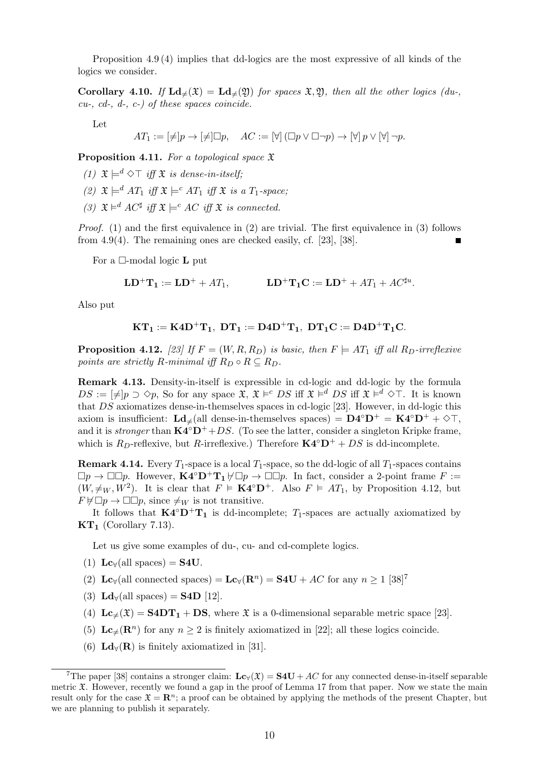Proposition 4.9 (4) implies that dd-logics are the most expressive of all kinds of the logics we consider.

**Corollary 4.10.** *If $\mathbf{Ld}_{\neq}(\mathfrak{X}) = \mathbf{Ld}_{\neq}(\mathfrak{Y})$ for spaces $\mathfrak{X}, \mathfrak{Y}$, then all the other logics (du-, cu-, cd-, d-, c-) of these spaces coincide.*

Let

$$AT_1 := [\neq]p \to [\neq]\Box p, \quad AC := [\forall]\,(\Box p \vee \Box\neg p) \to [\forall]\,p \vee [\forall]\,\neg p.$$

**Proposition 4.11.** *For a topological space $\mathfrak{X}$*

*(1) $\mathfrak{X} \models^d \Diamond\top$ iff $\mathfrak{X}$ is dense-in-itself;*

*(2) $\mathfrak{X} \models^d AT_1$ iff $\mathfrak{X} \models^c AT_1$ iff $\mathfrak{X}$ is a $T_1$-space;*

*(3) $\mathfrak{X} \models^d AC^\sharp$ iff $\mathfrak{X} \models^c AC$ iff $\mathfrak{X}$ is connected.*

*Proof.* (1) and the first equivalence in (2) are trivial. The first equivalence in (3) follows from 4.9(4). The remaining ones are checked easily, cf. [23], [38]. ∎

For a $\Box$-modal logic $\mathbf{L}$ put

$$\mathbf{LD^+T_1} := \mathbf{LD^+} + AT_1, \qquad \mathbf{LD^+T_1C} := \mathbf{LD^+} + AT_1 + AC^{\sharp u}.$$

Also put

$$\mathbf{KT_1} := \mathbf{K4D^+T_1},\ \mathbf{DT_1} := \mathbf{D4D^+T_1},\ \mathbf{DT_1C} := \mathbf{D4D^+T_1C}.$$

**Proposition 4.12.** *[23] If $F = (W, R, R_D)$ is basic, then $F \models AT_1$ iff all $R_D$-irreflexive points are strictly $R$-minimal iff $R_D \circ R \subseteq R_D$.*

**Remark 4.13.** Density-in-itself is expressible in cd-logic and dd-logic by the formula $DS := [\neq]p \supset \Diamond p$, So for any space $\mathfrak{X}$, $\mathfrak{X} \models^c DS$ iff $\mathfrak{X} \models^d DS$ iff $\mathfrak{X} \models^d \Diamond\top$. It is known that $DS$ axiomatizes dense-in-themselves spaces in cd-logic [23]. However, in dd-logic this axiom is insufficient: $\mathbf{Ld}_{\neq}$(all dense-in-themselves spaces) $= \mathbf{D4^\circ D^+} = \mathbf{K4^\circ D^+} + \Diamond\top$, and it is *stronger* than $\mathbf{K4^\circ D^+}{+}DS$. (To see the latter, consider a singleton Kripke frame, which is $R_D$-reflexive, but $R$-irreflexive.) Therefore $\mathbf{K4^\circ D^+} + DS$ is dd-incomplete.

**Remark 4.14.** Every $T_1$-space is a local $T_1$-space, so the dd-logic of all $T_1$-spaces contains $\Box p \to \Box\Box p$. However, $\mathbf{K4^\circ D^+T_1} \nvdash \Box p \to \Box\Box p$. In fact, consider a 2-point frame $F := (W, \neq_W, W^2)$. It is clear that $F \models \mathbf{K4^\circ D^+}$. Also $F \models AT_1$, by Proposition 4.12, but $F \not\models \Box p \to \Box\Box p$, since $\neq_W$ is not transitive.

It follows that $\mathbf{K4^\circ D^+T_1}$ is dd-incomplete; $T_1$-spaces are actually axiomatized by $\mathbf{KT_1}$ (Corollary 7.13).

Let us give some examples of du-, cu- and cd-complete logics.

(1) $\mathbf{Lc}_\forall$(all spaces) $= \mathbf{S4U}$.

(2) $\mathbf{Lc}_\forall$(all connected spaces) $= \mathbf{Lc}_\forall(\mathbf{R}^n) = \mathbf{S4U} + AC$ for any $n \geq 1$ [38][7]

(3) $\mathbf{Ld}_\forall$(all spaces) $= \mathbf{S4D}$ [12].

(4) $\mathbf{Lc}_{\neq}(\mathfrak{X}) = \mathbf{S4DT_1} + \mathbf{DS}$, where $\mathfrak{X}$ is a 0-dimensional separable metric space [23].

(5) $\mathbf{Lc}_{\neq}(\mathbf{R}^n)$ for any $n \geq 2$ is finitely axiomatized in [22]; all these logics coincide.

(6) $\mathbf{Ld}_\forall(\mathbf{R})$ is finitely axiomatized in [31].

[7] The paper [38] contains a stronger claim: $\mathbf{Lc}_\forall(\mathfrak{X}) = \mathbf{S4U} + AC$ for any connected dense-in-itself separable metric $\mathfrak{X}$. However, recently we found a gap in the proof of Lemma 17 from that paper. Now we state the main result only for the case $\mathfrak{X} = \mathbf{R}^n$; a proof can be obtained by applying the methods of the present Chapter, but we are planning to publish it separately.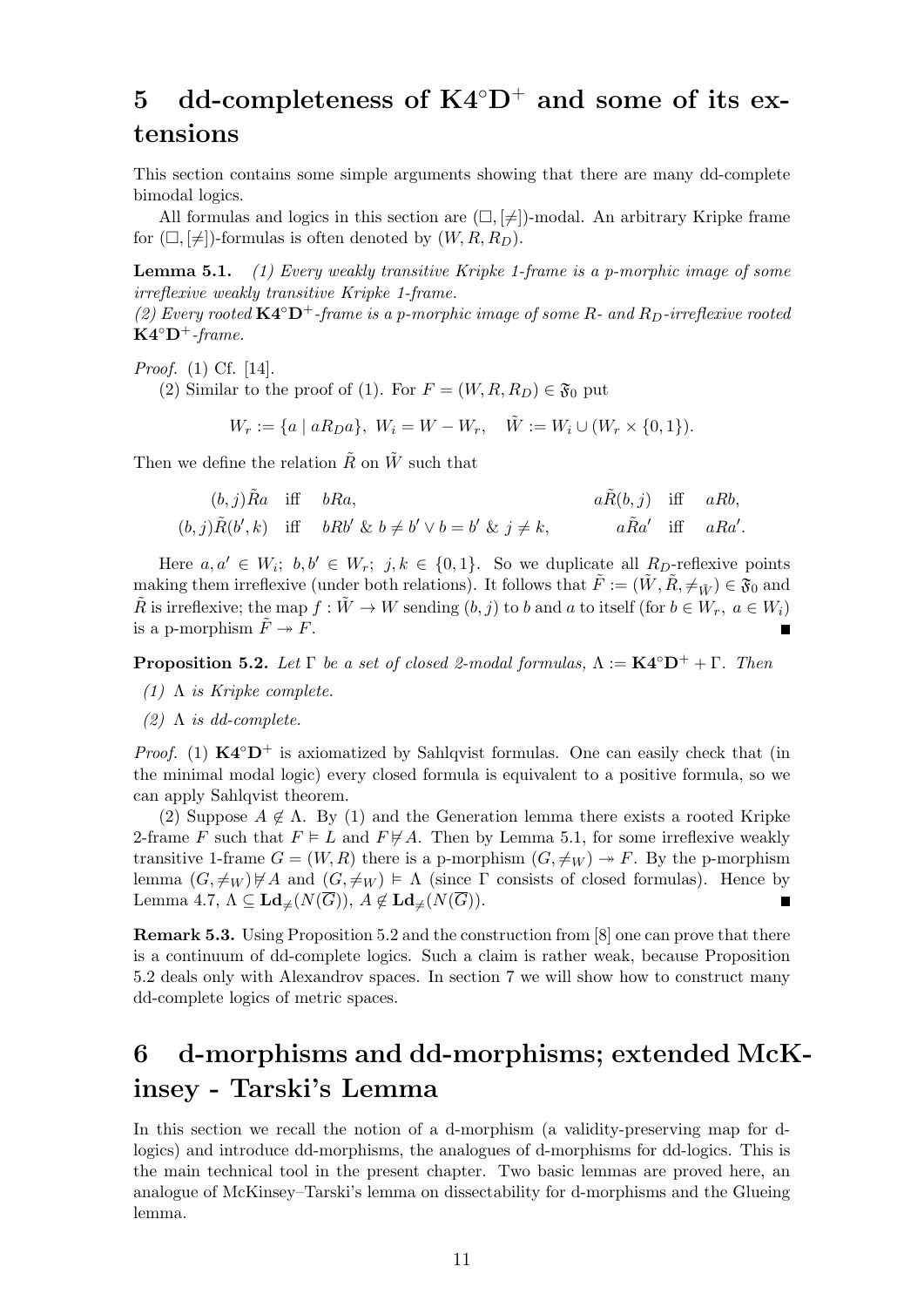# 5 dd-completeness of $\mathbf{K4}^\circ\mathbf{D}^+$ and some of its extensions

This section contains some simple arguments showing that there are many dd-complete bimodal logics.

All formulas and logics in this section are $(\Box, [\neq])$-modal. An arbitrary Kripke frame for $(\Box, [\neq])$-formulas is often denoted by $(W, R, R_D)$.

**Lemma 5.1.** *(1) Every weakly transitive Kripke 1-frame is a p-morphic image of some irreflexive weakly transitive Kripke 1-frame.*
*(2) Every rooted* $\mathbf{K4}^\circ\mathbf{D}^+$*-frame is a p-morphic image of some* $R$*- and* $R_D$*-irreflexive rooted* $\mathbf{K4}^\circ\mathbf{D}^+$*-frame.*

*Proof.* (1) Cf. [14].

(2) Similar to the proof of (1). For $F = (W, R, R_D) \in \mathfrak{F}_0$ put

$$W_r := \{a \mid aR_D a\},\ W_i = W - W_r, \quad \tilde{W} := W_i \cup (W_r \times \{0, 1\}).$$

Then we define the relation $\tilde{R}$ on $\tilde{W}$ such that

$$\begin{array}{llll} (b,j)\tilde{R}a & \text{iff} \quad bRa, & a\tilde{R}(b,j) & \text{iff} \quad aRb, \\ (b,j)\tilde{R}(b',k) & \text{iff} \quad bRb' \ \&\ b \neq b' \vee b = b' \ \&\ j \neq k, & a\tilde{R}a' & \text{iff} \quad aRa'. \end{array}$$

Here $a, a' \in W_i$; $b, b' \in W_r$; $j, k \in \{0, 1\}$. So we duplicate all $R_D$-reflexive points making them irreflexive (under both relations). It follows that $\tilde{F} := (\tilde{W}, \tilde{R}, \neq_{\tilde{W}}) \in \mathfrak{F}_0$ and $\tilde{R}$ is irreflexive; the map $f : \tilde{W} \to W$ sending $(b, j)$ to $b$ and $a$ to itself (for $b \in W_r$, $a \in W_i$) is a p-morphism $\tilde{F} \twoheadrightarrow F$. ∎

**Proposition 5.2.** *Let* $\Gamma$ *be a set of closed 2-modal formulas,* $\Lambda := \mathbf{K4}^\circ\mathbf{D}^+ + \Gamma$*. Then*

*(1)* $\Lambda$ *is Kripke complete.*

*(2)* $\Lambda$ *is dd-complete.*

*Proof.* (1) $\mathbf{K4}^\circ\mathbf{D}^+$ is axiomatized by Sahlqvist formulas. One can easily check that (in the minimal modal logic) every closed formula is equivalent to a positive formula, so we can apply Sahlqvist theorem.

(2) Suppose $A \notin \Lambda$. By (1) and the Generation lemma there exists a rooted Kripke 2-frame $F$ such that $F \vDash L$ and $F \nvDash A$. Then by Lemma 5.1, for some irreflexive weakly transitive 1-frame $G = (W, R)$ there is a p-morphism $(G, \neq_W) \twoheadrightarrow F$. By the p-morphism lemma $(G, \neq_W) \nvDash A$ and $(G, \neq_W) \vDash \Lambda$ (since $\Gamma$ consists of closed formulas). Hence by Lemma 4.7, $\Lambda \subseteq \mathbf{Ld}_{\neq}(N(\overline{G}))$, $A \notin \mathbf{Ld}_{\neq}(N(\overline{G}))$. ∎

**Remark 5.3.** Using Proposition 5.2 and the construction from [8] one can prove that there is a continuum of dd-complete logics. Such a claim is rather weak, because Proposition 5.2 deals only with Alexandrov spaces. In section 7 we will show how to construct many dd-complete logics of metric spaces.

# 6 d-morphisms and dd-morphisms; extended McKinsey - Tarski's Lemma

In this section we recall the notion of a d-morphism (a validity-preserving map for d-logics) and introduce dd-morphisms, the analogues of d-morphisms for dd-logics. This is the main technical tool in the present chapter. Two basic lemmas are proved here, an analogue of McKinsey–Tarski's lemma on dissectability for d-morphisms and the Glueing lemma.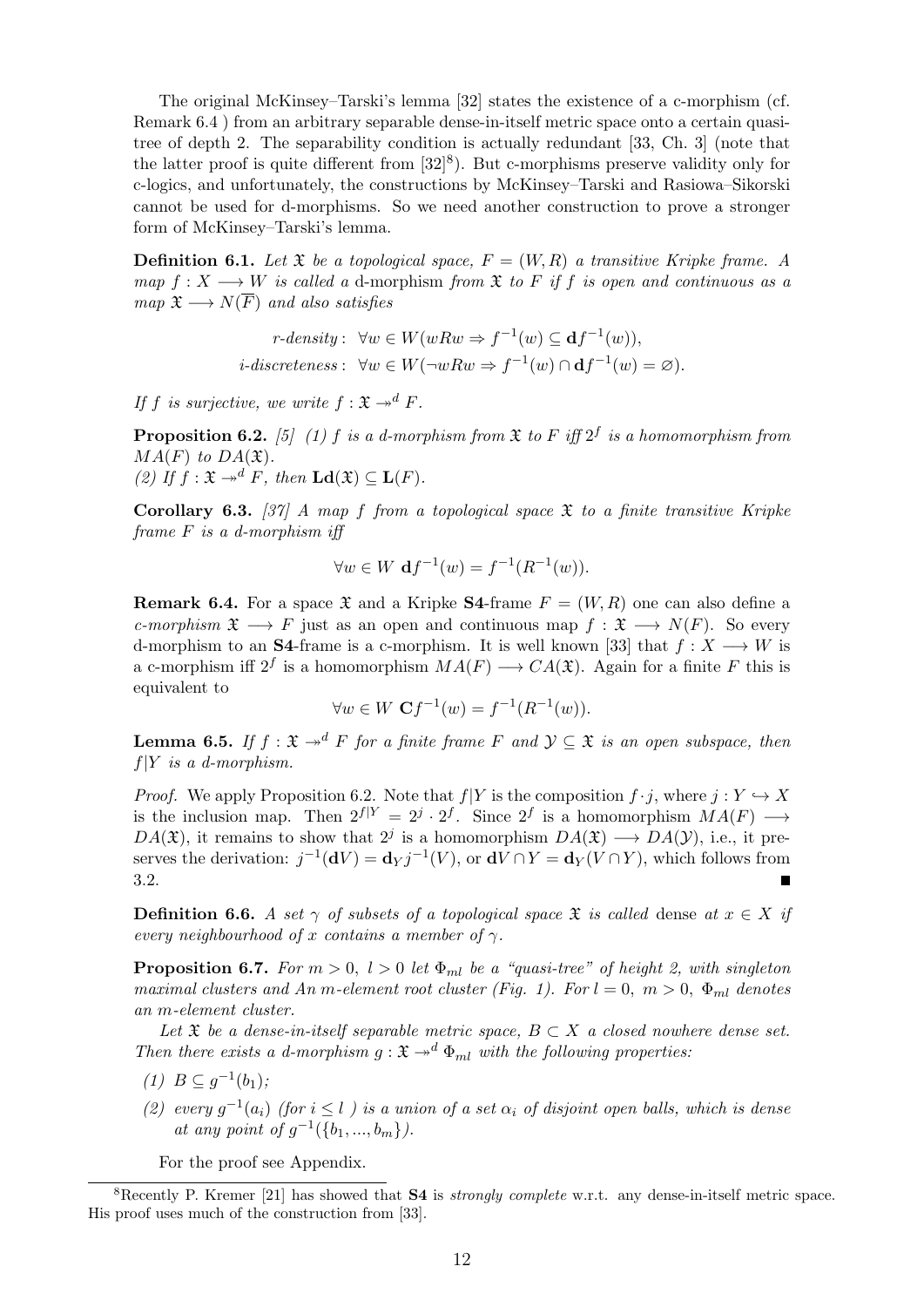The original McKinsey–Tarski's lemma [32] states the existence of a c-morphism (cf. Remark 6.4 ) from an arbitrary separable dense-in-itself metric space onto a certain quasi-tree of depth 2. The separability condition is actually redundant [33, Ch. 3] (note that the latter proof is quite different from [32][8]). But c-morphisms preserve validity only for c-logics, and unfortunately, the constructions by McKinsey–Tarski and Rasiowa–Sikorski cannot be used for d-morphisms. So we need another construction to prove a stronger form of McKinsey–Tarski's lemma.

**Definition 6.1.** *Let $\mathfrak{X}$ be a topological space, $F = (W, R)$ a transitive Kripke frame. A map $f : X \longrightarrow W$ is called a* d-morphism *from $\mathfrak{X}$ to $F$ if $f$ is open and continuous as a map $\mathfrak{X} \longrightarrow N(\overline{F})$ and also satisfies*

$$r\text{-}density: \;\; \forall w \in W (wRw \Rightarrow f^{-1}(w) \subseteq \mathbf{d}f^{-1}(w)),$$
$$i\text{-}discreteness: \;\; \forall w \in W (\neg wRw \Rightarrow f^{-1}(w) \cap \mathbf{d}f^{-1}(w) = \varnothing).$$

*If $f$ is surjective, we write $f : \mathfrak{X} \twoheadrightarrow^d F$.*

**Proposition 6.2.** *[5] (1) $f$ is a d-morphism from $\mathfrak{X}$ to $F$ iff $2^f$ is a homomorphism from $MA(F)$ to $DA(\mathfrak{X})$.*
*(2) If $f : \mathfrak{X} \twoheadrightarrow^d F$, then $\mathbf{Ld}(\mathfrak{X}) \subseteq \mathbf{L}(F)$.*

**Corollary 6.3.** *[37] A map $f$ from a topological space $\mathfrak{X}$ to a finite transitive Kripke frame $F$ is a d-morphism iff*

$$\forall w \in W \; \mathbf{d}f^{-1}(w) = f^{-1}(R^{-1}(w)).$$

**Remark 6.4.** For a space $\mathfrak{X}$ and a Kripke **S4**-frame $F = (W, R)$ one can also define a *c-morphism* $\mathfrak{X} \longrightarrow F$ just as an open and continuous map $f : \mathfrak{X} \longrightarrow N(F)$. So every d-morphism to an **S4**-frame is a c-morphism. It is well known [33] that $f : X \longrightarrow W$ is a c-morphism iff $2^f$ is a homomorphism $MA(F) \longrightarrow CA(\mathfrak{X})$. Again for a finite $F$ this is equivalent to

$$\forall w \in W \; \mathbf{C}f^{-1}(w) = f^{-1}(R^{-1}(w)).$$

**Lemma 6.5.** *If $f : \mathfrak{X} \twoheadrightarrow^d F$ for a finite frame $F$ and $\mathcal{Y} \subseteq \mathfrak{X}$ is an open subspace, then $f|Y$ is a d-morphism.*

*Proof.* We apply Proposition 6.2. Note that $f|Y$ is the composition $f \cdot j$, where $j : Y \hookrightarrow X$ is the inclusion map. Then $2^{f|Y} = 2^j \cdot 2^f$. Since $2^f$ is a homomorphism $MA(F) \longrightarrow DA(\mathfrak{X})$, it remains to show that $2^j$ is a homomorphism $DA(\mathfrak{X}) \longrightarrow DA(\mathcal{Y})$, i.e., it preserves the derivation: $j^{-1}(\mathbf{d}V) = \mathbf{d}_Y j^{-1}(V)$, or $\mathbf{d}V \cap Y = \mathbf{d}_Y(V \cap Y)$, which follows from 3.2. ∎

**Definition 6.6.** *A set $\gamma$ of subsets of a topological space $\mathfrak{X}$ is called* dense *at $x \in X$ if every neighbourhood of $x$ contains a member of $\gamma$.*

**Proposition 6.7.** *For $m > 0$, $l > 0$ let $\Phi_{ml}$ be a "quasi-tree" of height 2, with singleton maximal clusters and An $m$-element root cluster (Fig. 1). For $l = 0$, $m > 0$, $\Phi_{ml}$ denotes an $m$-element cluster.*

*Let $\mathfrak{X}$ be a dense-in-itself separable metric space, $B \subset X$ a closed nowhere dense set. Then there exists a d-morphism $g : \mathfrak{X} \twoheadrightarrow^d \Phi_{ml}$ with the following properties:*

*(1) $B \subseteq g^{-1}(b_1)$;*

*(2) every $g^{-1}(a_i)$ (for $i \leq l$ ) is a union of a set $\alpha_i$ of disjoint open balls, which is dense at any point of $g^{-1}(\{b_1, ..., b_m\})$.*

For the proof see Appendix.

[8] Recently P. Kremer [21] has showed that **S4** is *strongly complete* w.r.t. any dense-in-itself metric space. His proof uses much of the construction from [33].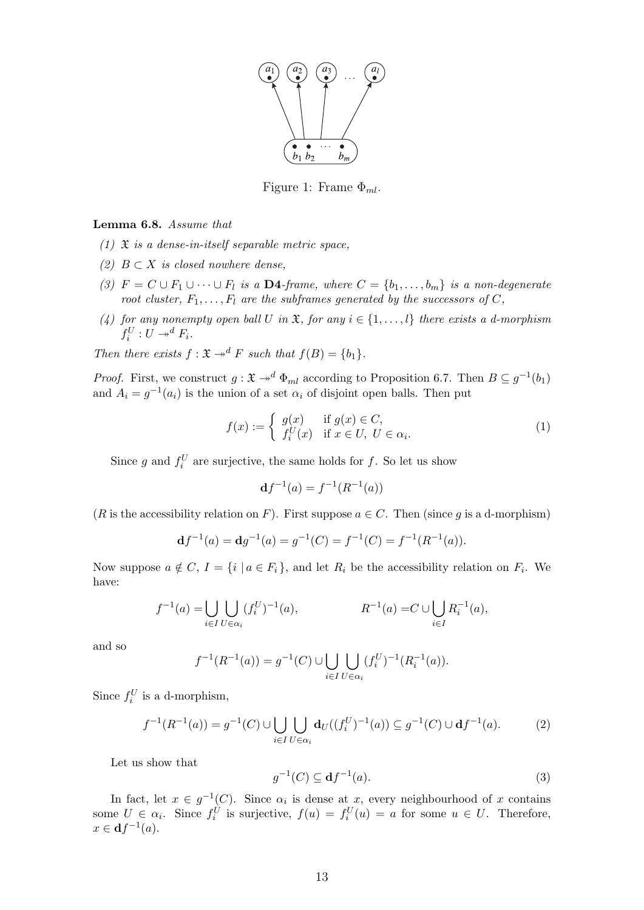Figure 1: Frame $\Phi_{ml}$.

**Lemma 6.8.** *Assume that*

*(1) $\mathfrak{X}$ is a dense-in-itself separable metric space,*

*(2) $B \subset X$ is closed nowhere dense,*

*(3) $F = C \cup F_1 \cup \cdots \cup F_l$ is a* **D4***-frame, where $C = \{b_1, \ldots, b_m\}$ is a non-degenerate root cluster, $F_1, \ldots, F_l$ are the subframes generated by the successors of $C$,*

*(4) for any nonempty open ball $U$ in $\mathfrak{X}$, for any $i \in \{1, \ldots, l\}$ there exists a d-morphism $f_i^U : U \twoheadrightarrow^d F_i$.*

*Then there exists $f : \mathfrak{X} \twoheadrightarrow^d F$ such that $f(B) = \{b_1\}$.*

*Proof.* First, we construct $g : \mathfrak{X} \twoheadrightarrow^d \Phi_{ml}$ according to Proposition 6.7. Then $B \subseteq g^{-1}(b_1)$ and $A_i = g^{-1}(a_i)$ is the union of a set $\alpha_i$ of disjoint open balls. Then put

$$f(x) := \begin{cases} g(x) & \text{if } g(x) \in C, \\ f_i^U(x) & \text{if } x \in U,\ U \in \alpha_i. \end{cases} \tag{1}$$

Since $g$ and $f_i^U$ are surjective, the same holds for $f$. So let us show

$$\mathbf{d}f^{-1}(a) = f^{-1}(R^{-1}(a))$$

($R$ is the accessibility relation on $F$). First suppose $a \in C$. Then (since $g$ is a d-morphism)

$$\mathbf{d}f^{-1}(a) = \mathbf{d}g^{-1}(a) = g^{-1}(C) = f^{-1}(C) = f^{-1}(R^{-1}(a)).$$

Now suppose $a \notin C$, $I = \{i \mid a \in F_i\}$, and let $R_i$ be the accessibility relation on $F_i$. We have:

$$f^{-1}(a) = \bigcup_{i \in I} \bigcup_{U \in \alpha_i} (f_i^U)^{-1}(a), \qquad R^{-1}(a) = C \cup \bigcup_{i \in I} R_i^{-1}(a),$$

and so

$$f^{-1}(R^{-1}(a)) = g^{-1}(C) \cup \bigcup_{i \in I} \bigcup_{U \in \alpha_i} (f_i^U)^{-1}(R_i^{-1}(a)).$$

Since $f_i^U$ is a d-morphism,

$$f^{-1}(R^{-1}(a)) = g^{-1}(C) \cup \bigcup_{i \in I} \bigcup_{U \in \alpha_i} \mathbf{d}_U((f_i^U)^{-1}(a)) \subseteq g^{-1}(C) \cup \mathbf{d}f^{-1}(a). \tag{2}$$

Let us show that

$$g^{-1}(C) \subseteq \mathbf{d}f^{-1}(a). \tag{3}$$

In fact, let $x \in g^{-1}(C)$. Since $\alpha_i$ is dense at $x$, every neighbourhood of $x$ contains some $U \in \alpha_i$. Since $f_i^U$ is surjective, $f(u) = f_i^U(u) = a$ for some $u \in U$. Therefore, $x \in \mathbf{d}f^{-1}(a)$.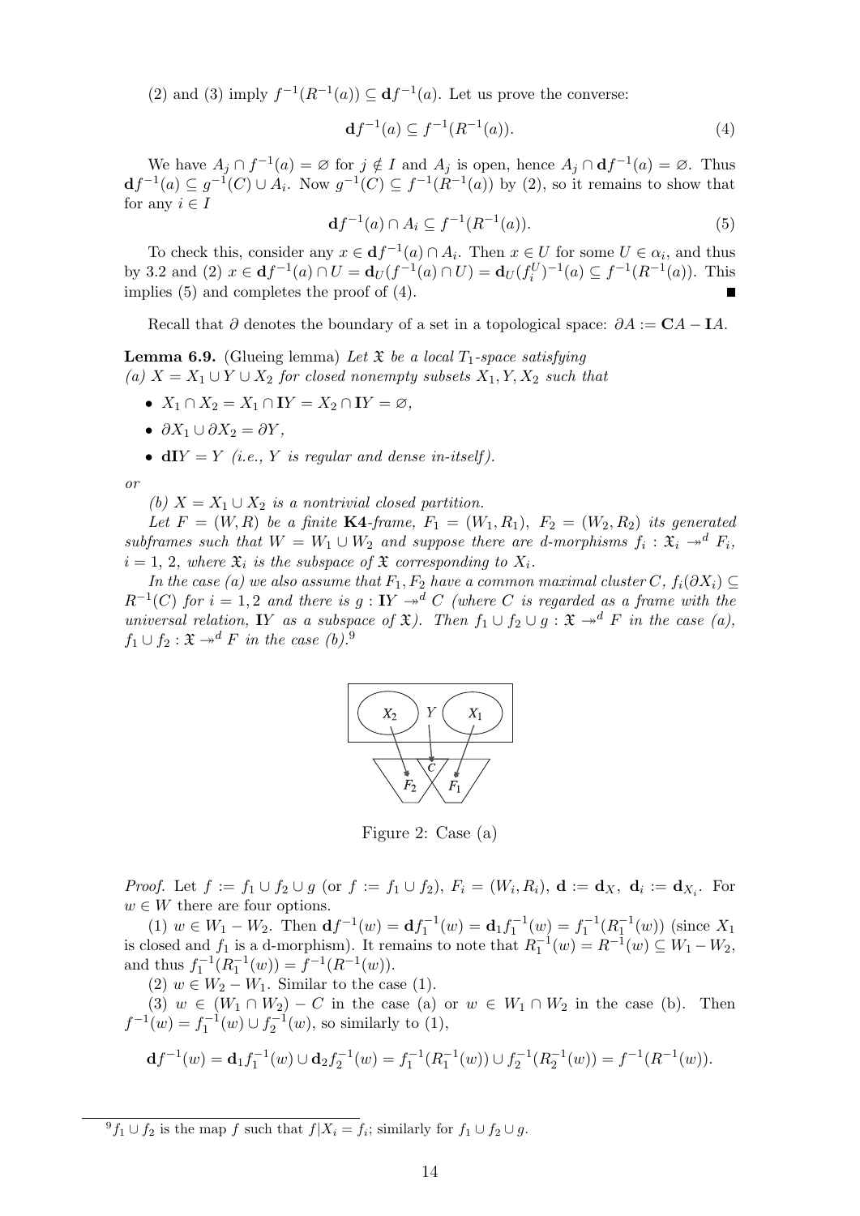(2) and (3) imply $f^{-1}(R^{-1}(a)) \subseteq \mathbf{d}f^{-1}(a)$. Let us prove the converse:

$$\mathbf{d}f^{-1}(a) \subseteq f^{-1}(R^{-1}(a)). \tag{4}$$

We have $A_j \cap f^{-1}(a) = \varnothing$ for $j \notin I$ and $A_j$ is open, hence $A_j \cap \mathbf{d}f^{-1}(a) = \varnothing$. Thus $\mathbf{d}f^{-1}(a) \subseteq g^{-1}(C) \cup A_i$. Now $g^{-1}(C) \subseteq f^{-1}(R^{-1}(a))$ by (2), so it remains to show that for any $i \in I$

$$\mathbf{d}f^{-1}(a) \cap A_i \subseteq f^{-1}(R^{-1}(a)). \tag{5}$$

To check this, consider any $x \in \mathbf{d}f^{-1}(a) \cap A_i$. Then $x \in U$ for some $U \in \alpha_i$, and thus by 3.2 and (2) $x \in \mathbf{d}f^{-1}(a) \cap U = \mathbf{d}_U(f^{-1}(a) \cap U) = \mathbf{d}_U(f_i^U)^{-1}(a) \subseteq f^{-1}(R^{-1}(a))$. This implies (5) and completes the proof of (4). ∎

Recall that $\partial$ denotes the boundary of a set in a topological space: $\partial A := \mathbf{C}A - \mathbf{I}A$.

**Lemma 6.9.** (Glueing lemma) *Let $\mathfrak{X}$ be a local $T_1$-space satisfying*
*(a) $X = X_1 \cup Y \cup X_2$ for closed nonempty subsets $X_1, Y, X_2$ such that*

- $X_1 \cap X_2 = X_1 \cap \mathbf{I}Y = X_2 \cap \mathbf{I}Y = \varnothing$,
- $\partial X_1 \cup \partial X_2 = \partial Y$,
- $\mathbf{dI}Y = Y$ *(i.e., $Y$ is regular and dense in-itself).*

*or*

*(b) $X = X_1 \cup X_2$ is a nontrivial closed partition.*

*Let $F = (W, R)$ be a finite* **K4***-frame, $F_1 = (W_1, R_1)$, $F_2 = (W_2, R_2)$ its generated subframes such that $W = W_1 \cup W_2$ and suppose there are d-morphisms $f_i : \mathfrak{X}_i \twoheadrightarrow^d F_i$, $i = 1, 2$, where $\mathfrak{X}_i$ is the subspace of $\mathfrak{X}$ corresponding to $X_i$.*

*In the case (a) we also assume that $F_1, F_2$ have a common maximal cluster $C$, $f_i(\partial X_i) \subseteq R^{-1}(C)$ for $i = 1, 2$ and there is $g : \mathbf{I}Y \twoheadrightarrow^d C$ (where $C$ is regarded as a frame with the universal relation, $\mathbf{I}Y$ as a subspace of $\mathfrak{X}$). Then $f_1 \cup f_2 \cup g : \mathfrak{X} \twoheadrightarrow^d F$ in the case (a), $f_1 \cup f_2 : \mathfrak{X} \twoheadrightarrow^d F$ in the case (b).*[9]

Figure 2: Case (a)

*Proof.* Let $f := f_1 \cup f_2 \cup g$ (or $f := f_1 \cup f_2$), $F_i = (W_i, R_i)$, $\mathbf{d} := \mathbf{d}_X$, $\mathbf{d}_i := \mathbf{d}_{X_i}$. For $w \in W$ there are four options.

(1) $w \in W_1 - W_2$. Then $\mathbf{d}f^{-1}(w) = \mathbf{d}f_1^{-1}(w) = \mathbf{d}_1 f_1^{-1}(w) = f_1^{-1}(R_1^{-1}(w))$ (since $X_1$ is closed and $f_1$ is a d-morphism). It remains to note that $R_1^{-1}(w) = R^{-1}(w) \subseteq W_1 - W_2$, and thus $f_1^{-1}(R_1^{-1}(w)) = f^{-1}(R^{-1}(w))$.

(2) $w \in W_2 - W_1$. Similar to the case (1).

(3) $w \in (W_1 \cap W_2) - C$ in the case (a) or $w \in W_1 \cap W_2$ in the case (b). Then $f^{-1}(w) = f_1^{-1}(w) \cup f_2^{-1}(w)$, so similarly to (1),

$$\mathbf{d}f^{-1}(w) = \mathbf{d}_1 f_1^{-1}(w) \cup \mathbf{d}_2 f_2^{-1}(w) = f_1^{-1}(R_1^{-1}(w)) \cup f_2^{-1}(R_2^{-1}(w)) = f^{-1}(R^{-1}(w)).$$

[9] $f_1 \cup f_2$ is the map $f$ such that $f|X_i = f_i$; similarly for $f_1 \cup f_2 \cup g$.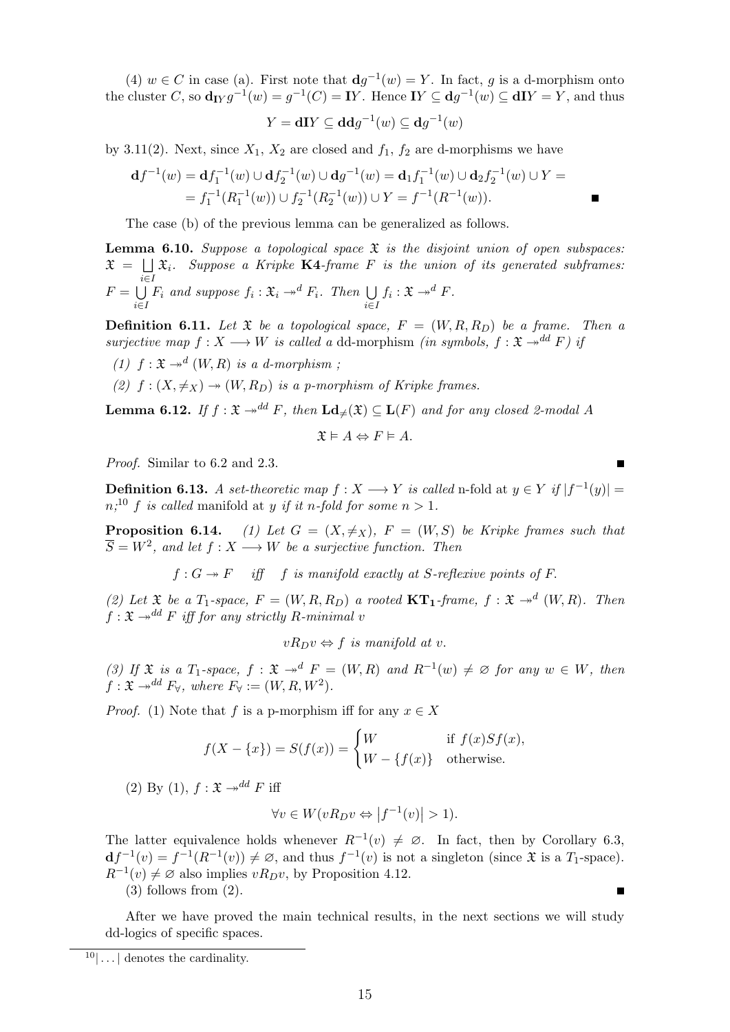(4) $w \in C$ in case (a). First note that $\mathbf{d}g^{-1}(w) = Y$. In fact, $g$ is a d-morphism onto the cluster $C$, so $\mathbf{d}_{\mathbf{I}Y} g^{-1}(w) = g^{-1}(C) = \mathbf{I}Y$. Hence $\mathbf{I}Y \subseteq \mathbf{d}g^{-1}(w) \subseteq \mathbf{dI}Y = Y$, and thus

$$Y = \mathbf{dI}Y \subseteq \mathbf{dd}g^{-1}(w) \subseteq \mathbf{d}g^{-1}(w)$$

by 3.11(2). Next, since $X_1$, $X_2$ are closed and $f_1$, $f_2$ are d-morphisms we have

$$\begin{aligned}\mathbf{d}f^{-1}(w) &= \mathbf{d}f_1^{-1}(w) \cup \mathbf{d}f_2^{-1}(w) \cup \mathbf{d}g^{-1}(w) = \mathbf{d}_1 f_1^{-1}(w) \cup \mathbf{d}_2 f_2^{-1}(w) \cup Y = \\ &= f_1^{-1}(R_1^{-1}(w)) \cup f_2^{-1}(R_2^{-1}(w)) \cup Y = f^{-1}(R^{-1}(w)).\end{aligned}$$

■

The case (b) of the previous lemma can be generalized as follows.

**Lemma 6.10.** *Suppose a topological space $\mathfrak{X}$ is the disjoint union of open subspaces: $\mathfrak{X} = \bigsqcup_{i \in I} \mathfrak{X}_i$. Suppose a Kripke* **K4***-frame $F$ is the union of its generated subframes: $F = \bigcup_{i \in I} F_i$ and suppose $f_i : \mathfrak{X}_i \twoheadrightarrow^d F_i$. Then $\bigcup_{i \in I} f_i : \mathfrak{X} \twoheadrightarrow^d F$.*

**Definition 6.11.** *Let $\mathfrak{X}$ be a topological space, $F = (W, R, R_D)$ be a frame. Then a surjective map $f : X \longrightarrow W$ is called a* dd-morphism *(in symbols, $f : \mathfrak{X} \twoheadrightarrow^{dd} F$) if*

*(1) $f : \mathfrak{X} \twoheadrightarrow^d (W, R)$ is a d-morphism ;*

*(2) $f : (X, \neq_X) \twoheadrightarrow (W, R_D)$ is a p-morphism of Kripke frames.*

**Lemma 6.12.** *If $f : \mathfrak{X} \twoheadrightarrow^{dd} F$, then $\mathbf{Ld}_{\neq}(\mathfrak{X}) \subseteq \mathbf{L}(F)$ and for any closed 2-modal $A$*

$$\mathfrak{X} \vDash A \Leftrightarrow F \vDash A.$$

*Proof.* Similar to 6.2 and 2.3. ■

**Definition 6.13.** *A set-theoretic map $f : X \longrightarrow Y$ is called* n-fold *at $y \in Y$ if $|f^{-1}(y)| = n$;*[10] *$f$ is called* manifold *at $y$ if it $n$-fold for some $n > 1$.*

**Proposition 6.14.** *(1) Let $G = (X, \neq_X)$, $F = (W, S)$ be Kripke frames such that $\overline{S} = W^2$, and let $f : X \longrightarrow W$ be a surjective function. Then*

$$f : G \twoheadrightarrow F \quad \text{iff} \quad f \text{ is manifold exactly at } S\text{-reflexive points of } F.$$

*(2) Let $\mathfrak{X}$ be a $T_1$-space, $F = (W, R, R_D)$ a rooted* **KT₁***-frame, $f : \mathfrak{X} \twoheadrightarrow^d (W, R)$. Then $f : \mathfrak{X} \twoheadrightarrow^{dd} F$ iff for any strictly $R$-minimal $v$*

$$vR_D v \Leftrightarrow f \text{ is manifold at } v.$$

*(3) If $\mathfrak{X}$ is a $T_1$-space, $f : \mathfrak{X} \twoheadrightarrow^d F = (W, R)$ and $R^{-1}(w) \neq \varnothing$ for any $w \in W$, then $f : \mathfrak{X} \twoheadrightarrow^{dd} F_\forall$, where $F_\forall := (W, R, W^2)$.*

*Proof.* (1) Note that $f$ is a p-morphism iff for any $x \in X$

$$f(X - \{x\}) = S(f(x)) = \begin{cases} W & \text{if } f(x)Sf(x), \\ W - \{f(x)\} & \text{otherwise.} \end{cases}$$

(2) By (1), $f : \mathfrak{X} \twoheadrightarrow^{dd} F$ iff

$$\forall v \in W (vR_D v \Leftrightarrow |f^{-1}(v)| > 1).$$

The latter equivalence holds whenever $R^{-1}(v) \neq \varnothing$. In fact, then by Corollary 6.3, $\mathbf{d}f^{-1}(v) = f^{-1}(R^{-1}(v)) \neq \varnothing$, and thus $f^{-1}(v)$ is not a singleton (since $\mathfrak{X}$ is a $T_1$-space). $R^{-1}(v) \neq \varnothing$ also implies $vR_D v$, by Proposition 4.12.

(3) follows from (2). ■

After we have proved the main technical results, in the next sections we will study dd-logics of specific spaces.

[10] $|\ldots|$ denotes the cardinality.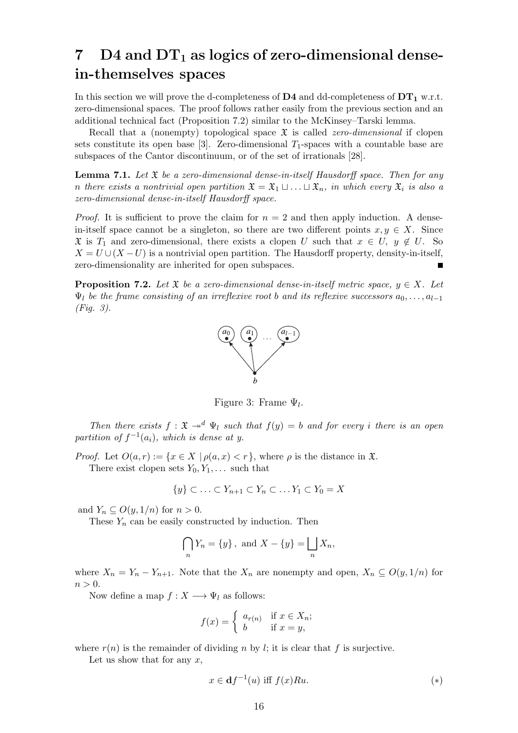# 7 $\mathbf{D4}$ and $\mathbf{DT_1}$ as logics of zero-dimensional dense-in-themselves spaces

In this section we will prove the d-completeness of $\mathbf{D4}$ and dd-completeness of $\mathbf{DT_1}$ w.r.t. zero-dimensional spaces. The proof follows rather easily from the previous section and an additional technical fact (Proposition 7.2) similar to the McKinsey–Tarski lemma.

Recall that a (nonempty) topological space $\mathfrak{X}$ is called *zero-dimensional* if clopen sets constitute its open base [3]. Zero-dimensional $T_1$-spaces with a countable base are subspaces of the Cantor discontinuum, or of the set of irrationals [28].

**Lemma 7.1.** *Let $\mathfrak{X}$ be a zero-dimensional dense-in-itself Hausdorff space. Then for any $n$ there exists a nontrivial open partition $\mathfrak{X} = \mathfrak{X}_1 \sqcup \ldots \sqcup \mathfrak{X}_n$, in which every $\mathfrak{X}_i$ is also a zero-dimensional dense-in-itself Hausdorff space.*

*Proof.* It is sufficient to prove the claim for $n = 2$ and then apply induction. A dense-in-itself space cannot be a singleton, so there are two different points $x, y \in X$. Since $\mathfrak{X}$ is $T_1$ and zero-dimensional, there exists a clopen $U$ such that $x \in U$, $y \notin U$. So $X = U \cup (X - U)$ is a nontrivial open partition. The Hausdorff property, density-in-itself, zero-dimensionality are inherited for open subspaces. ∎

**Proposition 7.2.** *Let $\mathfrak{X}$ be a zero-dimensional dense-in-itself metric space, $y \in X$. Let $\Psi_l$ be the frame consisting of an irreflexive root $b$ and its reflexive successors $a_0, \ldots, a_{l-1}$ (Fig. 3).*

Figure 3: Frame $\Psi_l$.

*Then there exists $f : \mathfrak{X} \twoheadrightarrow^d \Psi_l$ such that $f(y) = b$ and for every $i$ there is an open partition of $f^{-1}(a_i)$, which is dense at $y$.*

*Proof.* Let $O(a, r) := \{x \in X \mid \rho(a, x) < r\}$, where $\rho$ is the distance in $\mathfrak{X}$.

There exist clopen sets $Y_0, Y_1, \ldots$ such that

$$\{y\} \subset \ldots \subset Y_{n+1} \subset Y_n \subset \ldots Y_1 \subset Y_0 = X$$

and $Y_n \subseteq O(y, 1/n)$ for $n > 0$.

These $Y_n$ can be easily constructed by induction. Then

$$\bigcap_n Y_n = \{y\}, \text{ and } X - \{y\} = \bigsqcup_n X_n,$$

where $X_n = Y_n - Y_{n+1}$. Note that the $X_n$ are nonempty and open, $X_n \subseteq O(y, 1/n)$ for $n > 0$.

Now define a map $f : X \longrightarrow \Psi_l$ as follows:

$$f(x) = \begin{cases} a_{r(n)} & \text{if } x \in X_n; \\ b & \text{if } x = y, \end{cases}$$

where $r(n)$ is the remainder of dividing $n$ by $l$; it is clear that $f$ is surjective.

Let us show that for any $x$,

$$x \in \mathbf{d}f^{-1}(u) \text{ iff } f(x)Ru. \tag{$*$}$$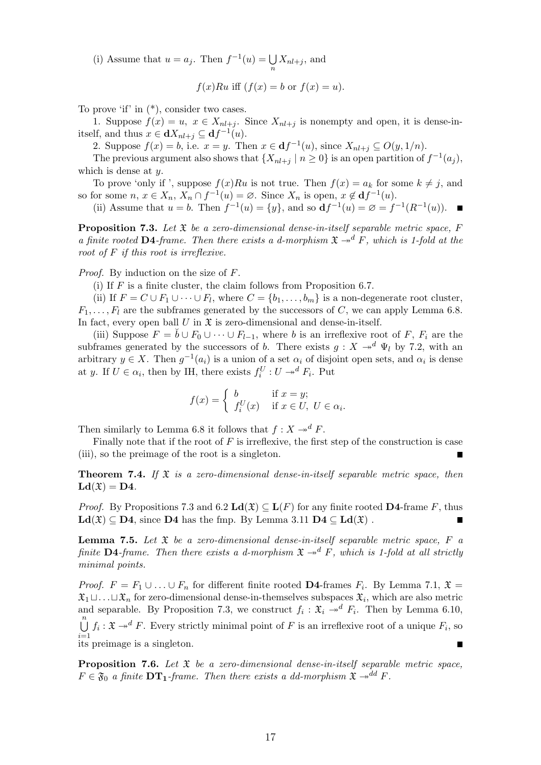(i) Assume that $u = a_j$. Then $f^{-1}(u) = \bigcup_n X_{nl+j}$, and

$$f(x)Ru \text{ iff } (f(x) = b \text{ or } f(x) = u).$$

To prove 'if' in (*), consider two cases.

1. Suppose $f(x) = u$, $x \in X_{nl+j}$. Since $X_{nl+j}$ is nonempty and open, it is dense-in-itself, and thus $x \in \mathbf{d}X_{nl+j} \subseteq \mathbf{d}f^{-1}(u)$.

2. Suppose $f(x) = b$, i.e. $x = y$. Then $x \in \mathbf{d}f^{-1}(u)$, since $X_{nl+j} \subseteq O(y, 1/n)$.

The previous argument also shows that $\{X_{nl+j} \mid n \geq 0\}$ is an open partition of $f^{-1}(a_j)$, which is dense at $y$.

To prove 'only if ', suppose $f(x)Ru$ is not true. Then $f(x) = a_k$ for some $k \neq j$, and so for some $n$, $x \in X_n$, $X_n \cap f^{-1}(u) = \varnothing$. Since $X_n$ is open, $x \notin \mathbf{d}f^{-1}(u)$.

(ii) Assume that $u = b$. Then $f^{-1}(u) = \{y\}$, and so $\mathbf{d}f^{-1}(u) = \varnothing = f^{-1}(R^{-1}(u))$. ∎

**Proposition 7.3.** *Let $\mathfrak{X}$ be a zero-dimensional dense-in-itself separable metric space, $F$ a finite rooted* **D4***-frame. Then there exists a d-morphism $\mathfrak{X} \twoheadrightarrow^d F$, which is 1-fold at the root of $F$ if this root is irreflexive.*

*Proof.* By induction on the size of $F$.

(i) If $F$ is a finite cluster, the claim follows from Proposition 6.7.

(ii) If $F = C \cup F_1 \cup \cdots \cup F_l$, where $C = \{b_1, \ldots, b_m\}$ is a non-degenerate root cluster, $F_1, \ldots, F_l$ are the subframes generated by the successors of $C$, we can apply Lemma 6.8. In fact, every open ball $U$ in $\mathfrak{X}$ is zero-dimensional and dense-in-itself.

(iii) Suppose $F = \check{b} \cup F_0 \cup \cdots \cup F_{l-1}$, where $b$ is an irreflexive root of $F$, $F_i$ are the subframes generated by the successors of $b$. There exists $g : X \twoheadrightarrow^d \Psi_l$ by 7.2, with an arbitrary $y \in X$. Then $g^{-1}(a_i)$ is a union of a set $\alpha_i$ of disjoint open sets, and $\alpha_i$ is dense at $y$. If $U \in \alpha_i$, then by IH, there exists $f_i^U : U \twoheadrightarrow^d F_i$. Put

$$f(x) = \begin{cases} b & \text{if } x = y; \\ f_i^U(x) & \text{if } x \in U,\ U \in \alpha_i. \end{cases}$$

Then similarly to Lemma 6.8 it follows that $f : X \twoheadrightarrow^d F$.

Finally note that if the root of $F$ is irreflexive, the first step of the construction is case (iii), so the preimage of the root is a singleton. ∎

**Theorem 7.4.** *If $\mathfrak{X}$ is a zero-dimensional dense-in-itself separable metric space, then* $\mathbf{Ld}(\mathfrak{X}) = \mathbf{D4}$.

*Proof.* By Propositions 7.3 and 6.2 $\mathbf{Ld}(\mathfrak{X}) \subseteq \mathbf{L}(F)$ for any finite rooted **D4**-frame $F$, thus $\mathbf{Ld}(\mathfrak{X}) \subseteq \mathbf{D4}$, since **D4** has the fmp. By Lemma 3.11 $\mathbf{D4} \subseteq \mathbf{Ld}(\mathfrak{X})$ . ∎

**Lemma 7.5.** *Let $\mathfrak{X}$ be a zero-dimensional dense-in-itself separable metric space, $F$ a finite* **D4***-frame. Then there exists a d-morphism $\mathfrak{X} \twoheadrightarrow^d F$, which is 1-fold at all strictly minimal points.*

*Proof.* $F = F_1 \cup \ldots \cup F_n$ for different finite rooted **D4**-frames $F_i$. By Lemma 7.1, $\mathfrak{X} = \mathfrak{X}_1 \sqcup \ldots \sqcup \mathfrak{X}_n$ for zero-dimensional dense-in-themselves subspaces $\mathfrak{X}_i$, which are also metric and separable. By Proposition 7.3, we construct $f_i : \mathfrak{X}_i \twoheadrightarrow^d F_i$. Then by Lemma 6.10, $\bigcup_{i=1}^n f_i : \mathfrak{X} \twoheadrightarrow^d F$. Every strictly minimal point of $F$ is an irreflexive root of a unique $F_i$, so its preimage is a singleton. ∎

**Proposition 7.6.** *Let $\mathfrak{X}$ be a zero-dimensional dense-in-itself separable metric space, $F \in \mathfrak{F}_0$ a finite* $\mathbf{DT_1}$*-frame. Then there exists a dd-morphism $\mathfrak{X} \twoheadrightarrow^{dd} F$.*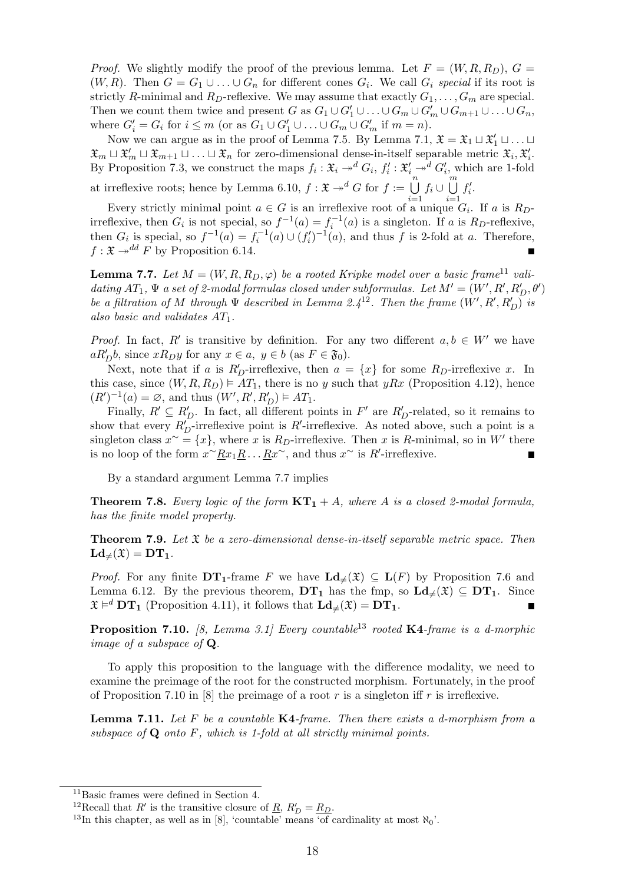*Proof.* We slightly modify the proof of the previous lemma. Let $F = (W, R, R_D)$, $G = (W, R)$. Then $G = G_1 \cup \ldots \cup G_n$ for different cones $G_i$. We call $G_i$ *special* if its root is strictly $R$-minimal and $R_D$-reflexive. We may assume that exactly $G_1, \ldots, G_m$ are special. Then we count them twice and present $G$ as $G_1 \cup G_1' \cup \ldots \cup G_m \cup G_m' \cup G_{m+1} \cup \ldots \cup G_n$, where $G_i' = G_i$ for $i \leq m$ (or as $G_1 \cup G_1' \cup \ldots \cup G_m \cup G_m'$ if $m = n$).

Now we can argue as in the proof of Lemma 7.5. By Lemma 7.1, $\mathfrak{X} = \mathfrak{X}_1 \sqcup \mathfrak{X}_1' \sqcup \ldots \sqcup \mathfrak{X}_m \sqcup \mathfrak{X}_m' \sqcup \mathfrak{X}_{m+1} \sqcup \ldots \sqcup \mathfrak{X}_n$ for zero-dimensional dense-in-itself separable metric $\mathfrak{X}_i, \mathfrak{X}_i'$. By Proposition 7.3, we construct the maps $f_i : \mathfrak{X}_i \twoheadrightarrow^d G_i$, $f_i' : \mathfrak{X}_i' \twoheadrightarrow^d G_i'$, which are 1-fold at irreflexive roots; hence by Lemma 6.10, $f : \mathfrak{X} \twoheadrightarrow^d G$ for $f := \bigcup_{i=1}^{n} f_i \cup \bigcup_{i=1}^{m} f_i'$.

Every strictly minimal point $a \in G$ is an irreflexive root of a unique $G_i$. If $a$ is $R_D$-irreflexive, then $G_i$ is not special, so $f^{-1}(a) = f_i^{-1}(a)$ is a singleton. If $a$ is $R_D$-reflexive, then $G_i$ is special, so $f^{-1}(a) = f_i^{-1}(a) \cup (f_i')^{-1}(a)$, and thus $f$ is 2-fold at $a$. Therefore, $f : \mathfrak{X} \twoheadrightarrow^{dd} F$ by Proposition 6.14. ∎

**Lemma 7.7.** *Let $M = (W, R, R_D, \varphi)$ be a rooted Kripke model over a basic frame*[11] *validating $AT_1$, $\Psi$ a set of 2-modal formulas closed under subformulas. Let $M' = (W', R', R_D', \theta')$ be a filtration of $M$ through $\Psi$ described in Lemma 2.4*[12]*. Then the frame $(W', R', R_D')$ is also basic and validates $AT_1$.*

*Proof.* In fact, $R'$ is transitive by definition. For any two different $a, b \in W'$ we have $aR_D'b$, since $xR_Dy$ for any $x \in a$, $y \in b$ (as $F \in \mathfrak{F}_0$).

Next, note that if $a$ is $R_D'$-irreflexive, then $a = \{x\}$ for some $R_D$-irreflexive $x$. In this case, since $(W, R, R_D) \vDash AT_1$, there is no $y$ such that $yRx$ (Proposition 4.12), hence $(R')^{-1}(a) = \varnothing$, and thus $(W', R', R_D') \vDash AT_1$.

Finally, $R' \subseteq R_D'$. In fact, all different points in $F'$ are $R_D'$-related, so it remains to show that every $R_D'$-irreflexive point is $R'$-irreflexive. As noted above, such a point is a singleton class $x^\sim = \{x\}$, where $x$ is $R_D$-irreflexive. Then $x$ is $R$-minimal, so in $W'$ there is no loop of the form $x^\sim \underline{R} x_1 \underline{R} \ldots \underline{R} x^\sim$, and thus $x^\sim$ is $R'$-irreflexive. ∎

By a standard argument Lemma 7.7 implies

**Theorem 7.8.** *Every logic of the form $\mathbf{KT_1} + A$, where $A$ is a closed 2-modal formula, has the finite model property.*

**Theorem 7.9.** *Let $\mathfrak{X}$ be a zero-dimensional dense-in-itself separable metric space. Then $\mathbf{Ld}_{\neq}(\mathfrak{X}) = \mathbf{DT_1}$.*

*Proof.* For any finite $\mathbf{DT_1}$-frame $F$ we have $\mathbf{Ld}_{\neq}(\mathfrak{X}) \subseteq \mathbf{L}(F)$ by Proposition 7.6 and Lemma 6.12. By the previous theorem, $\mathbf{DT_1}$ has the fmp, so $\mathbf{Ld}_{\neq}(\mathfrak{X}) \subseteq \mathbf{DT_1}$. Since $\mathfrak{X} \vDash^d \mathbf{DT_1}$ (Proposition 4.11), it follows that $\mathbf{Ld}_{\neq}(\mathfrak{X}) = \mathbf{DT_1}$. ∎

**Proposition 7.10.** *[8, Lemma 3.1] Every countable*[13] *rooted $\mathbf{K4}$-frame is a d-morphic image of a subspace of $\mathbf{Q}$.*

To apply this proposition to the language with the difference modality, we need to examine the preimage of the root for the constructed morphism. Fortunately, in the proof of Proposition 7.10 in [8] the preimage of a root $r$ is a singleton iff $r$ is irreflexive.

**Lemma 7.11.** *Let $F$ be a countable $\mathbf{K4}$-frame. Then there exists a d-morphism from a subspace of $\mathbf{Q}$ onto $F$, which is 1-fold at all strictly minimal points.*

---

[11] Basic frames were defined in Section 4.

[12] Recall that $R'$ is the transitive closure of $\underline{R}$, $R_D' = \underline{R_D}$.

[13] In this chapter, as well as in [8], 'countable' means 'of cardinality at most $\aleph_0$'.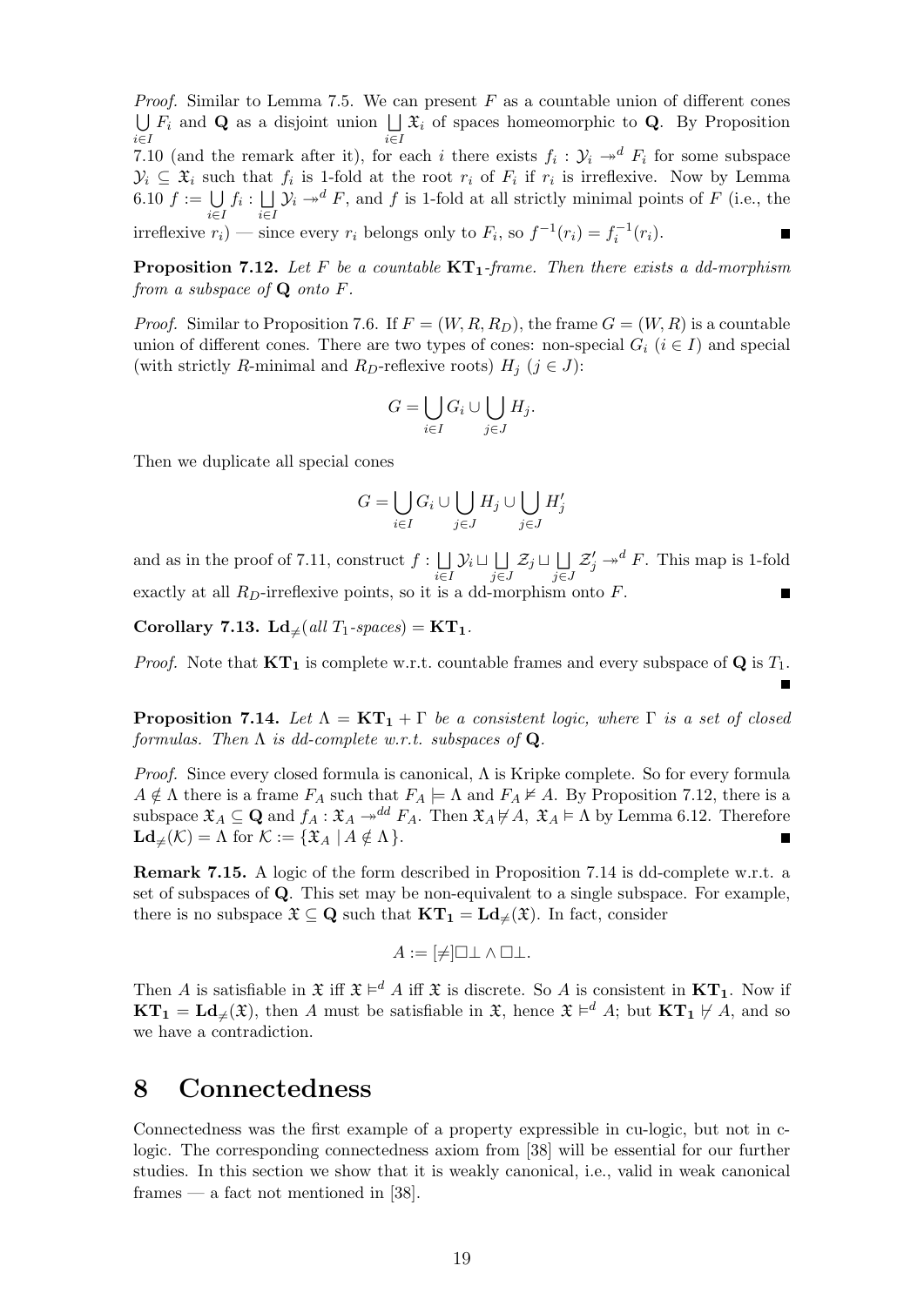*Proof.* Similar to Lemma 7.5. We can present $F$ as a countable union of different cones $\bigcup_{i\in I} F_i$ and $\mathbf{Q}$ as a disjoint union $\bigsqcup_{i\in I} \mathfrak{X}_i$ of spaces homeomorphic to $\mathbf{Q}$. By Proposition 7.10 (and the remark after it), for each $i$ there exists $f_i : \mathcal{Y}_i \twoheadrightarrow^d F_i$ for some subspace $\mathcal{Y}_i \subseteq \mathfrak{X}_i$ such that $f_i$ is 1-fold at the root $r_i$ of $F_i$ if $r_i$ is irreflexive. Now by Lemma 6.10 $f := \bigcup_{i\in I} f_i : \bigsqcup_{i\in I} \mathcal{Y}_i \twoheadrightarrow^d F$, and $f$ is 1-fold at all strictly minimal points of $F$ (i.e., the irreflexive $r_i$) — since every $r_i$ belongs only to $F_i$, so $f^{-1}(r_i) = f_i^{-1}(r_i)$. ∎

**Proposition 7.12.** *Let $F$ be a countable $\mathbf{KT_1}$-frame. Then there exists a dd-morphism from a subspace of $\mathbf{Q}$ onto $F$.*

*Proof.* Similar to Proposition 7.6. If $F = (W, R, R_D)$, the frame $G = (W, R)$ is a countable union of different cones. There are two types of cones: non-special $G_i$ ($i \in I$) and special (with strictly $R$-minimal and $R_D$-reflexive roots) $H_j$ ($j \in J$):

$$G = \bigcup_{i\in I} G_i \cup \bigcup_{j\in J} H_j.$$

Then we duplicate all special cones

$$G = \bigcup_{i\in I} G_i \cup \bigcup_{j\in J} H_j \cup \bigcup_{j\in J} H'_j$$

and as in the proof of 7.11, construct $f : \bigsqcup_{i\in I} \mathcal{Y}_i \sqcup \bigsqcup_{j\in J} \mathcal{Z}_j \sqcup \bigsqcup_{j\in J} \mathcal{Z}'_j \twoheadrightarrow^d F$. This map is 1-fold exactly at all $R_D$-irreflexive points, so it is a dd-morphism onto $F$. ∎

**Corollary 7.13.** $\mathbf{Ld}_{\neq}$(*all $T_1$-spaces*) $= \mathbf{KT_1}$.

*Proof.* Note that $\mathbf{KT_1}$ is complete w.r.t. countable frames and every subspace of $\mathbf{Q}$ is $T_1$. ∎

**Proposition 7.14.** *Let $\Lambda = \mathbf{KT_1} + \Gamma$ be a consistent logic, where $\Gamma$ is a set of closed formulas. Then $\Lambda$ is dd-complete w.r.t. subspaces of $\mathbf{Q}$.*

*Proof.* Since every closed formula is canonical, $\Lambda$ is Kripke complete. So for every formula $A \notin \Lambda$ there is a frame $F_A$ such that $F_A \models \Lambda$ and $F_A \not\models A$. By Proposition 7.12, there is a subspace $\mathfrak{X}_A \subseteq \mathbf{Q}$ and $f_A : \mathfrak{X}_A \twoheadrightarrow^{dd} F_A$. Then $\mathfrak{X}_A \not\vDash A$, $\mathfrak{X}_A \vDash \Lambda$ by Lemma 6.12. Therefore $\mathbf{Ld}_{\neq}(\mathcal{K}) = \Lambda$ for $\mathcal{K} := \{\mathfrak{X}_A \mid A \notin \Lambda\}$. ∎

**Remark 7.15.** A logic of the form described in Proposition 7.14 is dd-complete w.r.t. a set of subspaces of $\mathbf{Q}$. This set may be non-equivalent to a single subspace. For example, there is no subspace $\mathfrak{X} \subseteq \mathbf{Q}$ such that $\mathbf{KT_1} = \mathbf{Ld}_{\neq}(\mathfrak{X})$. In fact, consider

$$A := [\neq]\Box\bot \wedge \Box\bot.$$

Then $A$ is satisfiable in $\mathfrak{X}$ iff $\mathfrak{X} \vDash^d A$ iff $\mathfrak{X}$ is discrete. So $A$ is consistent in $\mathbf{KT_1}$. Now if $\mathbf{KT_1} = \mathbf{Ld}_{\neq}(\mathfrak{X})$, then $A$ must be satisfiable in $\mathfrak{X}$, hence $\mathfrak{X} \vDash^d A$; but $\mathbf{KT_1} \not\vdash A$, and so we have a contradiction.

# 8 Connectedness

Connectedness was the first example of a property expressible in cu-logic, but not in c-logic. The corresponding connectedness axiom from [38] will be essential for our further studies. In this section we show that it is weakly canonical, i.e., valid in weak canonical frames — a fact not mentioned in [38].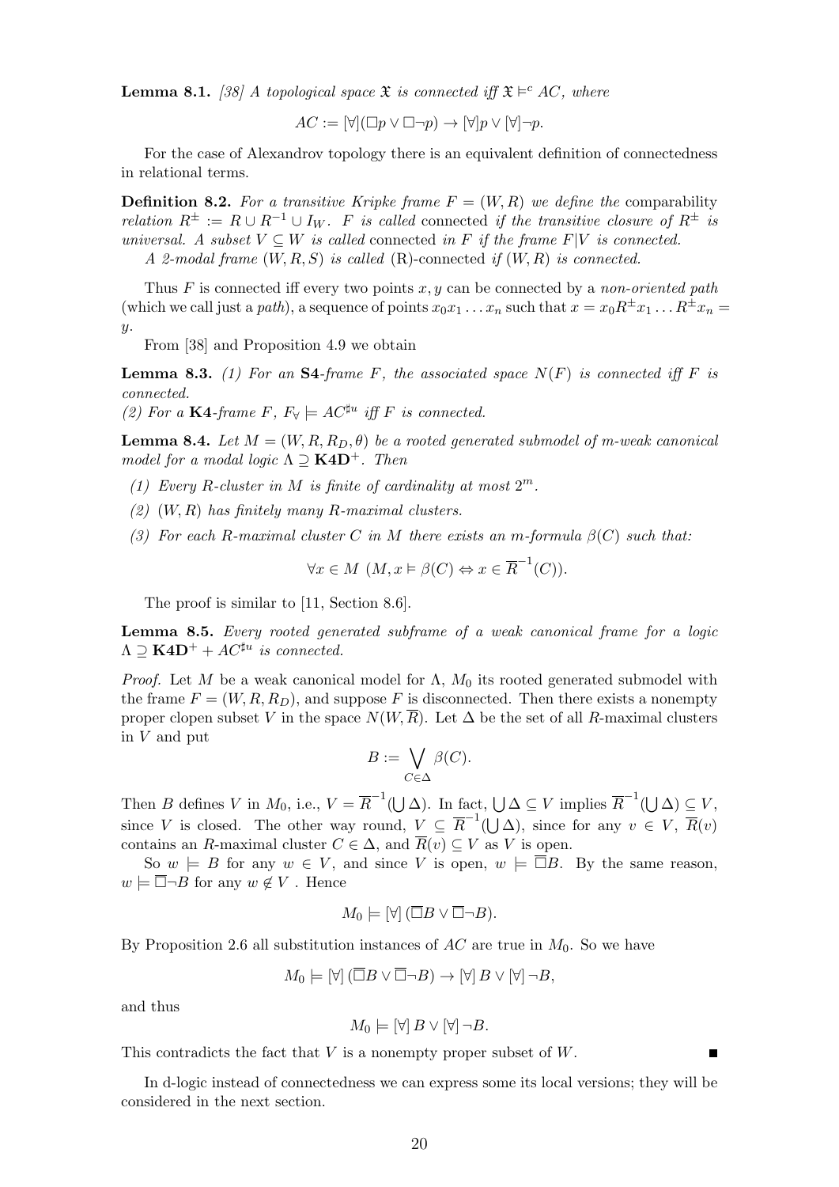**Lemma 8.1.** *[38] A topological space $\mathfrak{X}$ is connected iff $\mathfrak{X} \vDash^c AC$, where*

$$AC := [\forall](\Box p \vee \Box\neg p) \rightarrow [\forall]p \vee [\forall]\neg p.$$

For the case of Alexandrov topology there is an equivalent definition of connectedness in relational terms.

**Definition 8.2.** *For a transitive Kripke frame $F = (W, R)$ we define the* comparability relation $R^{\pm} := R \cup R^{-1} \cup I_W$. *$F$ is called* connected *if the transitive closure of $R^{\pm}$ is universal. A subset $V \subseteq W$ is called* connected *in $F$ if the frame $F|V$ is connected.*

*A 2-modal frame $(W, R, S)$ is called* (R)-connected *if $(W, R)$ is connected.*

Thus $F$ is connected iff every two points $x, y$ can be connected by a *non-oriented path* (which we call just a *path*), a sequence of points $x_0 x_1 \dots x_n$ such that $x = x_0 R^{\pm} x_1 \dots R^{\pm} x_n = y$.

From [38] and Proposition 4.9 we obtain

**Lemma 8.3.** *(1) For an* **S4***-frame $F$, the associated space $N(F)$ is connected iff $F$ is connected.*

*(2) For a* **K4***-frame $F$, $F_\forall \vDash AC^{\sharp u}$ iff $F$ is connected.*

**Lemma 8.4.** *Let $M = (W, R, R_D, \theta)$ be a rooted generated submodel of m-weak canonical model for a modal logic $\Lambda \supseteq$ **K4D**$^+$. Then*

*(1) Every R-cluster in $M$ is finite of cardinality at most $2^m$.*

*(2) $(W, R)$ has finitely many R-maximal clusters.*

*(3) For each R-maximal cluster $C$ in $M$ there exists an m-formula $\beta(C)$ such that:*

$$\forall x \in M \ (M, x \vDash \beta(C) \Leftrightarrow x \in \overline{R}^{-1}(C)).$$

The proof is similar to [11, Section 8.6].

**Lemma 8.5.** *Every rooted generated subframe of a weak canonical frame for a logic $\Lambda \supseteq$ **K4D**$^+ + AC^{\sharp u}$ is connected.*

*Proof.* Let $M$ be a weak canonical model for $\Lambda$, $M_0$ its rooted generated submodel with the frame $F = (W, R, R_D)$, and suppose $F$ is disconnected. Then there exists a nonempty proper clopen subset $V$ in the space $N(W, \overline{R})$. Let $\Delta$ be the set of all $R$-maximal clusters in $V$ and put

$$B := \bigvee_{C \in \Delta} \beta(C).$$

Then $B$ defines $V$ in $M_0$, i.e., $V = \overline{R}^{-1}(\bigcup \Delta)$. In fact, $\bigcup \Delta \subseteq V$ implies $\overline{R}^{-1}(\bigcup \Delta) \subseteq V$, since $V$ is closed. The other way round, $V \subseteq \overline{R}^{-1}(\bigcup \Delta)$, since for any $v \in V$, $\overline{R}(v)$ contains an $R$-maximal cluster $C \in \Delta$, and $\overline{R}(v) \subseteq V$ as $V$ is open.

So $w \vDash B$ for any $w \in V$, and since $V$ is open, $w \vDash \overline{\Box} B$. By the same reason, $w \vDash \overline{\Box}\neg B$ for any $w \notin V$. Hence

$$M_0 \vDash [\forall] \, (\overline{\Box} B \vee \overline{\Box}\neg B).$$

By Proposition 2.6 all substitution instances of $AC$ are true in $M_0$. So we have

$$M_0 \vDash [\forall] \, (\overline{\Box} B \vee \overline{\Box}\neg B) \rightarrow [\forall] \, B \vee [\forall] \, \neg B,$$

and thus

$$M_0 \vDash [\forall] \, B \vee [\forall] \, \neg B.$$

This contradicts the fact that $V$ is a nonempty proper subset of $W$. ∎

In d-logic instead of connectedness we can express some its local versions; they will be considered in the next section.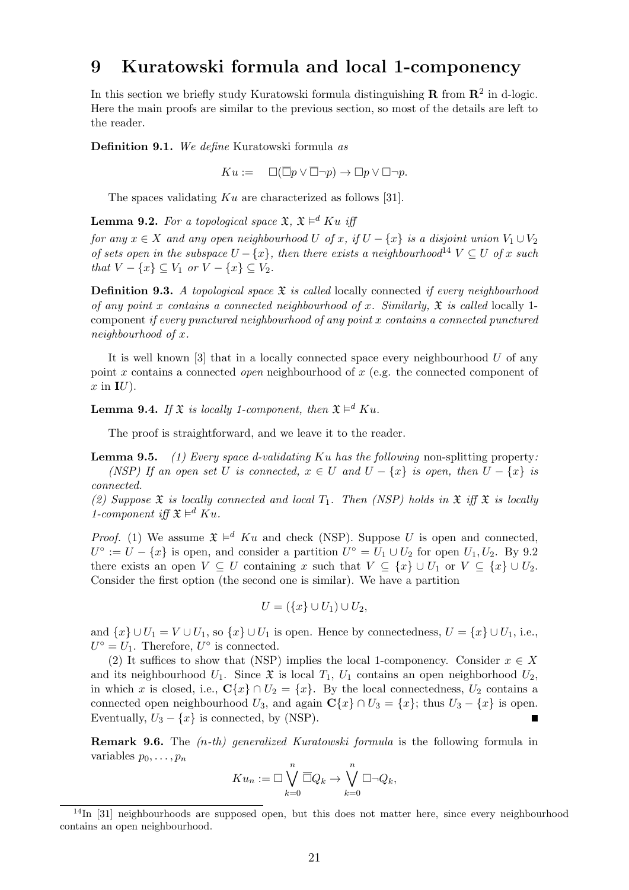# 9 Kuratowski formula and local 1-componency

In this section we briefly study Kuratowski formula distinguishing $\mathbf{R}$ from $\mathbf{R}^2$ in d-logic. Here the main proofs are similar to the previous section, so most of the details are left to the reader.

**Definition 9.1.** *We define* Kuratowski formula *as*

$$Ku := \quad \Box(\overline{\Box}p \vee \overline{\Box}\neg p) \to \Box p \vee \Box\neg p.$$

The spaces validating $Ku$ are characterized as follows [31].

**Lemma 9.2.** *For a topological space $\mathfrak{X}$, $\mathfrak{X} \vDash^d Ku$ iff*

*for any $x \in X$ and any open neighbourhood $U$ of $x$, if $U - \{x\}$ is a disjoint union $V_1 \cup V_2$ of sets open in the subspace $U - \{x\}$, then there exists a neighbourhood*[14] *$V \subseteq U$ of $x$ such that $V - \{x\} \subseteq V_1$ or $V - \{x\} \subseteq V_2$.*

**Definition 9.3.** *A topological space $\mathfrak{X}$ is called* locally connected *if every neighbourhood of any point $x$ contains a connected neighbourhood of $x$. Similarly, $\mathfrak{X}$ is called* locally 1-component *if every punctured neighbourhood of any point $x$ contains a connected punctured neighbourhood of $x$.*

It is well known [3] that in a locally connected space every neighbourhood $U$ of any point $x$ contains a connected *open* neighbourhood of $x$ (e.g. the connected component of $x$ in $\mathbf{I}U$).

**Lemma 9.4.** *If $\mathfrak{X}$ is locally 1-component, then $\mathfrak{X} \vDash^d Ku$.*

The proof is straightforward, and we leave it to the reader.

**Lemma 9.5.** *(1) Every space d-validating $Ku$ has the following* non-splitting property*:*
*(NSP) If an open set $U$ is connected, $x \in U$ and $U - \{x\}$ is open, then $U - \{x\}$ is connected.*
*(2) Suppose $\mathfrak{X}$ is locally connected and local $T_1$. Then (NSP) holds in $\mathfrak{X}$ iff $\mathfrak{X}$ is locally 1-component iff $\mathfrak{X} \vDash^d Ku$.*

*Proof.* (1) We assume $\mathfrak{X} \vDash^d Ku$ and check (NSP). Suppose $U$ is open and connected, $U^\circ := U - \{x\}$ is open, and consider a partition $U^\circ = U_1 \cup U_2$ for open $U_1, U_2$. By 9.2 there exists an open $V \subseteq U$ containing $x$ such that $V \subseteq \{x\} \cup U_1$ or $V \subseteq \{x\} \cup U_2$. Consider the first option (the second one is similar). We have a partition

$$U = (\{x\} \cup U_1) \cup U_2,$$

and $\{x\} \cup U_1 = V \cup U_1$, so $\{x\} \cup U_1$ is open. Hence by connectedness, $U = \{x\} \cup U_1$, i.e., $U^\circ = U_1$. Therefore, $U^\circ$ is connected.

(2) It suffices to show that (NSP) implies the local 1-componency. Consider $x \in X$ and its neighbourhood $U_1$. Since $\mathfrak{X}$ is local $T_1$, $U_1$ contains an open neighborhood $U_2$, in which $x$ is closed, i.e., $\mathbf{C}\{x\} \cap U_2 = \{x\}$. By the local connectedness, $U_2$ contains a connected open neighbourhood $U_3$, and again $\mathbf{C}\{x\} \cap U_3 = \{x\}$; thus $U_3 - \{x\}$ is open. Eventually, $U_3 - \{x\}$ is connected, by (NSP). ∎

**Remark 9.6.** The *(n-th) generalized Kuratowski formula* is the following formula in variables $p_0, \ldots, p_n$

$$Ku_n := \Box \bigvee_{k=0}^{n} \overline{\Box} Q_k \to \bigvee_{k=0}^{n} \Box\neg Q_k,$$

[14] In [31] neighbourhoods are supposed open, but this does not matter here, since every neighbourhood contains an open neighbourhood.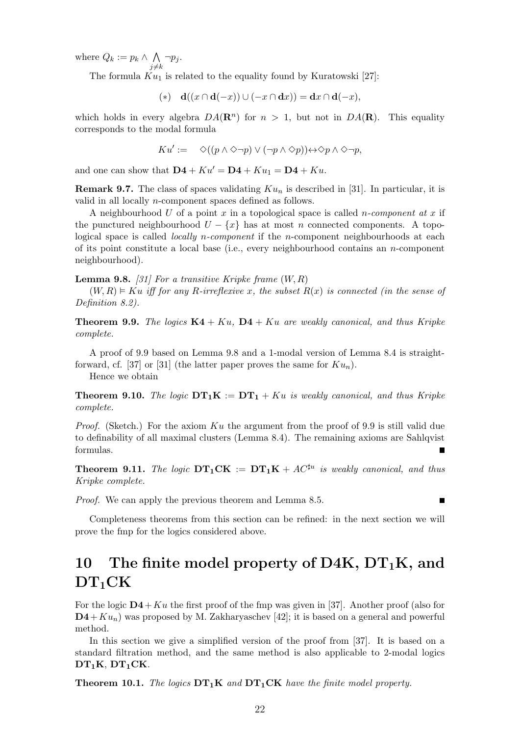where $Q_k := p_k \wedge \bigwedge_{j \neq k} \neg p_j$.

The formula $Ku_1$ is related to the equality found by Kuratowski [27]:

$$(*) \quad \mathbf{d}((x \cap \mathbf{d}(-x)) \cup (-x \cap \mathbf{d}x)) = \mathbf{d}x \cap \mathbf{d}(-x),$$

which holds in every algebra $DA(\mathbf{R}^n)$ for $n > 1$, but not in $DA(\mathbf{R})$. This equality corresponds to the modal formula

$$Ku' := \quad \Diamond((p \wedge \Diamond\neg p) \vee (\neg p \wedge \Diamond p)) \leftrightarrow \Diamond p \wedge \Diamond\neg p,$$

and one can show that $\mathbf{D4} + Ku' = \mathbf{D4} + Ku_1 = \mathbf{D4} + Ku$.

**Remark 9.7.** The class of spaces validating $Ku_n$ is described in [31]. In particular, it is valid in all locally $n$-component spaces defined as follows.

A neighbourhood $U$ of a point $x$ in a topological space is called *$n$-component at $x$* if the punctured neighbourhood $U - \{x\}$ has at most $n$ connected components. A topological space is called *locally $n$-component* if the $n$-component neighbourhoods at each of its point constitute a local base (i.e., every neighbourhood contains an $n$-component neighbourhood).

**Lemma 9.8.** *[31] For a transitive Kripke frame $(W, R)$*
*$(W, R) \vDash Ku$ iff for any $R$-irreflexive $x$, the subset $R(x)$ is connected (in the sense of Definition 8.2).*

**Theorem 9.9.** *The logics $\mathbf{K4} + Ku$, $\mathbf{D4} + Ku$ are weakly canonical, and thus Kripke complete.*

A proof of 9.9 based on Lemma 9.8 and a 1-modal version of Lemma 8.4 is straightforward, cf. [37] or [31] (the latter paper proves the same for $Ku_n$).

Hence we obtain

**Theorem 9.10.** *The logic $\mathbf{DT_1K} := \mathbf{DT_1} + Ku$ is weakly canonical, and thus Kripke complete.*

*Proof.* (Sketch.) For the axiom $Ku$ the argument from the proof of 9.9 is still valid due to definability of all maximal clusters (Lemma 8.4). The remaining axioms are Sahlqvist formulas. ∎

**Theorem 9.11.** *The logic $\mathbf{DT_1CK} := \mathbf{DT_1K} + AC^{\sharp u}$ is weakly canonical, and thus Kripke complete.*

*Proof.* We can apply the previous theorem and Lemma 8.5. ∎

Completeness theorems from this section can be refined: in the next section we will prove the fmp for the logics considered above.

# 10 The finite model property of D4K, DT$_1$K, and DT$_1$CK

For the logic $\mathbf{D4} + Ku$ the first proof of the fmp was given in [37]. Another proof (also for $\mathbf{D4} + Ku_n$) was proposed by M. Zakharyaschev [42]; it is based on a general and powerful method.

In this section we give a simplified version of the proof from [37]. It is based on a standard filtration method, and the same method is also applicable to 2-modal logics $\mathbf{DT_1K}$, $\mathbf{DT_1CK}$.

**Theorem 10.1.** *The logics $\mathbf{DT_1K}$ and $\mathbf{DT_1CK}$ have the finite model property.*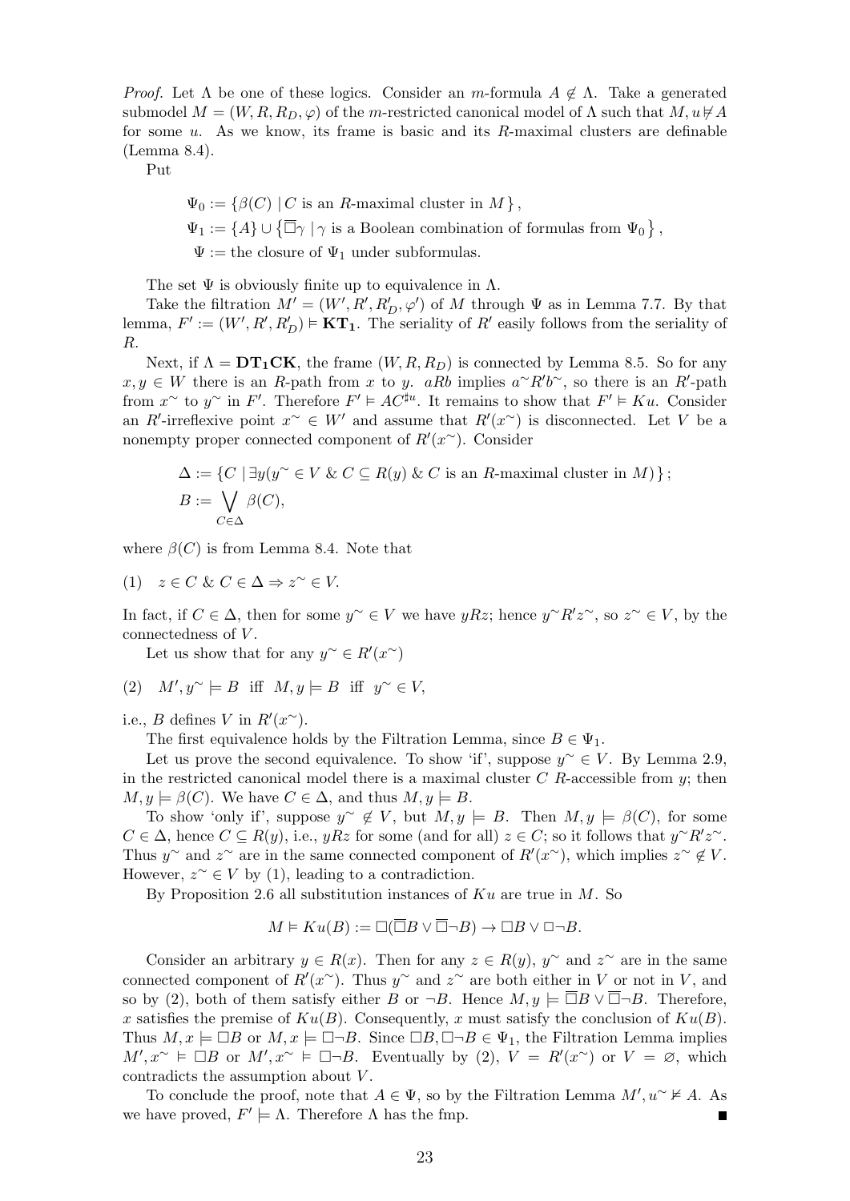*Proof.* Let $\Lambda$ be one of these logics. Consider an $m$-formula $A \notin \Lambda$. Take a generated submodel $M = (W, R, R_D, \varphi)$ of the $m$-restricted canonical model of $\Lambda$ such that $M, u \not\models A$ for some $u$. As we know, its frame is basic and its $R$-maximal clusters are definable (Lemma 8.4).

Put

$$\Psi_0 := \{\beta(C) \mid C \text{ is an } R\text{-maximal cluster in } M\},$$
$$\Psi_1 := \{A\} \cup \{\overline{\Box}\gamma \mid \gamma \text{ is a Boolean combination of formulas from } \Psi_0\},$$
$$\Psi := \text{the closure of } \Psi_1 \text{ under subformulas.}$$

The set $\Psi$ is obviously finite up to equivalence in $\Lambda$.

Take the filtration $M' = (W', R', R'_D, \varphi')$ of $M$ through $\Psi$ as in Lemma 7.7. By that lemma, $F' := (W', R', R'_D) \models \mathbf{KT_1}$. The seriality of $R'$ easily follows from the seriality of $R$.

Next, if $\Lambda = \mathbf{DT_1CK}$, the frame $(W, R, R_D)$ is connected by Lemma 8.5. So for any $x, y \in W$ there is an $R$-path from $x$ to $y$. $aRb$ implies $a^{\sim} R' b^{\sim}$, so there is an $R'$-path from $x^{\sim}$ to $y^{\sim}$ in $F'$. Therefore $F' \models AC^{\sharp u}$. It remains to show that $F' \models Ku$. Consider an $R'$-irreflexive point $x^{\sim} \in W'$ and assume that $R'(x^{\sim})$ is disconnected. Let $V$ be a nonempty proper connected component of $R'(x^{\sim})$. Consider

$$\Delta := \{C \mid \exists y (y^{\sim} \in V \;\&\; C \subseteq R(y) \;\&\; C \text{ is an } R\text{-maximal cluster in } M)\};$$
$$B := \bigvee_{C \in \Delta} \beta(C),$$

where $\beta(C)$ is from Lemma 8.4. Note that

(1) $\quad z \in C \;\&\; C \in \Delta \Rightarrow z^{\sim} \in V.$

In fact, if $C \in \Delta$, then for some $y^{\sim} \in V$ we have $yRz$; hence $y^{\sim} R' z^{\sim}$, so $z^{\sim} \in V$, by the connectedness of $V$.

Let us show that for any $y^{\sim} \in R'(x^{\sim})$

(2) $\quad M', y^{\sim} \models B \;$ iff $\; M, y \models B \;$ iff $\; y^{\sim} \in V,$

i.e., $B$ defines $V$ in $R'(x^{\sim})$.

The first equivalence holds by the Filtration Lemma, since $B \in \Psi_1$.

Let us prove the second equivalence. To show 'if', suppose $y^{\sim} \in V$. By Lemma 2.9, in the restricted canonical model there is a maximal cluster $C$ $R$-accessible from $y$; then $M, y \models \beta(C)$. We have $C \in \Delta$, and thus $M, y \models B$.

To show 'only if', suppose $y^{\sim} \notin V$, but $M, y \models B$. Then $M, y \models \beta(C)$, for some $C \in \Delta$, hence $C \subseteq R(y)$, i.e., $yRz$ for some (and for all) $z \in C$; so it follows that $y^{\sim} R' z^{\sim}$. Thus $y^{\sim}$ and $z^{\sim}$ are in the same connected component of $R'(x^{\sim})$, which implies $z^{\sim} \notin V$. However, $z^{\sim} \in V$ by (1), leading to a contradiction.

By Proposition 2.6 all substitution instances of $Ku$ are true in $M$. So

$$M \models Ku(B) := \Box(\overline{\Box} B \vee \overline{\Box} \neg B) \to \Box B \vee \Box \neg B.$$

Consider an arbitrary $y \in R(x)$. Then for any $z \in R(y)$, $y^{\sim}$ and $z^{\sim}$ are in the same connected component of $R'(x^{\sim})$. Thus $y^{\sim}$ and $z^{\sim}$ are both either in $V$ or not in $V$, and so by (2), both of them satisfy either $B$ or $\neg B$. Hence $M, y \models \overline{\Box} B \vee \overline{\Box} \neg B$. Therefore, $x$ satisfies the premise of $Ku(B)$. Consequently, $x$ must satisfy the conclusion of $Ku(B)$. Thus $M, x \models \Box B$ or $M, x \models \Box \neg B$. Since $\Box B, \Box \neg B \in \Psi_1$, the Filtration Lemma implies $M', x^{\sim} \models \Box B$ or $M', x^{\sim} \models \Box \neg B$. Eventually by (2), $V = R'(x^{\sim})$ or $V = \varnothing$, which contradicts the assumption about $V$.

To conclude the proof, note that $A \in \Psi$, so by the Filtration Lemma $M', u^{\sim} \not\models A$. As we have proved, $F' \models \Lambda$. Therefore $\Lambda$ has the fmp. ∎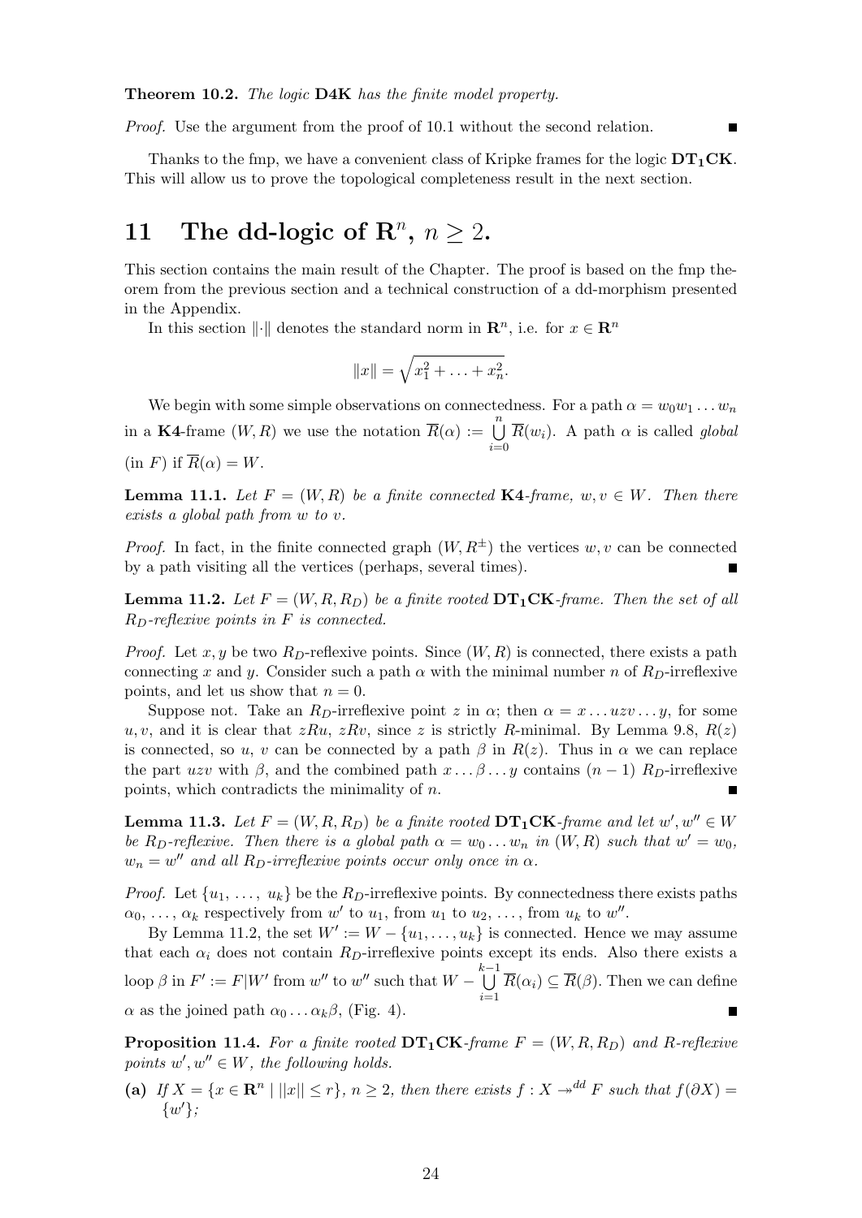**Theorem 10.2.** *The logic* **D4K** *has the finite model property.*

*Proof.* Use the argument from the proof of 10.1 without the second relation. ∎

Thanks to the fmp, we have a convenient class of Kripke frames for the logic $\mathbf{DT_1CK}$. This will allow us to prove the topological completeness result in the next section.

# 11 The dd-logic of $\mathbf{R}^n$, $n \geq 2$.

This section contains the main result of the Chapter. The proof is based on the fmp theorem from the previous section and a technical construction of a dd-morphism presented in the Appendix.

In this section $\|\cdot\|$ denotes the standard norm in $\mathbf{R}^n$, i.e. for $x \in \mathbf{R}^n$

$$\|x\| = \sqrt{x_1^2 + \ldots + x_n^2}.$$

We begin with some simple observations on connectedness. For a path $\alpha = w_0 w_1 \ldots w_n$ in a **K4**-frame $(W, R)$ we use the notation $\overline{R}(\alpha) := \bigcup_{i=0}^{n} \overline{R}(w_i)$. A path $\alpha$ is called *global* (in $F$) if $\overline{R}(\alpha) = W$.

**Lemma 11.1.** *Let $F = (W, R)$ be a finite connected* **K4***-frame, $w, v \in W$. Then there exists a global path from $w$ to $v$.*

*Proof.* In fact, in the finite connected graph $(W, R^{\pm})$ the vertices $w, v$ can be connected by a path visiting all the vertices (perhaps, several times). ∎

**Lemma 11.2.** *Let $F = (W, R, R_D)$ be a finite rooted $\mathbf{DT_1CK}$-frame. Then the set of all $R_D$-reflexive points in $F$ is connected.*

*Proof.* Let $x, y$ be two $R_D$-reflexive points. Since $(W, R)$ is connected, there exists a path connecting $x$ and $y$. Consider such a path $\alpha$ with the minimal number $n$ of $R_D$-irreflexive points, and let us show that $n = 0$.

Suppose not. Take an $R_D$-irreflexive point $z$ in $\alpha$; then $\alpha = x \ldots uzv \ldots y$, for some $u, v$, and it is clear that $zRu$, $zRv$, since $z$ is strictly $R$-minimal. By Lemma 9.8, $R(z)$ is connected, so $u$, $v$ can be connected by a path $\beta$ in $R(z)$. Thus in $\alpha$ we can replace the part $uzv$ with $\beta$, and the combined path $x \ldots \beta \ldots y$ contains $(n-1)$ $R_D$-irreflexive points, which contradicts the minimality of $n$. ∎

**Lemma 11.3.** *Let $F = (W, R, R_D)$ be a finite rooted $\mathbf{DT_1CK}$-frame and let $w', w'' \in W$ be $R_D$-reflexive. Then there is a global path $\alpha = w_0 \ldots w_n$ in $(W, R)$ such that $w' = w_0$, $w_n = w''$ and all $R_D$-irreflexive points occur only once in $\alpha$.*

*Proof.* Let $\{u_1, \ldots, u_k\}$ be the $R_D$-irreflexive points. By connectedness there exists paths $\alpha_0, \ldots, \alpha_k$ respectively from $w'$ to $u_1$, from $u_1$ to $u_2$, ..., from $u_k$ to $w''$.

By Lemma 11.2, the set $W' := W - \{u_1, \ldots, u_k\}$ is connected. Hence we may assume that each $\alpha_i$ does not contain $R_D$-irreflexive points except its ends. Also there exists a loop $\beta$ in $F' := F|W'$ from $w''$ to $w''$ such that $W - \bigcup_{i=1}^{k-1} \overline{R}(\alpha_i) \subseteq \overline{R}(\beta)$. Then we can define $\alpha$ as the joined path $\alpha_0 \ldots \alpha_k \beta$, (Fig. 4). ∎

**Proposition 11.4.** *For a finite rooted $\mathbf{DT_1CK}$-frame $F = (W, R, R_D)$ and $R$-reflexive points $w', w'' \in W$, the following holds.*

**(a)** *If $X = \{x \in \mathbf{R}^n \mid ||x|| \leq r\}$, $n \geq 2$, then there exists $f : X \twoheadrightarrow^{dd} F$ such that $f(\partial X) = \{w'\}$;*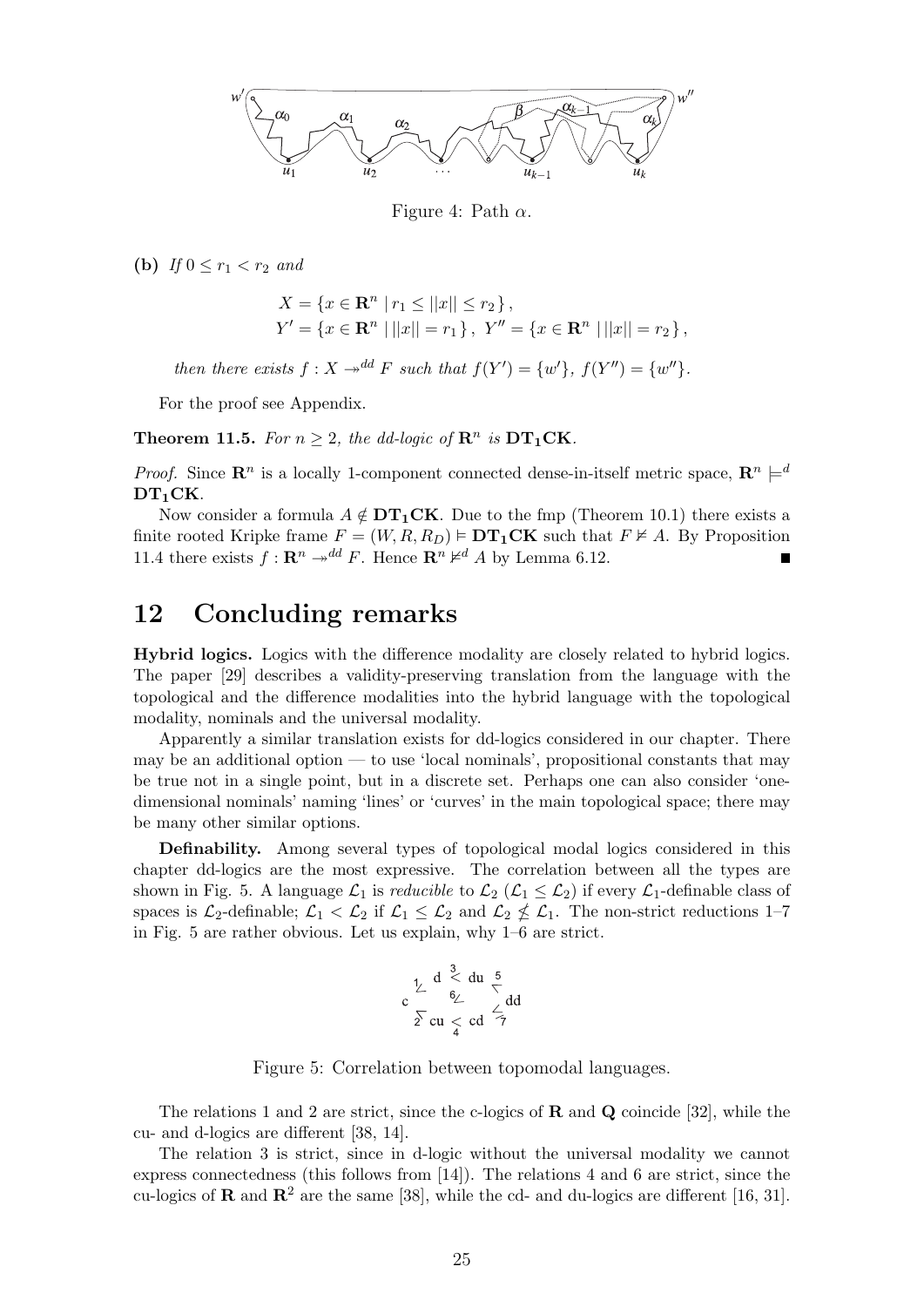Figure 4: Path $\alpha$.

**(b)** *If* $0 \leq r_1 < r_2$ *and*

$$X = \{x \in \mathbf{R}^n \mid r_1 \leq ||x|| \leq r_2\},$$
$$Y' = \{x \in \mathbf{R}^n \mid ||x|| = r_1\},\ Y'' = \{x \in \mathbf{R}^n \mid ||x|| = r_2\},$$

*then there exists* $f : X \twoheadrightarrow^{dd} F$ *such that* $f(Y') = \{w'\}$*,* $f(Y'') = \{w''\}$*.*

For the proof see Appendix.

**Theorem 11.5.** *For* $n \geq 2$*, the dd-logic of* $\mathbf{R}^n$ *is* $\mathbf{DT_1CK}$*.*

*Proof.* Since $\mathbf{R}^n$ is a locally 1-component connected dense-in-itself metric space, $\mathbf{R}^n \models^d \mathbf{DT_1CK}$.

Now consider a formula $A \notin \mathbf{DT_1CK}$. Due to the fmp (Theorem 10.1) there exists a finite rooted Kripke frame $F = (W, R, R_D) \models \mathbf{DT_1CK}$ such that $F \not\models A$. By Proposition 11.4 there exists $f : \mathbf{R}^n \twoheadrightarrow^{dd} F$. Hence $\mathbf{R}^n \not\models^d A$ by Lemma 6.12. ∎

# 12 Concluding remarks

**Hybrid logics.** Logics with the difference modality are closely related to hybrid logics. The paper [29] describes a validity-preserving translation from the language with the topological and the difference modalities into the hybrid language with the topological modality, nominals and the universal modality.

Apparently a similar translation exists for dd-logics considered in our chapter. There may be an additional option — to use 'local nominals', propositional constants that may be true not in a single point, but in a discrete set. Perhaps one can also consider 'one-dimensional nominals' naming 'lines' or 'curves' in the main topological space; there may be many other similar options.

**Definability.** Among several types of topological modal logics considered in this chapter dd-logics are the most expressive. The correlation between all the types are shown in Fig. 5. A language $\mathcal{L}_1$ is *reducible* to $\mathcal{L}_2$ ($\mathcal{L}_1 \leq \mathcal{L}_2$) if every $\mathcal{L}_1$-definable class of spaces is $\mathcal{L}_2$-definable; $\mathcal{L}_1 < \mathcal{L}_2$ if $\mathcal{L}_1 \leq \mathcal{L}_2$ and $\mathcal{L}_2 \not\leq \mathcal{L}_1$. The non-strict reductions 1–7 in Fig. 5 are rather obvious. Let us explain, why 1–6 are strict.

Figure 5: Correlation between topomodal languages.

The relations 1 and 2 are strict, since the c-logics of $\mathbf{R}$ and $\mathbf{Q}$ coincide [32], while the cu- and d-logics are different [38, 14].

The relation 3 is strict, since in d-logic without the universal modality we cannot express connectedness (this follows from [14]). The relations 4 and 6 are strict, since the cu-logics of $\mathbf{R}$ and $\mathbf{R}^2$ are the same [38], while the cd- and du-logics are different [16, 31].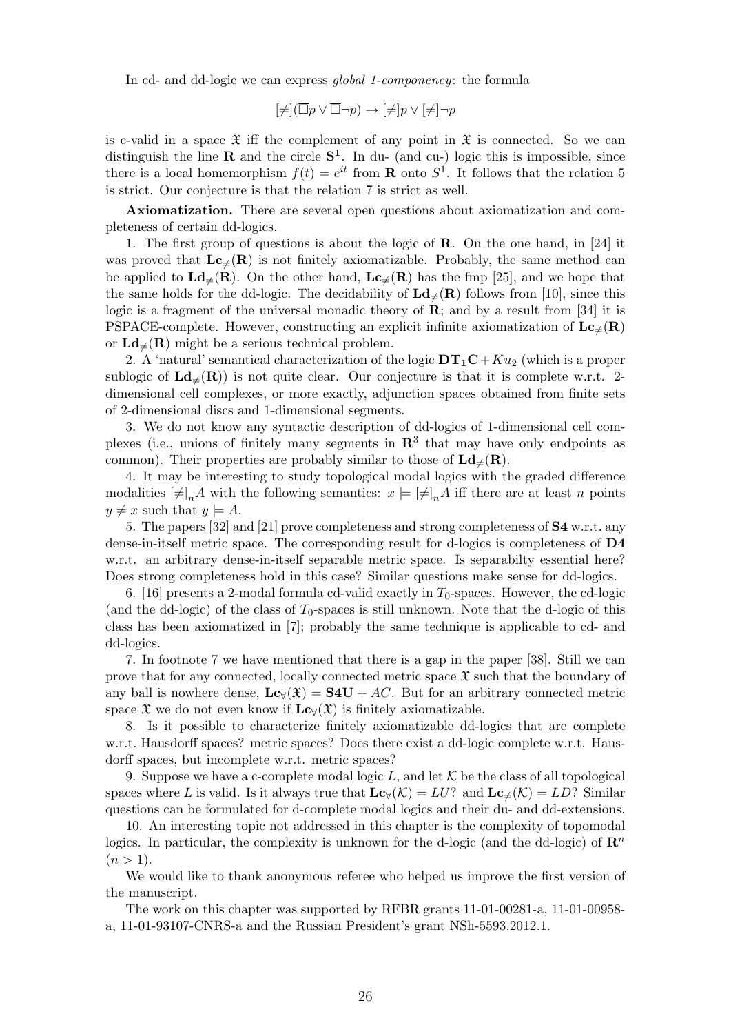In cd- and dd-logic we can express *global 1-componency*: the formula

$$[\neq](\overline{\Box}p \vee \overline{\Box}\neg p) \to [\neq]p \vee [\neq]\neg p$$

is c-valid in a space $\mathfrak{X}$ iff the complement of any point in $\mathfrak{X}$ is connected. So we can distinguish the line $\mathbf{R}$ and the circle $\mathbf{S^1}$. In du- (and cu-) logic this is impossible, since there is a local homemorphism $f(t) = e^{it}$ from $\mathbf{R}$ onto $S^1$. It follows that the relation 5 is strict. Our conjecture is that the relation 7 is strict as well.

**Axiomatization.** There are several open questions about axiomatization and completeness of certain dd-logics.

1. The first group of questions is about the logic of $\mathbf{R}$. On the one hand, in [24] it was proved that $\mathbf{Lc}_{\neq}(\mathbf{R})$ is not finitely axiomatizable. Probably, the same method can be applied to $\mathbf{Ld}_{\neq}(\mathbf{R})$. On the other hand, $\mathbf{Lc}_{\neq}(\mathbf{R})$ has the fmp [25], and we hope that the same holds for the dd-logic. The decidability of $\mathbf{Ld}_{\neq}(\mathbf{R})$ follows from [10], since this logic is a fragment of the universal monadic theory of $\mathbf{R}$; and by a result from [34] it is PSPACE-complete. However, constructing an explicit infinite axiomatization of $\mathbf{Lc}_{\neq}(\mathbf{R})$ or $\mathbf{Ld}_{\neq}(\mathbf{R})$ might be a serious technical problem.

2. A 'natural' semantical characterization of the logic $\mathbf{DT_1C} + Ku_2$ (which is a proper sublogic of $\mathbf{Ld}_{\neq}(\mathbf{R})$) is not quite clear. Our conjecture is that it is complete w.r.t. 2-dimensional cell complexes, or more exactly, adjunction spaces obtained from finite sets of 2-dimensional discs and 1-dimensional segments.

3. We do not know any syntactic description of dd-logics of 1-dimensional cell complexes (i.e., unions of finitely many segments in $\mathbf{R}^3$ that may have only endpoints as common). Their properties are probably similar to those of $\mathbf{Ld}_{\neq}(\mathbf{R})$.

4. It may be interesting to study topological modal logics with the graded difference modalities $[\neq]_n A$ with the following semantics: $x \models [\neq]_n A$ iff there are at least $n$ points $y \neq x$ such that $y \models A$.

5. The papers [32] and [21] prove completeness and strong completeness of $\mathbf{S4}$ w.r.t. any dense-in-itself metric space. The corresponding result for d-logics is completeness of $\mathbf{D4}$ w.r.t. an arbitrary dense-in-itself separable metric space. Is separabilty essential here? Does strong completeness hold in this case? Similar questions make sense for dd-logics.

6. [16] presents a 2-modal formula cd-valid exactly in $T_0$-spaces. However, the cd-logic (and the dd-logic) of the class of $T_0$-spaces is still unknown. Note that the d-logic of this class has been axiomatized in [7]; probably the same technique is applicable to cd- and dd-logics.

7. In footnote 7 we have mentioned that there is a gap in the paper [38]. Still we can prove that for any connected, locally connected metric space $\mathfrak{X}$ such that the boundary of any ball is nowhere dense, $\mathbf{Lc}_{\forall}(\mathfrak{X}) = \mathbf{S4U} + AC$. But for an arbitrary connected metric space $\mathfrak{X}$ we do not even know if $\mathbf{Lc}_{\forall}(\mathfrak{X})$ is finitely axiomatizable.

8. Is it possible to characterize finitely axiomatizable dd-logics that are complete w.r.t. Hausdorff spaces? metric spaces? Does there exist a dd-logic complete w.r.t. Hausdorff spaces, but incomplete w.r.t. metric spaces?

9. Suppose we have a c-complete modal logic $L$, and let $\mathcal{K}$ be the class of all topological spaces where $L$ is valid. Is it always true that $\mathbf{Lc}_{\forall}(\mathcal{K}) = LU$? and $\mathbf{Lc}_{\neq}(\mathcal{K}) = LD$? Similar questions can be formulated for d-complete modal logics and their du- and dd-extensions.

10. An interesting topic not addressed in this chapter is the complexity of topomodal logics. In particular, the complexity is unknown for the d-logic (and the dd-logic) of $\mathbf{R}^n$ $(n > 1)$.

We would like to thank anonymous referee who helped us improve the first version of the manuscript.

The work on this chapter was supported by RFBR grants 11-01-00281-a, 11-01-00958-a, 11-01-93107-CNRS-a and the Russian President's grant NSh-5593.2012.1.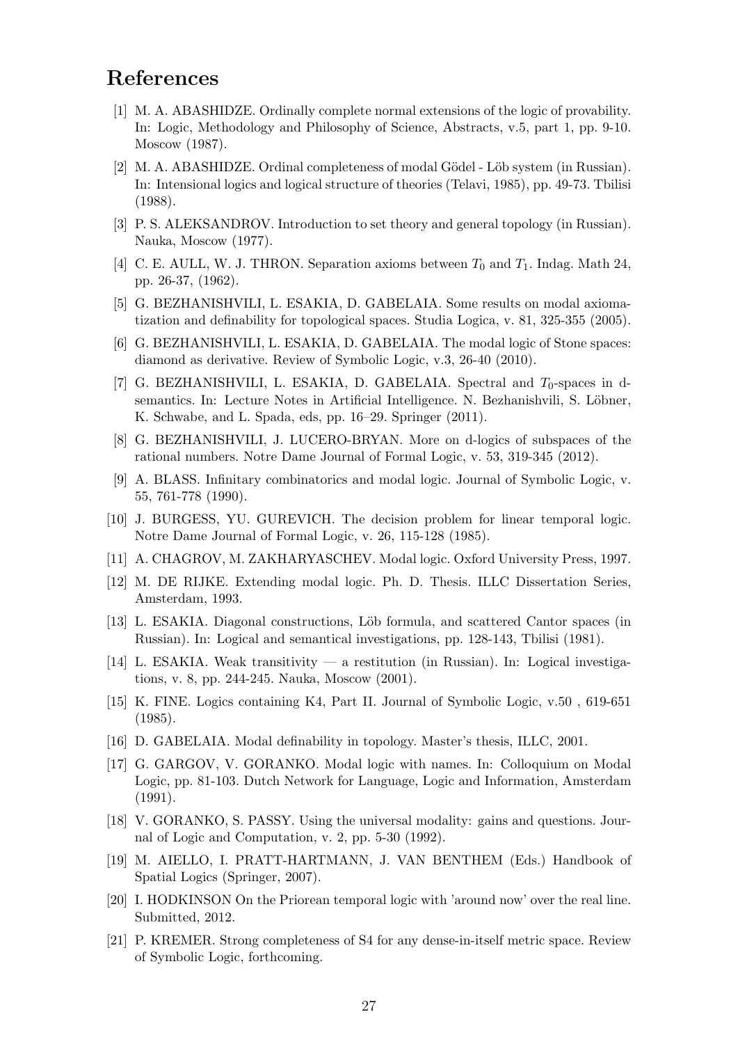## References

[1] M. A. ABASHIDZE. Ordinally complete normal extensions of the logic of provability. In: Logic, Methodology and Philosophy of Science, Abstracts, v.5, part 1, pp. 9-10. Moscow (1987).

[2] M. A. ABASHIDZE. Ordinal completeness of modal Gödel - Löb system (in Russian). In: Intensional logics and logical structure of theories (Telavi, 1985), pp. 49-73. Tbilisi (1988).

[3] P. S. ALEKSANDROV. Introduction to set theory and general topology (in Russian). Nauka, Moscow (1977).

[4] C. E. AULL, W. J. THRON. Separation axioms between $T_0$ and $T_1$. Indag. Math 24, pp. 26-37, (1962).

[5] G. BEZHANISHVILI, L. ESAKIA, D. GABELAIA. Some results on modal axiomatization and definability for topological spaces. Studia Logica, v. 81, 325-355 (2005).

[6] G. BEZHANISHVILI, L. ESAKIA, D. GABELAIA. The modal logic of Stone spaces: diamond as derivative. Review of Symbolic Logic, v.3, 26-40 (2010).

[7] G. BEZHANISHVILI, L. ESAKIA, D. GABELAIA. Spectral and $T_0$-spaces in d-semantics. In: Lecture Notes in Artificial Intelligence. N. Bezhanishvili, S. Löbner, K. Schwabe, and L. Spada, eds, pp. 16–29. Springer (2011).

[8] G. BEZHANISHVILI, J. LUCERO-BRYAN. More on d-logics of subspaces of the rational numbers. Notre Dame Journal of Formal Logic, v. 53, 319-345 (2012).

[9] A. BLASS. Infinitary combinatorics and modal logic. Journal of Symbolic Logic, v. 55, 761-778 (1990).

[10] J. BURGESS, YU. GUREVICH. The decision problem for linear temporal logic. Notre Dame Journal of Formal Logic, v. 26, 115-128 (1985).

[11] A. CHAGROV, M. ZAKHARYASCHEV. Modal logic. Oxford University Press, 1997.

[12] M. DE RIJKE. Extending modal logic. Ph. D. Thesis. ILLC Dissertation Series, Amsterdam, 1993.

[13] L. ESAKIA. Diagonal constructions, Löb formula, and scattered Cantor spaces (in Russian). In: Logical and semantical investigations, pp. 128-143, Tbilisi (1981).

[14] L. ESAKIA. Weak transitivity — a restitution (in Russian). In: Logical investigations, v. 8, pp. 244-245. Nauka, Moscow (2001).

[15] K. FINE. Logics containing K4, Part II. Journal of Symbolic Logic, v.50 , 619-651 (1985).

[16] D. GABELAIA. Modal definability in topology. Master's thesis, ILLC, 2001.

[17] G. GARGOV, V. GORANKO. Modal logic with names. In: Colloquium on Modal Logic, pp. 81-103. Dutch Network for Language, Logic and Information, Amsterdam (1991).

[18] V. GORANKO, S. PASSY. Using the universal modality: gains and questions. Journal of Logic and Computation, v. 2, pp. 5-30 (1992).

[19] M. AIELLO, I. PRATT-HARTMANN, J. VAN BENTHEM (Eds.) Handbook of Spatial Logics (Springer, 2007).

[20] I. HODKINSON On the Priorean temporal logic with 'around now' over the real line. Submitted, 2012.

[21] P. KREMER. Strong completeness of S4 for any dense-in-itself metric space. Review of Symbolic Logic, forthcoming.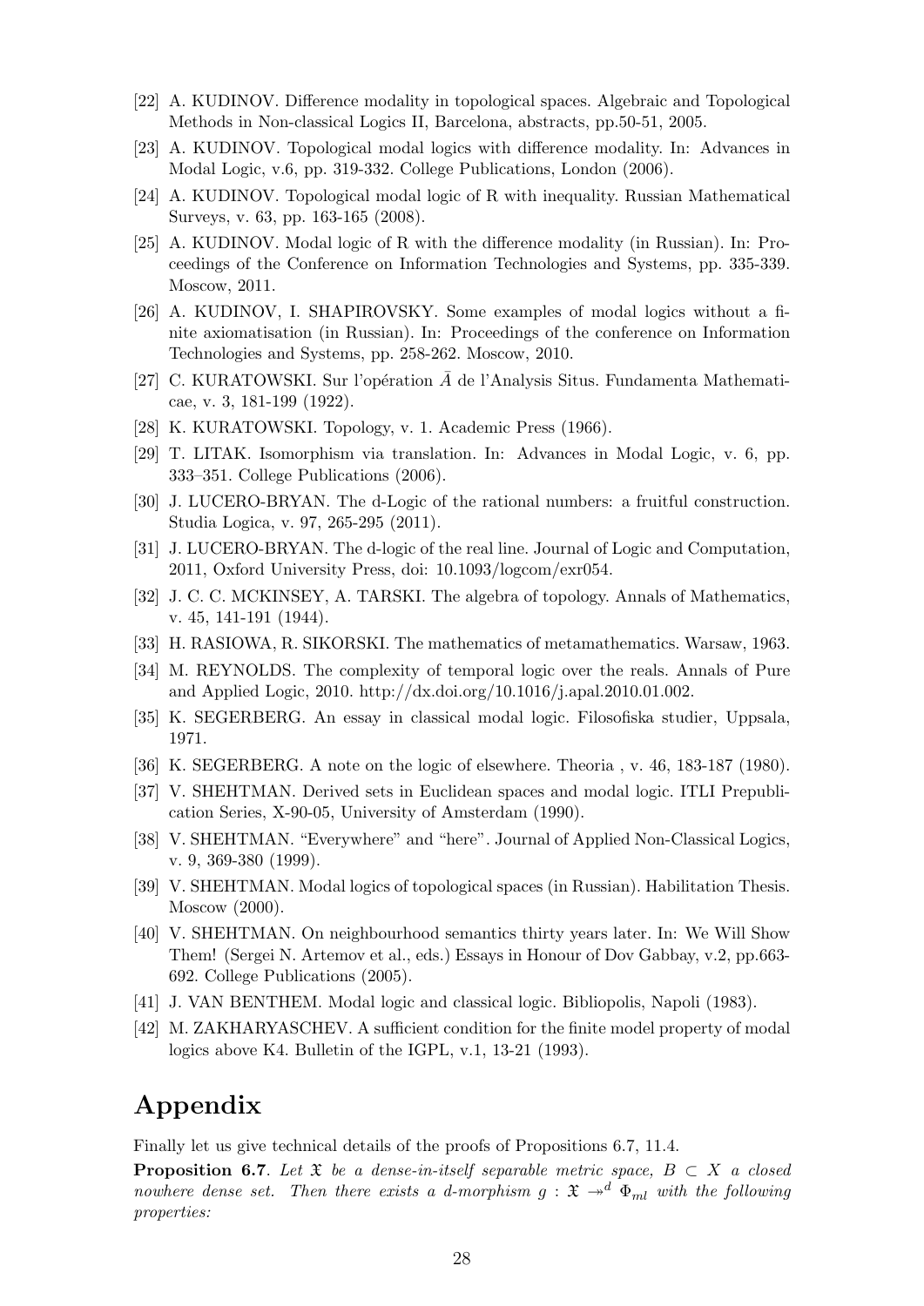[22] A. KUDINOV. Difference modality in topological spaces. Algebraic and Topological Methods in Non-classical Logics II, Barcelona, abstracts, pp.50-51, 2005.

[23] A. KUDINOV. Topological modal logics with difference modality. In: Advances in Modal Logic, v.6, pp. 319-332. College Publications, London (2006).

[24] A. KUDINOV. Topological modal logic of R with inequality. Russian Mathematical Surveys, v. 63, pp. 163-165 (2008).

[25] A. KUDINOV. Modal logic of R with the difference modality (in Russian). In: Proceedings of the Conference on Information Technologies and Systems, pp. 335-339. Moscow, 2011.

[26] A. KUDINOV, I. SHAPIROVSKY. Some examples of modal logics without a finite axiomatisation (in Russian). In: Proceedings of the conference on Information Technologies and Systems, pp. 258-262. Moscow, 2010.

[27] C. KURATOWSKI. Sur l'opération $\bar{A}$ de l'Analysis Situs. Fundamenta Mathematicae, v. 3, 181-199 (1922).

[28] K. KURATOWSKI. Topology, v. 1. Academic Press (1966).

[29] T. LITAK. Isomorphism via translation. In: Advances in Modal Logic, v. 6, pp. 333–351. College Publications (2006).

[30] J. LUCERO-BRYAN. The d-Logic of the rational numbers: a fruitful construction. Studia Logica, v. 97, 265-295 (2011).

[31] J. LUCERO-BRYAN. The d-logic of the real line. Journal of Logic and Computation, 2011, Oxford University Press, doi: 10.1093/logcom/exr054.

[32] J. C. C. MCKINSEY, A. TARSKI. The algebra of topology. Annals of Mathematics, v. 45, 141-191 (1944).

[33] H. RASIOWA, R. SIKORSKI. The mathematics of metamathematics. Warsaw, 1963.

[34] M. REYNOLDS. The complexity of temporal logic over the reals. Annals of Pure and Applied Logic, 2010. http://dx.doi.org/10.1016/j.apal.2010.01.002.

[35] K. SEGERBERG. An essay in classical modal logic. Filosofiska studier, Uppsala, 1971.

[36] K. SEGERBERG. A note on the logic of elsewhere. Theoria , v. 46, 183-187 (1980).

[37] V. SHEHTMAN. Derived sets in Euclidean spaces and modal logic. ITLI Prepublication Series, X-90-05, University of Amsterdam (1990).

[38] V. SHEHTMAN. "Everywhere" and "here". Journal of Applied Non-Classical Logics, v. 9, 369-380 (1999).

[39] V. SHEHTMAN. Modal logics of topological spaces (in Russian). Habilitation Thesis. Moscow (2000).

[40] V. SHEHTMAN. On neighbourhood semantics thirty years later. In: We Will Show Them! (Sergei N. Artemov et al., eds.) Essays in Honour of Dov Gabbay, v.2, pp.663-692. College Publications (2005).

[41] J. VAN BENTHEM. Modal logic and classical logic. Bibliopolis, Napoli (1983).

[42] M. ZAKHARYASCHEV. A sufficient condition for the finite model property of modal logics above K4. Bulletin of the IGPL, v.1, 13-21 (1993).

# Appendix

Finally let us give technical details of the proofs of Propositions 6.7, 11.4.

**Proposition 6.7**. *Let $\mathfrak{X}$ be a dense-in-itself separable metric space, $B \subset X$ a closed nowhere dense set. Then there exists a d-morphism $g : \mathfrak{X} \twoheadrightarrow^d \Phi_{ml}$ with the following properties:*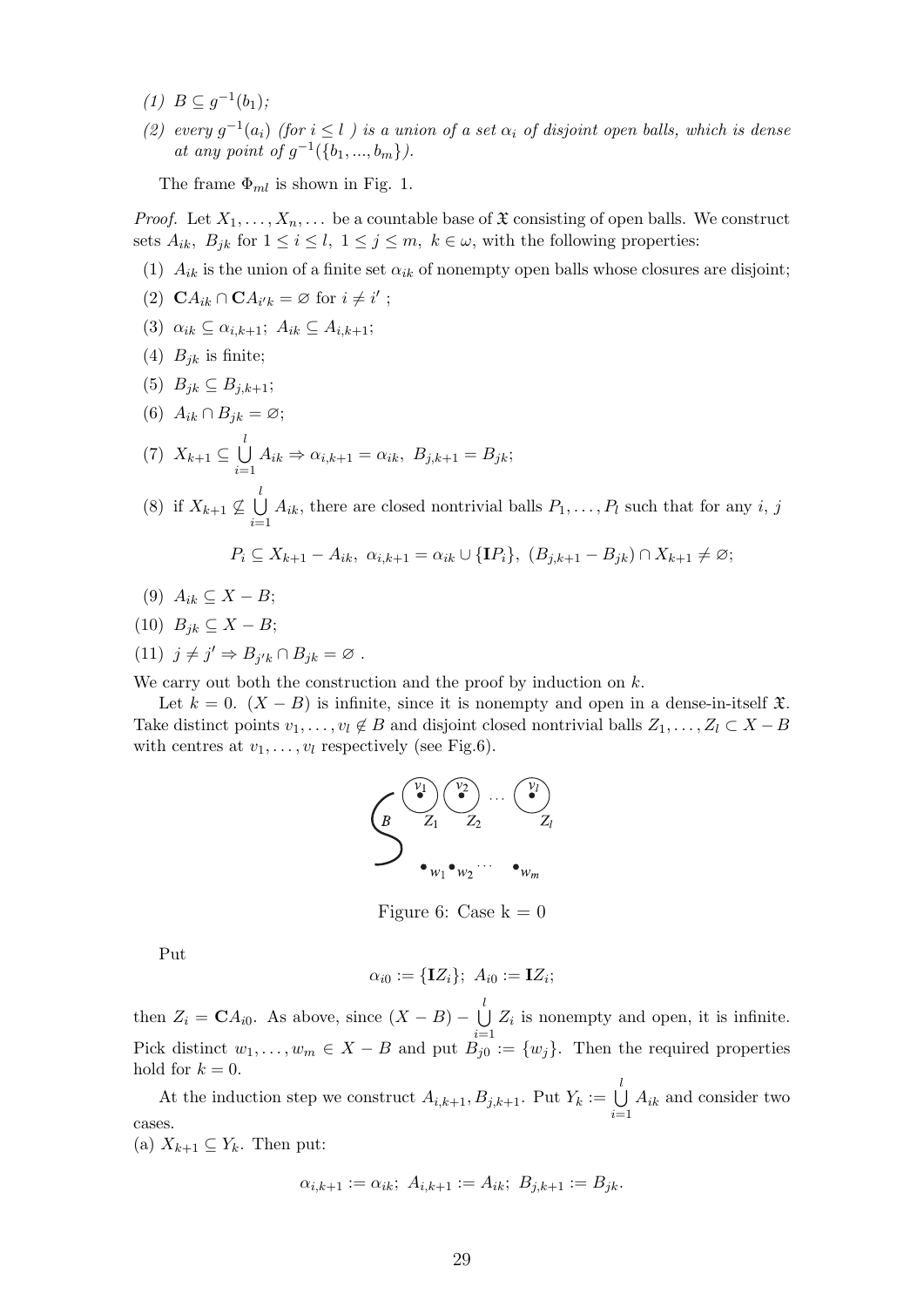*(1) $B \subseteq g^{-1}(b_1)$;*

*(2) every $g^{-1}(a_i)$ (for $i \leq l$ ) is a union of a set $\alpha_i$ of disjoint open balls, which is dense at any point of $g^{-1}(\{b_1, ..., b_m\})$.*

The frame $\Phi_{ml}$ is shown in Fig. 1.

*Proof.* Let $X_1, \dots, X_n, \dots$ be a countable base of $\mathfrak{X}$ consisting of open balls. We construct sets $A_{ik},\ B_{jk}$ for $1 \leq i \leq l,\ 1 \leq j \leq m,\ k \in \omega$, with the following properties:

(1) $A_{ik}$ is the union of a finite set $\alpha_{ik}$ of nonempty open balls whose closures are disjoint;

(2) $\mathbf{C}A_{ik} \cap \mathbf{C}A_{i'k} = \varnothing$ for $i \neq i'$ ;

(3) $\alpha_{ik} \subseteq \alpha_{i,k+1};\ A_{ik} \subseteq A_{i,k+1}$;

(4) $B_{jk}$ is finite;

(5) $B_{jk} \subseteq B_{j,k+1}$;

(6) $A_{ik} \cap B_{jk} = \varnothing$;

(7) $X_{k+1} \subseteq \bigcup\limits_{i=1}^{l} A_{ik} \Rightarrow \alpha_{i,k+1} = \alpha_{ik},\ B_{j,k+1} = B_{jk}$;

(8) if $X_{k+1} \not\subseteq \bigcup\limits_{i=1}^{l} A_{ik}$, there are closed nontrivial balls $P_1, \dots, P_l$ such that for any $i$, $j$

$$P_i \subseteq X_{k+1} - A_{ik},\ \alpha_{i,k+1} = \alpha_{ik} \cup \{\mathbf{I}P_i\},\ (B_{j,k+1} - B_{jk}) \cap X_{k+1} \neq \varnothing;$$

(9) $A_{ik} \subseteq X - B$;

(10) $B_{jk} \subseteq X - B$;

(11) $j \neq j' \Rightarrow B_{j'k} \cap B_{jk} = \varnothing$ .

We carry out both the construction and the proof by induction on $k$.

Let $k = 0$. $(X - B)$ is infinite, since it is nonempty and open in a dense-in-itself $\mathfrak{X}$. Take distinct points $v_1, \dots, v_l \notin B$ and disjoint closed nontrivial balls $Z_1, \dots, Z_l \subset X - B$ with centres at $v_1, \dots, v_l$ respectively (see Fig.6).

Figure 6: Case k = 0

Put

$$\alpha_{i0} := \{\mathbf{I}Z_i\};\ A_{i0} := \mathbf{I}Z_i;$$

then $Z_i = \mathbf{C}A_{i0}$. As above, since $(X - B) - \bigcup\limits_{i=1}^{l} Z_i$ is nonempty and open, it is infinite. Pick distinct $w_1, \dots, w_m \in X - B$ and put $B_{j0} := \{w_j\}$. Then the required properties hold for $k = 0$.

At the induction step we construct $A_{i,k+1}, B_{j,k+1}$. Put $Y_k := \bigcup\limits_{i=1}^{l} A_{ik}$ and consider two cases.

(a) $X_{k+1} \subseteq Y_k$. Then put:

$$\alpha_{i,k+1} := \alpha_{ik};\ A_{i,k+1} := A_{ik};\ B_{j,k+1} := B_{jk}.$$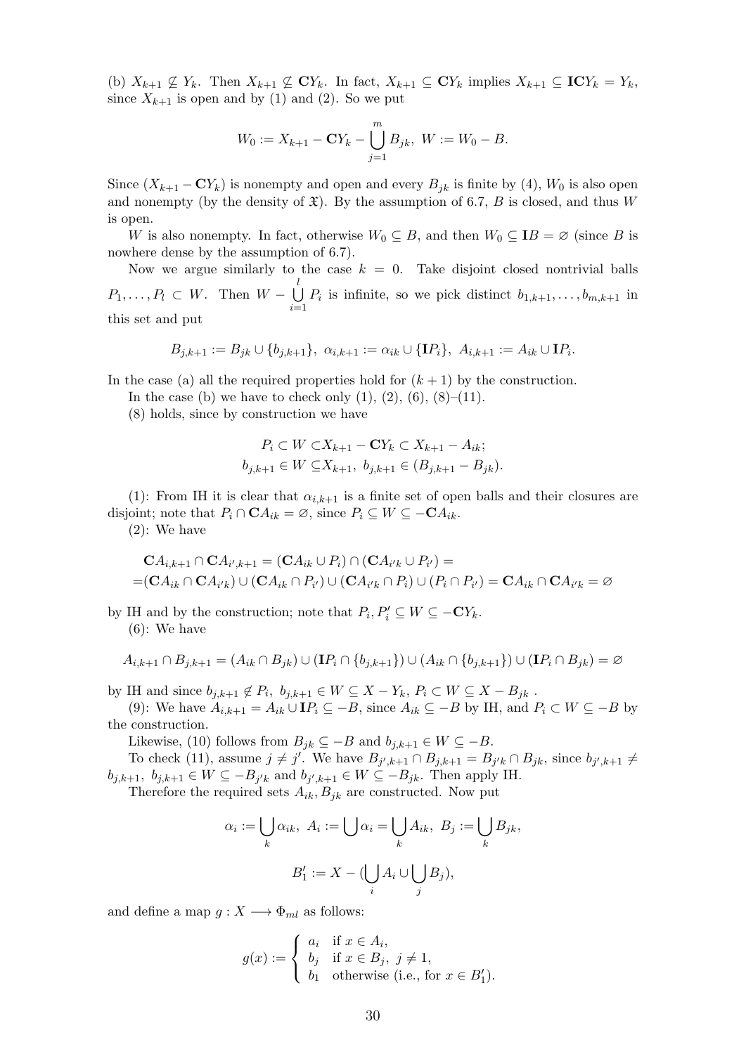(b) $X_{k+1} \not\subseteq Y_k$. Then $X_{k+1} \not\subseteq \mathbf{C}Y_k$. In fact, $X_{k+1} \subseteq \mathbf{C}Y_k$ implies $X_{k+1} \subseteq \mathbf{IC}Y_k = Y_k$, since $X_{k+1}$ is open and by (1) and (2). So we put

$$W_0 := X_{k+1} - \mathbf{C}Y_k - \bigcup_{j=1}^{m} B_{jk},\ W := W_0 - B.$$

Since $(X_{k+1} - \mathbf{C}Y_k)$ is nonempty and open and every $B_{jk}$ is finite by (4), $W_0$ is also open and nonempty (by the density of $\mathfrak{X}$). By the assumption of 6.7, $B$ is closed, and thus $W$ is open.

$W$ is also nonempty. In fact, otherwise $W_0 \subseteq B$, and then $W_0 \subseteq \mathbf{I}B = \varnothing$ (since $B$ is nowhere dense by the assumption of 6.7).

Now we argue similarly to the case $k = 0$. Take disjoint closed nontrivial balls $P_1, \dots, P_l \subset W$. Then $W - \bigcup\limits_{i=1}^{l} P_i$ is infinite, so we pick distinct $b_{1,k+1}, \dots, b_{m,k+1}$ in this set and put

$$B_{j,k+1} := B_{jk} \cup \{b_{j,k+1}\},\ \alpha_{i,k+1} := \alpha_{ik} \cup \{\mathbf{I}P_i\},\ A_{i,k+1} := A_{ik} \cup \mathbf{I}P_i.$$

In the case (a) all the required properties hold for $(k+1)$ by the construction.

In the case (b) we have to check only (1), (2), (6), (8)–(11).

(8) holds, since by construction we have

$$P_i \subset W \subset X_{k+1} - \mathbf{C}Y_k \subset X_{k+1} - A_{ik};$$
$$b_{j,k+1} \in W \subseteq X_{k+1},\ b_{j,k+1} \in (B_{j,k+1} - B_{jk}).$$

(1): From IH it is clear that $\alpha_{i,k+1}$ is a finite set of open balls and their closures are disjoint; note that $P_i \cap \mathbf{C}A_{ik} = \varnothing$, since $P_i \subseteq W \subseteq -\mathbf{C}A_{ik}$.

(2): We have

$$\begin{aligned}
&\mathbf{C}A_{i,k+1} \cap \mathbf{C}A_{i',k+1} = (\mathbf{C}A_{ik} \cup P_i) \cap (\mathbf{C}A_{i'k} \cup P_{i'}) = \\
=&(\mathbf{C}A_{ik} \cap \mathbf{C}A_{i'k}) \cup (\mathbf{C}A_{ik} \cap P_{i'}) \cup (\mathbf{C}A_{i'k} \cap P_i) \cup (P_i \cap P_{i'}) = \mathbf{C}A_{ik} \cap \mathbf{C}A_{i'k} = \varnothing
\end{aligned}$$

by IH and by the construction; note that $P_i, P_i' \subseteq W \subseteq -\mathbf{C}Y_k$.

(6): We have

$$A_{i,k+1} \cap B_{j,k+1} = (A_{ik} \cap B_{jk}) \cup (\mathbf{I}P_i \cap \{b_{j,k+1}\}) \cup (A_{ik} \cap \{b_{j,k+1}\}) \cup (\mathbf{I}P_i \cap B_{jk}) = \varnothing$$

by IH and since $b_{j,k+1} \notin P_i,\ b_{j,k+1} \in W \subseteq X - Y_k,\ P_i \subset W \subseteq X - B_{jk}$ .

(9): We have $A_{i,k+1} = A_{ik} \cup \mathbf{I}P_i \subseteq -B$, since $A_{ik} \subseteq -B$ by IH, and $P_i \subset W \subseteq -B$ by the construction.

Likewise, (10) follows from $B_{jk} \subseteq -B$ and $b_{j,k+1} \in W \subseteq -B$.

To check (11), assume $j \neq j'$. We have $B_{j',k+1} \cap B_{j,k+1} = B_{j'k} \cap B_{jk}$, since $b_{j',k+1} \neq b_{j,k+1},\ b_{j,k+1} \in W \subseteq -B_{j'k}$ and $b_{j',k+1} \in W \subseteq -B_{jk}$. Then apply IH.

Therefore the required sets $A_{ik}, B_{jk}$ are constructed. Now put

$$\alpha_i := \bigcup_k \alpha_{ik},\ A_i := \bigcup \alpha_i = \bigcup_k A_{ik},\ B_j := \bigcup_k B_{jk},$$

$$B_1' := X - (\bigcup_i A_i \cup \bigcup_j B_j),$$

and define a map $g : X \longrightarrow \Phi_{ml}$ as follows:

$$g(x) := \begin{cases} a_i & \text{if } x \in A_i, \\ b_j & \text{if } x \in B_j,\ j \neq 1, \\ b_1 & \text{otherwise (i.e., for } x \in B_1'). \end{cases}$$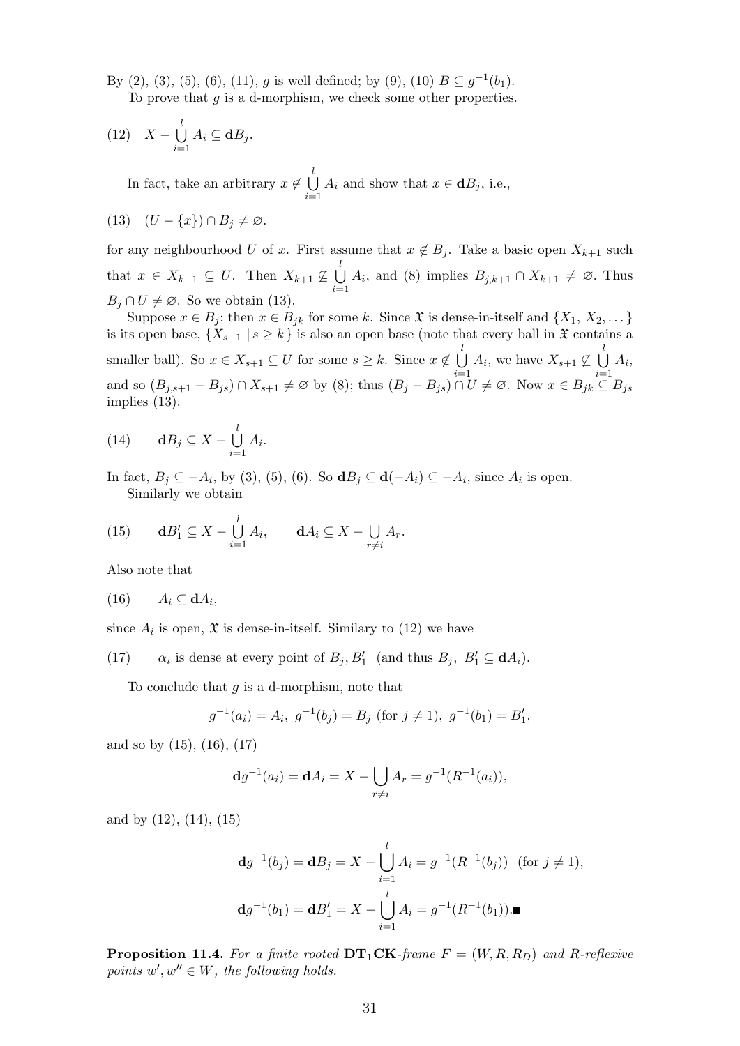By (2), (3), (5), (6), (11), $g$ is well defined; by (9), (10) $B \subseteq g^{-1}(b_1)$.

To prove that $g$ is a d-morphism, we check some other properties.

$$\text{(12)} \quad X - \bigcup_{i=1}^{l} A_i \subseteq \mathbf{d}B_j.$$

In fact, take an arbitrary $x \notin \bigcup_{i=1}^{l} A_i$ and show that $x \in \mathbf{d}B_j$, i.e.,

$$\text{(13)} \quad (U - \{x\}) \cap B_j \neq \varnothing.$$

for any neighbourhood $U$ of $x$. First assume that $x \notin B_j$. Take a basic open $X_{k+1}$ such that $x \in X_{k+1} \subseteq U$. Then $X_{k+1} \not\subseteq \bigcup_{i=1}^{l} A_i$, and (8) implies $B_{j,k+1} \cap X_{k+1} \neq \varnothing$. Thus $B_j \cap U \neq \varnothing$. So we obtain (13).

Suppose $x \in B_j$; then $x \in B_{jk}$ for some $k$. Since $\mathfrak{X}$ is dense-in-itself and $\{X_1, X_2, \dots\}$ is its open base, $\{X_{s+1} \mid s \geq k\}$ is also an open base (note that every ball in $\mathfrak{X}$ contains a smaller ball). So $x \in X_{s+1} \subseteq U$ for some $s \geq k$. Since $x \notin \bigcup_{i=1}^{l} A_i$, we have $X_{s+1} \not\subseteq \bigcup_{i=1}^{l} A_i$, and so $(B_{j,s+1} - B_{js}) \cap X_{s+1} \neq \varnothing$ by (8); thus $(B_j - B_{js}) \cap U \neq \varnothing$. Now $x \in B_{jk} \subseteq B_{js}$ implies (13).

$$\text{(14)} \qquad \mathbf{d}B_j \subseteq X - \bigcup_{i=1}^{l} A_i.$$

In fact, $B_j \subseteq -A_i$, by (3), (5), (6). So $\mathbf{d}B_j \subseteq \mathbf{d}(-A_i) \subseteq -A_i$, since $A_i$ is open.

Similarly we obtain

$$\text{(15)} \qquad \mathbf{d}B'_1 \subseteq X - \bigcup_{i=1}^{l} A_i, \qquad \mathbf{d}A_i \subseteq X - \bigcup_{r \neq i} A_r.$$

Also note that

$$\text{(16)} \qquad A_i \subseteq \mathbf{d}A_i,$$

since $A_i$ is open, $\mathfrak{X}$ is dense-in-itself. Similary to (12) we have

(17) $\qquad \alpha_i$ is dense at every point of $B_j, B'_1$ (and thus $B_j,\ B'_1 \subseteq \mathbf{d}A_i$).

To conclude that $g$ is a d-morphism, note that

$$g^{-1}(a_i) = A_i,\ g^{-1}(b_j) = B_j \text{ (for } j \neq 1),\ g^{-1}(b_1) = B'_1,$$

and so by (15), (16), (17)

$$\mathbf{d}g^{-1}(a_i) = \mathbf{d}A_i = X - \bigcup_{r \neq i} A_r = g^{-1}(R^{-1}(a_i)),$$

and by (12), (14), (15)

$$\mathbf{d}g^{-1}(b_j) = \mathbf{d}B_j = X - \bigcup_{i=1}^{l} A_i = g^{-1}(R^{-1}(b_j)) \text{ (for } j \neq 1),$$
$$\mathbf{d}g^{-1}(b_1) = \mathbf{d}B'_1 = X - \bigcup_{i=1}^{l} A_i = g^{-1}(R^{-1}(b_1)). \blacksquare$$

**Proposition 11.4.** *For a finite rooted* $\mathbf{DT_1CK}$*-frame* $F = (W, R, R_D)$ *and* $R$*-reflexive points* $w', w'' \in W$*, the following holds.*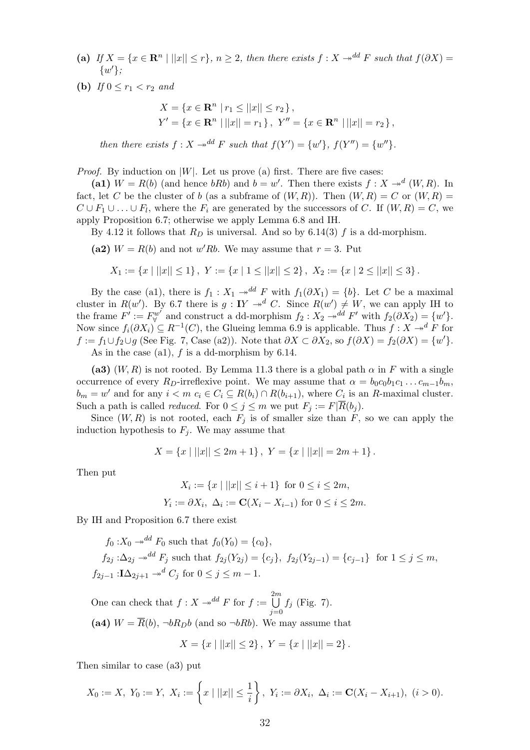**(a)** *If* $X = \{x \in \mathbf{R}^n \mid ||x|| \leq r\}$*,* $n \geq 2$*, then there exists* $f : X \twoheadrightarrow^{dd} F$ *such that* $f(\partial X) = \{w'\}$*;*

**(b)** *If* $0 \leq r_1 < r_2$ *and*

$$X = \{x \in \mathbf{R}^n \mid r_1 \leq ||x|| \leq r_2\},$$
$$Y' = \{x \in \mathbf{R}^n \mid ||x|| = r_1\},\ Y'' = \{x \in \mathbf{R}^n \mid ||x|| = r_2\},$$

*then there exists* $f : X \twoheadrightarrow^{dd} F$ *such that* $f(Y') = \{w'\}$*,* $f(Y'') = \{w''\}$*.*

*Proof.* By induction on $|W|$. Let us prove (a) first. There are five cases:

**(a1)** $W = R(b)$ (and hence $bRb$) and $b = w'$. Then there exists $f : X \twoheadrightarrow^{d} (W, R)$. In fact, let $C$ be the cluster of $b$ (as a subframe of $(W, R)$). Then $(W, R) = C$ or $(W, R) = C \cup F_1 \cup \ldots \cup F_l$, where the $F_i$ are generated by the successors of $C$. If $(W, R) = C$, we apply Proposition 6.7; otherwise we apply Lemma 6.8 and IH.

By 4.12 it follows that $R_D$ is universal. And so by 6.14(3) $f$ is a dd-morphism.

**(a2)** $W = R(b)$ and not $w'Rb$. We may assume that $r = 3$. Put

$$X_1 := \{x \mid ||x|| \leq 1\},\ Y := \{x \mid 1 \leq ||x|| \leq 2\},\ X_2 := \{x \mid 2 \leq ||x|| \leq 3\}.$$

By the case (a1), there is $f_1 : X_1 \twoheadrightarrow^{dd} F$ with $f_1(\partial X_1) = \{b\}$. Let $C$ be a maximal cluster in $R(w')$. By 6.7 there is $g : \mathbf{I}Y \twoheadrightarrow^{d} C$. Since $R(w') \neq W$, we can apply IH to the frame $F' := F^{w'}_{\forall}$ and construct a dd-morphism $f_2 : X_2 \twoheadrightarrow^{dd} F'$ with $f_2(\partial X_2) = \{w'\}$. Now since $f_i(\partial X_i) \subseteq R^{-1}(C)$, the Glueing lemma 6.9 is applicable. Thus $f : X \twoheadrightarrow^{d} F$ for $f := f_1 \cup f_2 \cup g$ (See Fig. 7, Case (a2)). Note that $\partial X \subset \partial X_2$, so $f(\partial X) = f_2(\partial X) = \{w'\}$.

As in the case (a1), $f$ is a dd-morphism by 6.14.

**(a3)** $(W, R)$ is not rooted. By Lemma 11.3 there is a global path $\alpha$ in $F$ with a single occurrence of every $R_D$-irreflexive point. We may assume that $\alpha = b_0 c_0 b_1 c_1 \ldots c_{m-1} b_m$, $b_m = w'$ and for any $i < m$ $c_i \in C_i \subseteq R(b_i) \cap R(b_{i+1})$, where $C_i$ is an $R$-maximal cluster. Such a path is called *reduced*. For $0 \leq j \leq m$ we put $F_j := F | \overline{R}(b_j)$.

Since $(W, R)$ is not rooted, each $F_j$ is of smaller size than $F$, so we can apply the induction hypothesis to $F_j$. We may assume that

$$X = \{x \mid ||x|| \leq 2m + 1\},\ Y = \{x \mid ||x|| = 2m + 1\}.$$

Then put

$$X_i := \{x \mid ||x|| \leq i + 1\} \text{ for } 0 \leq i \leq 2m,$$
$$Y_i := \partial X_i,\ \Delta_i := \mathbf{C}(X_i - X_{i-1}) \text{ for } 0 \leq i \leq 2m.$$

By IH and Proposition 6.7 there exist

$$f_0 : X_0 \twoheadrightarrow^{dd} F_0 \text{ such that } f_0(Y_0) = \{c_0\},$$
$$f_{2j} : \Delta_{2j} \twoheadrightarrow^{dd} F_j \text{ such that } f_{2j}(Y_{2j}) = \{c_j\},\ f_{2j}(Y_{2j-1}) = \{c_{j-1}\} \text{ for } 1 \leq j \leq m,$$
$$f_{2j-1} : \mathbf{I}\Delta_{2j+1} \twoheadrightarrow^{d} C_j \text{ for } 0 \leq j \leq m - 1.$$

One can check that $f : X \twoheadrightarrow^{dd} F$ for $f := \bigcup_{j=0}^{2m} f_j$ (Fig. 7).

**(a4)** $W = \overline{R}(b)$, $\neg b R_D b$ (and so $\neg bRb$). We may assume that

$$X = \{x \mid ||x|| \leq 2\},\ Y = \{x \mid ||x|| = 2\}.$$

Then similar to case (a3) put

$$X_0 := X,\ Y_0 := Y,\ X_i := \left\{x \mid ||x|| \leq \frac{1}{i}\right\},\ Y_i := \partial X_i,\ \Delta_i := \mathbf{C}(X_i - X_{i+1}),\ (i > 0).$$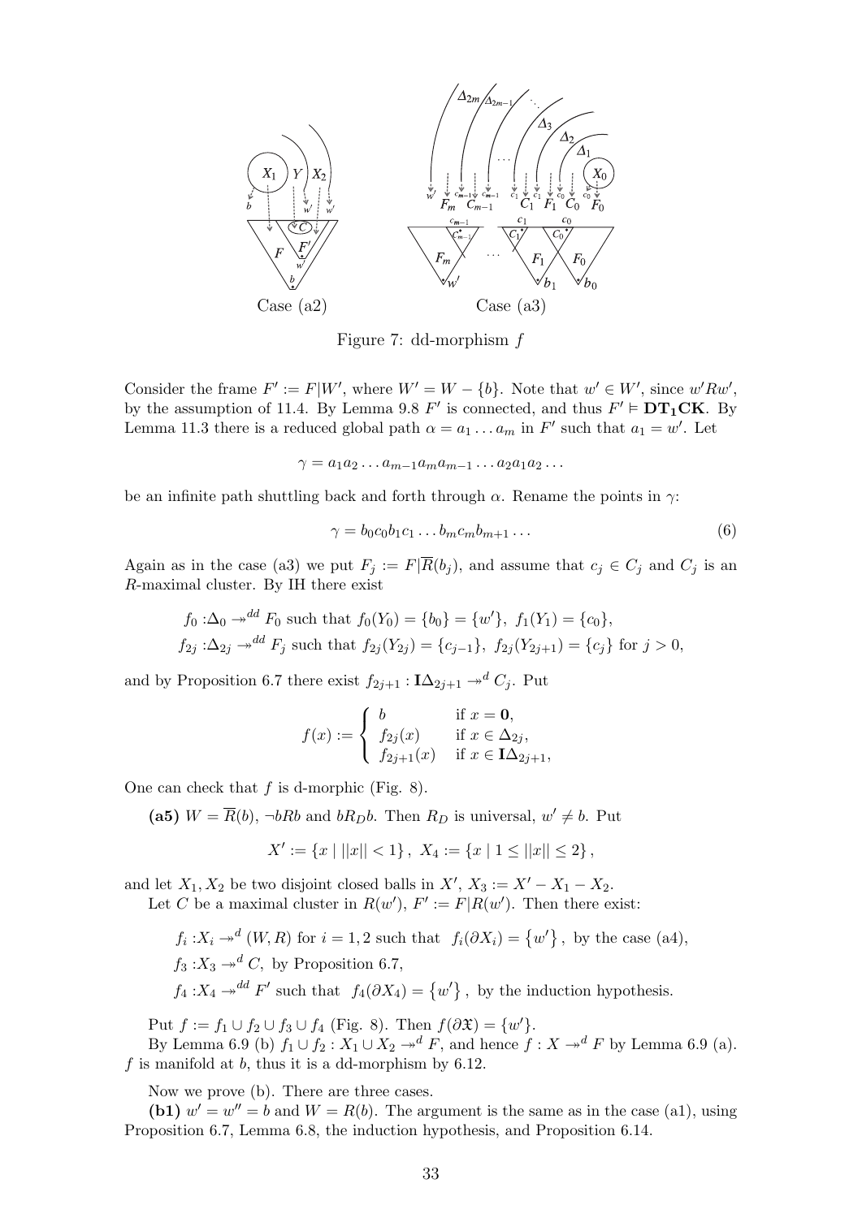Case (a2) Case (a3)

Figure 7: dd-morphism $f$

Consider the frame $F' := F|W'$, where $W' = W - \{b\}$. Note that $w' \in W'$, since $w'Rw'$, by the assumption of 11.4. By Lemma 9.8 $F'$ is connected, and thus $F' \vDash \mathbf{DT_1CK}$. By Lemma 11.3 there is a reduced global path $\alpha = a_1 \dots a_m$ in $F'$ such that $a_1 = w'$. Let

$$\gamma = a_1 a_2 \dots a_{m-1} a_m a_{m-1} \dots a_2 a_1 a_2 \dots$$

be an infinite path shuttling back and forth through $\alpha$. Rename the points in $\gamma$:

$$\gamma = b_0 c_0 b_1 c_1 \dots b_m c_m b_{m+1} \dots \tag{6}$$

Again as in the case (a3) we put $F_j := F|\overline{R}(b_j)$, and assume that $c_j \in C_j$ and $C_j$ is an $R$-maximal cluster. By IH there exist

$f_0 : \Delta_0 \twoheadrightarrow^{dd} F_0$ such that $f_0(Y_0) = \{b_0\} = \{w'\}$, $f_1(Y_1) = \{c_0\}$,

$f_{2j} : \Delta_{2j} \twoheadrightarrow^{dd} F_j$ such that $f_{2j}(Y_{2j}) = \{c_{j-1}\}$, $f_{2j}(Y_{2j+1}) = \{c_j\}$ for $j > 0$,

and by Proposition 6.7 there exist $f_{2j+1} : \mathbf{I}\Delta_{2j+1} \twoheadrightarrow^{d} C_j$. Put

$$f(x) := \begin{cases} b & \text{if } x = \mathbf{0}, \\ f_{2j}(x) & \text{if } x \in \Delta_{2j}, \\ f_{2j+1}(x) & \text{if } x \in \mathbf{I}\Delta_{2j+1}, \end{cases}$$

One can check that $f$ is d-morphic (Fig. 8).

**(a5)** $W = \overline{R}(b)$, $\neg bRb$ and $bR_D b$. Then $R_D$ is universal, $w' \neq b$. Put

$$X' := \{x \mid ||x|| < 1\}, \ X_4 := \{x \mid 1 \leq ||x|| \leq 2\},$$

and let $X_1, X_2$ be two disjoint closed balls in $X'$, $X_3 := X' - X_1 - X_2$.

Let $C$ be a maximal cluster in $R(w')$, $F' := F|R(w')$. Then there exist:

$f_i : X_i \twoheadrightarrow^{d} (W, R)$ for $i = 1, 2$ such that $f_i(\partial X_i) = \{w'\}$, by the case (a4),

$f_3 : X_3 \twoheadrightarrow^{d} C$, by Proposition 6.7,

$f_4 : X_4 \twoheadrightarrow^{dd} F'$ such that $f_4(\partial X_4) = \{w'\}$, by the induction hypothesis.

Put $f := f_1 \cup f_2 \cup f_3 \cup f_4$ (Fig. 8). Then $f(\partial \mathfrak{X}) = \{w'\}$.

By Lemma 6.9 (b) $f_1 \cup f_2 : X_1 \cup X_2 \twoheadrightarrow^{d} F$, and hence $f : X \twoheadrightarrow^{d} F$ by Lemma 6.9 (a). $f$ is manifold at $b$, thus it is a dd-morphism by 6.12.

Now we prove (b). There are three cases.

**(b1)** $w' = w'' = b$ and $W = R(b)$. The argument is the same as in the case (a1), using Proposition 6.7, Lemma 6.8, the induction hypothesis, and Proposition 6.14.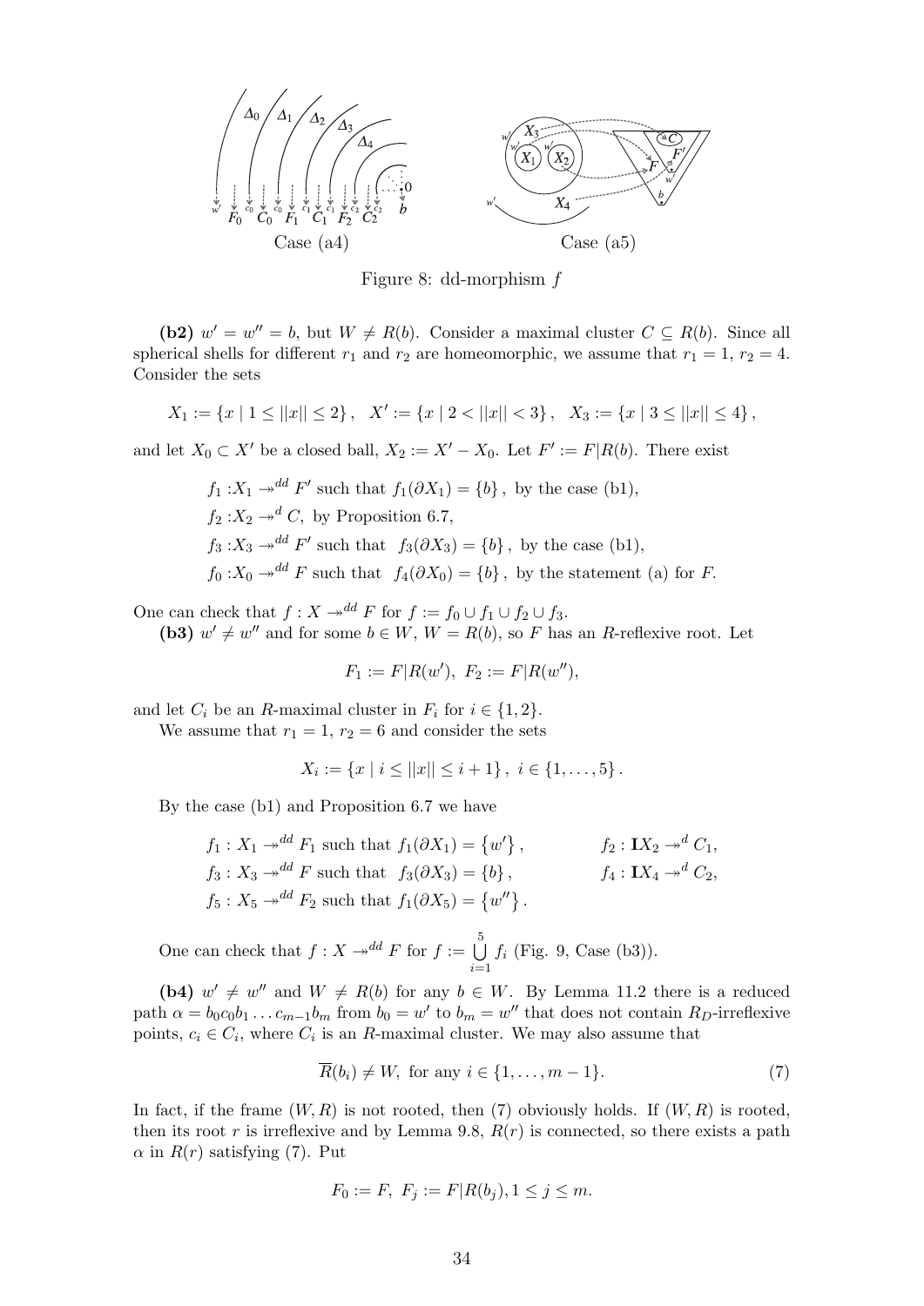Case (a4) Case (a5)

Figure 8: dd-morphism $f$

**(b2)** $w' = w'' = b$, but $W \neq R(b)$. Consider a maximal cluster $C \subseteq R(b)$. Since all spherical shells for different $r_1$ and $r_2$ are homeomorphic, we assume that $r_1 = 1$, $r_2 = 4$. Consider the sets

$$X_1 := \{x \mid 1 \leq ||x|| \leq 2\}, \quad X' := \{x \mid 2 < ||x|| < 3\}, \quad X_3 := \{x \mid 3 \leq ||x|| \leq 4\},$$

and let $X_0 \subset X'$ be a closed ball, $X_2 := X' - X_0$. Let $F' := F|R(b)$. There exist

$f_1 : X_1 \twoheadrightarrow^{dd} F'$ such that $f_1(\partial X_1) = \{b\}$, by the case (b1),

$f_2 : X_2 \twoheadrightarrow^{d} C$, by Proposition 6.7,

$f_3 : X_3 \twoheadrightarrow^{dd} F'$ such that $f_3(\partial X_3) = \{b\}$, by the case (b1),

$f_0 : X_0 \twoheadrightarrow^{dd} F$ such that $f_4(\partial X_0) = \{b\}$, by the statement (a) for $F$.

One can check that $f : X \twoheadrightarrow^{dd} F$ for $f := f_0 \cup f_1 \cup f_2 \cup f_3$.

**(b3)** $w' \neq w''$ and for some $b \in W$, $W = R(b)$, so $F$ has an $R$-reflexive root. Let

$$F_1 := F|R(w'), \ F_2 := F|R(w''),$$

and let $C_i$ be an $R$-maximal cluster in $F_i$ for $i \in \{1, 2\}$.

We assume that $r_1 = 1$, $r_2 = 6$ and consider the sets

$$X_i := \{x \mid i \leq ||x|| \leq i + 1\}, \ i \in \{1, \ldots, 5\}.$$

By the case (b1) and Proposition 6.7 we have

$f_1 : X_1 \twoheadrightarrow^{dd} F_1$ such that $f_1(\partial X_1) = \{w'\}$, $\qquad f_2 : \mathbf{I}X_2 \twoheadrightarrow^{d} C_1$,

$f_3 : X_3 \twoheadrightarrow^{dd} F$ such that $f_3(\partial X_3) = \{b\}$, $\qquad f_4 : \mathbf{I}X_4 \twoheadrightarrow^{d} C_2$,

$f_5 : X_5 \twoheadrightarrow^{dd} F_2$ such that $f_1(\partial X_5) = \{w''\}$.

One can check that $f : X \twoheadrightarrow^{dd} F$ for $f := \bigcup_{i=1}^{5} f_i$ (Fig. 9, Case (b3)).

**(b4)** $w' \neq w''$ and $W \neq R(b)$ for any $b \in W$. By Lemma 11.2 there is a reduced path $\alpha = b_0 c_0 b_1 \ldots c_{m-1} b_m$ from $b_0 = w'$ to $b_m = w''$ that does not contain $R_D$-irreflexive points, $c_i \in C_i$, where $C_i$ is an $R$-maximal cluster. We may also assume that

$$\overline{R}(b_i) \neq W, \text{ for any } i \in \{1, \ldots, m-1\}. \tag{7}$$

In fact, if the frame $(W, R)$ is not rooted, then (7) obviously holds. If $(W, R)$ is rooted, then its root $r$ is irreflexive and by Lemma 9.8, $R(r)$ is connected, so there exists a path $\alpha$ in $R(r)$ satisfying (7). Put

$$F_0 := F, \ F_j := F|R(b_j), 1 \leq j \leq m.$$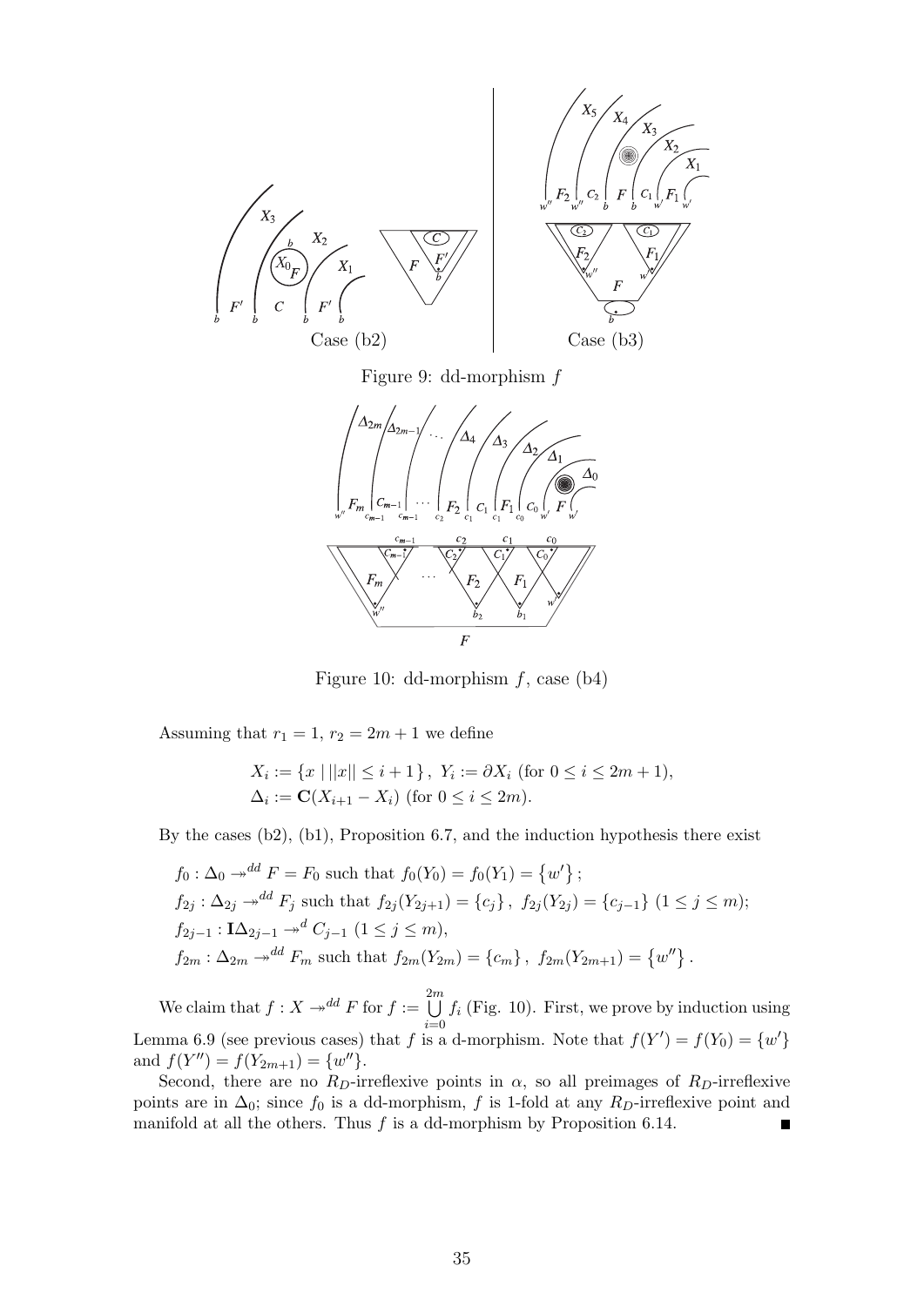Case (b2)

Case (b3)

Figure 9: dd-morphism $f$

Figure 10: dd-morphism $f$, case (b4)

Assuming that $r_1 = 1$, $r_2 = 2m+1$ we define

$$X_i := \{x \mid ||x|| \leq i+1\},\ Y_i := \partial X_i \text{ (for } 0 \leq i \leq 2m+1),$$
$$\Delta_i := \mathbf{C}(X_{i+1} - X_i) \text{ (for } 0 \leq i \leq 2m).$$

By the cases (b2), (b1), Proposition 6.7, and the induction hypothesis there exist

$$f_0 : \Delta_0 \twoheadrightarrow^{dd} F = F_0 \text{ such that } f_0(Y_0) = f_0(Y_1) = \{w'\};$$
$$f_{2j} : \Delta_{2j} \twoheadrightarrow^{dd} F_j \text{ such that } f_{2j}(Y_{2j+1}) = \{c_j\},\ f_{2j}(Y_{2j}) = \{c_{j-1}\}\ (1 \leq j \leq m);$$
$$f_{2j-1} : \mathbf{I}\Delta_{2j-1} \twoheadrightarrow^{d} C_{j-1}\ (1 \leq j \leq m),$$
$$f_{2m} : \Delta_{2m} \twoheadrightarrow^{dd} F_m \text{ such that } f_{2m}(Y_{2m}) = \{c_m\},\ f_{2m}(Y_{2m+1}) = \{w''\}.$$

We claim that $f : X \twoheadrightarrow^{dd} F$ for $f := \bigcup\limits_{i=0}^{2m} f_i$ (Fig. 10). First, we prove by induction using Lemma 6.9 (see previous cases) that $f$ is a d-morphism. Note that $f(Y') = f(Y_0) = \{w'\}$ and $f(Y'') = f(Y_{2m+1}) = \{w''\}$.

Second, there are no $R_D$-irreflexive points in $\alpha$, so all preimages of $R_D$-irreflexive points are in $\Delta_0$; since $f_0$ is a dd-morphism, $f$ is 1-fold at any $R_D$-irreflexive point and manifold at all the others. Thus $f$ is a dd-morphism by Proposition 6.14. ∎